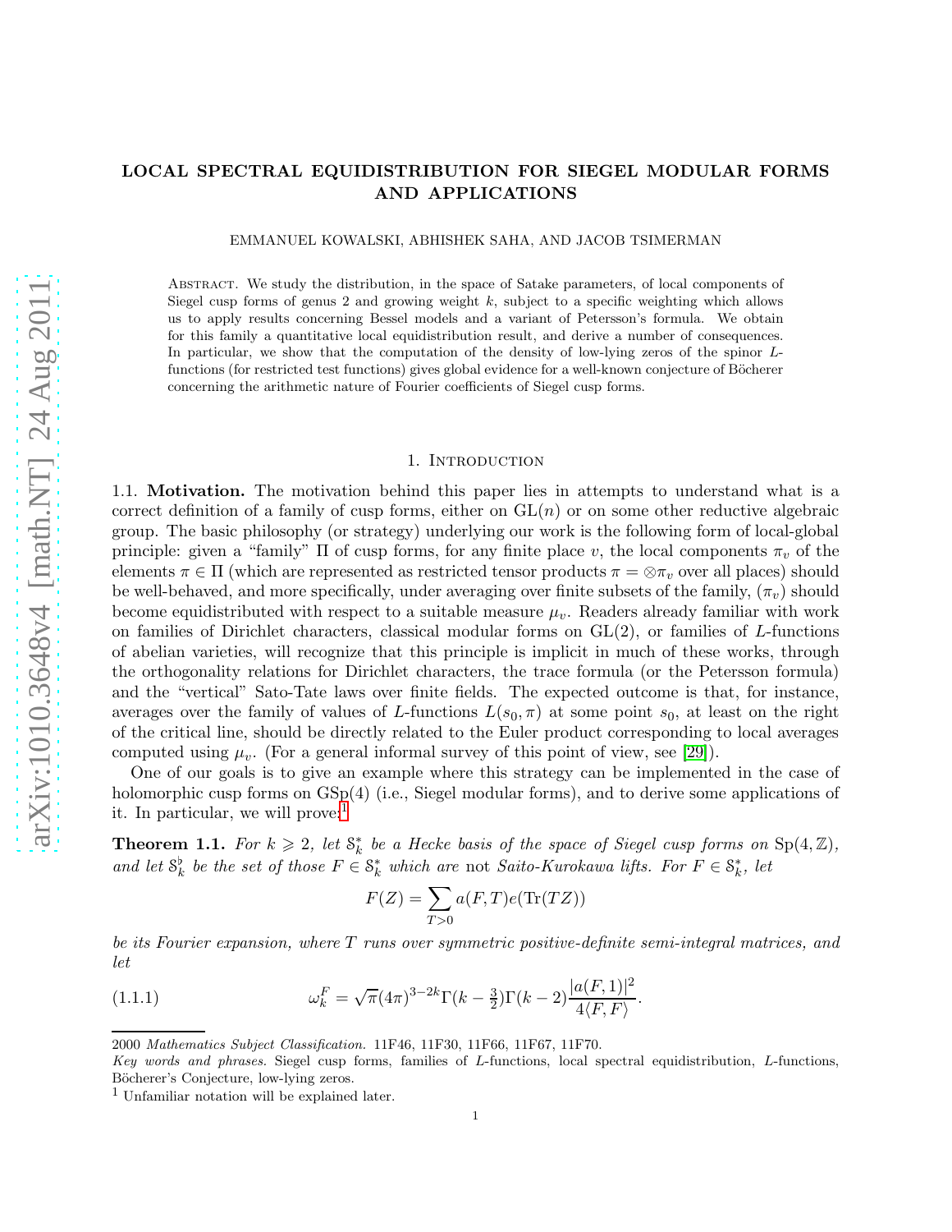# LOCAL SPECTRAL EQUIDISTRIBUTION FOR SIEGEL MODULAR FORMS AND APPLICATIONS

EMMANUEL KOWALSKI, ABHISHEK SAHA, AND JACOB TSIMERMAN

Abstract. We study the distribution, in the space of Satake parameters, of local components of Siegel cusp forms of genus 2 and growing weight $k$, subject to a specific weighting which allows us to apply results concerning Bessel models and a variant of Petersson's formula. We obtain for this family a quantitative local equidistribution result, and derive a number of consequences. In particular, we show that the computation of the density of low-lying zeros of the spinor $L$-functions (for restricted test functions) gives global evidence for a well-known conjecture of Böcherer concerning the arithmetic nature of Fourier coefficients of Siegel cusp forms.

## 1. Introduction

**1.1. Motivation.** The motivation behind this paper lies in attempts to understand what is a correct definition of a family of cusp forms, either on $\mathrm{GL}(n)$ or on some other reductive algebraic group. The basic philosophy (or strategy) underlying our work is the following form of local-global principle: given a "family" $\Pi$ of cusp forms, for any finite place $v$, the local components $\pi_v$ of the elements $\pi \in \Pi$ (which are represented as restricted tensor products $\pi = \otimes \pi_v$ over all places) should be well-behaved, and more specifically, under averaging over finite subsets of the family, $(\pi_v)$ should become equidistributed with respect to a suitable measure $\mu_v$. Readers already familiar with work on families of Dirichlet characters, classical modular forms on $\mathrm{GL}(2)$, or families of $L$-functions of abelian varieties, will recognize that this principle is implicit in much of these works, through the orthogonality relations for Dirichlet characters, the trace formula (or the Petersson formula) and the "vertical" Sato-Tate laws over finite fields. The expected outcome is that, for instance, averages over the family of values of $L$-functions $L(s_0, \pi)$ at some point $s_0$, at least on the right of the critical line, should be directly related to the Euler product corresponding to local averages computed using $\mu_v$. (For a general informal survey of this point of view, see [29]).

One of our goals is to give an example where this strategy can be implemented in the case of holomorphic cusp forms on $\mathrm{GSp}(4)$ (i.e., Siegel modular forms), and to derive some applications of it. In particular, we will prove:[1]

**Theorem 1.1.** *For $k \geqslant 2$, let $\mathcal{S}_k^*$ be a Hecke basis of the space of Siegel cusp forms on $\mathrm{Sp}(4, \mathbb{Z})$, and let $\mathcal{S}_k^\flat$ be the set of those $F \in \mathcal{S}_k^*$ which are* not *Saito-Kurokawa lifts. For $F \in \mathcal{S}_k^*$, let*

$$F(Z) = \sum_{T>0} a(F, T) e(\mathrm{Tr}(TZ))$$

*be its Fourier expansion, where $T$ runs over symmetric positive-definite semi-integral matrices, and let*

$$\omega_k^F = \sqrt{\pi}(4\pi)^{3-2k}\Gamma(k - \tfrac{3}{2})\Gamma(k - 2)\frac{|a(F, 1)|^2}{4\langle F, F\rangle}. \tag{1.1.1}$$

2000 *Mathematics Subject Classification.* 11F46, 11F30, 11F66, 11F67, 11F70.

*Key words and phrases.* Siegel cusp forms, families of $L$-functions, local spectral equidistribution, $L$-functions, Böcherer's Conjecture, low-lying zeros.

[1] Unfamiliar notation will be explained later.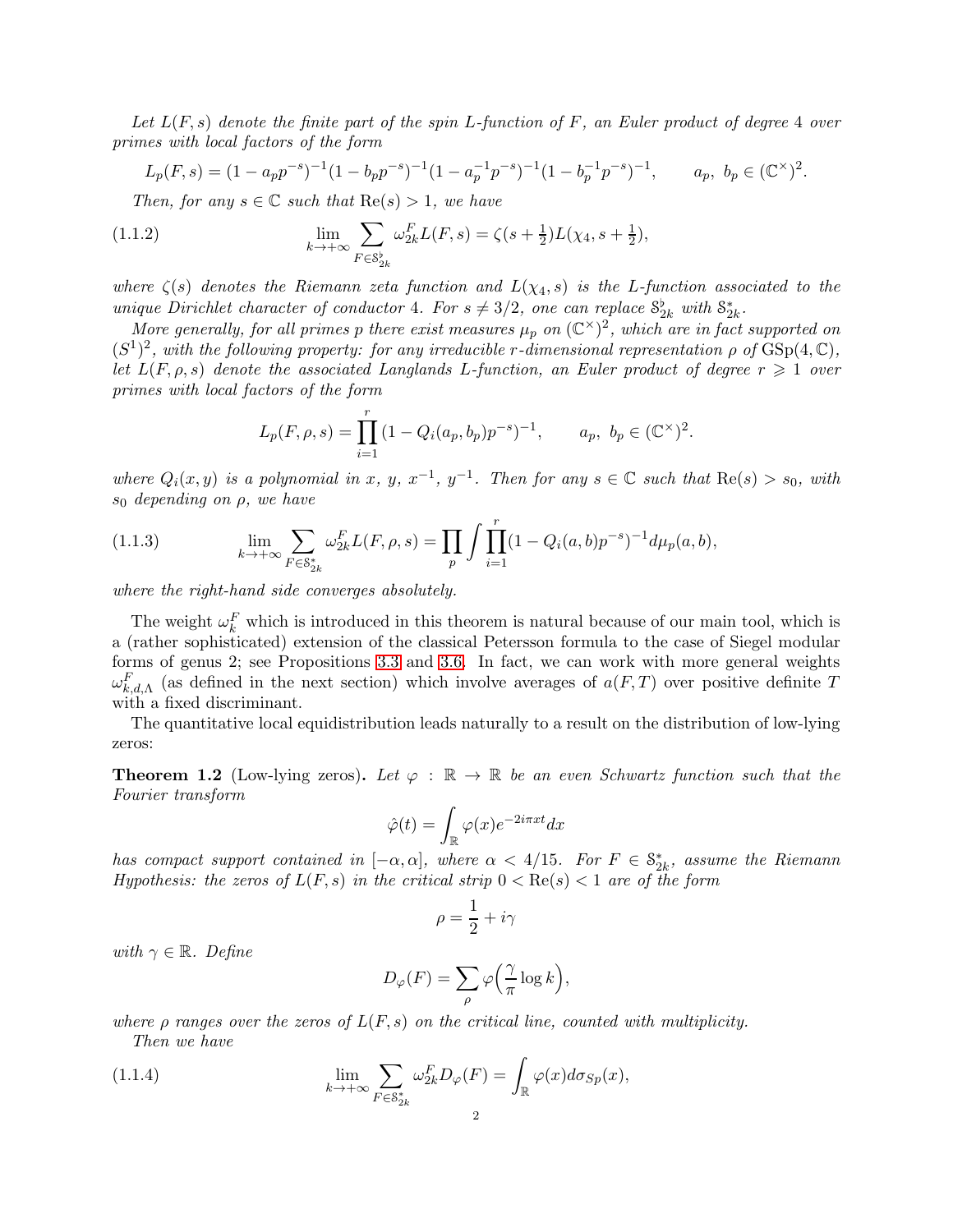*Let $L(F,s)$ denote the finite part of the spin L-function of $F$, an Euler product of degree 4 over primes with local factors of the form*

$$L_p(F,s) = (1-a_pp^{-s})^{-1}(1-b_pp^{-s})^{-1}(1-a_p^{-1}p^{-s})^{-1}(1-b_p^{-1}p^{-s})^{-1}, \qquad a_p,\ b_p \in (\mathbb{C}^\times)^2.$$

*Then, for any $s \in \mathbb{C}$ such that $\mathrm{Re}(s) > 1$, we have*

$$\lim_{k\to+\infty} \sum_{F\in \mathcal{S}_{2k}^\flat} \omega_{2k}^F L(F,s) = \zeta(s+\tfrac{1}{2})L(\chi_4, s+\tfrac{1}{2}), \tag{1.1.2}$$

*where $\zeta(s)$ denotes the Riemann zeta function and $L(\chi_4,s)$ is the L-function associated to the unique Dirichlet character of conductor 4. For $s \neq 3/2$, one can replace $\mathcal{S}_{2k}^\flat$ with $\mathcal{S}_{2k}^*$.*

*More generally, for all primes $p$ there exist measures $\mu_p$ on $(\mathbb{C}^\times)^2$, which are in fact supported on $(S^1)^2$, with the following property: for any irreducible $r$-dimensional representation $\rho$ of $\mathrm{GSp}(4,\mathbb{C})$, let $L(F,\rho,s)$ denote the associated Langlands L-function, an Euler product of degree $r \geqslant 1$ over primes with local factors of the form*

$$L_p(F,\rho,s) = \prod_{i=1}^{r}(1-Q_i(a_p,b_p)p^{-s})^{-1}, \qquad a_p,\ b_p \in (\mathbb{C}^\times)^2.$$

*where $Q_i(x,y)$ is a polynomial in $x$, $y$, $x^{-1}$, $y^{-1}$. Then for any $s \in \mathbb{C}$ such that $\mathrm{Re}(s) > s_0$, with $s_0$ depending on $\rho$, we have*

$$\lim_{k\to+\infty} \sum_{F\in \mathcal{S}_{2k}^*} \omega_{2k}^F L(F,\rho,s) = \prod_p \int \prod_{i=1}^{r}(1-Q_i(a,b)p^{-s})^{-1} d\mu_p(a,b), \tag{1.1.3}$$

*where the right-hand side converges absolutely.*

The weight $\omega_k^F$ which is introduced in this theorem is natural because of our main tool, which is a (rather sophisticated) extension of the classical Petersson formula to the case of Siegel modular forms of genus 2; see Propositions 3.3 and 3.6. In fact, we can work with more general weights $\omega_{k,d,\Lambda}^F$ (as defined in the next section) which involve averages of $a(F,T)$ over positive definite $T$ with a fixed discriminant.

The quantitative local equidistribution leads naturally to a result on the distribution of low-lying zeros:

**Theorem 1.2** (Low-lying zeros)**.** *Let $\varphi : \mathbb{R} \to \mathbb{R}$ be an even Schwartz function such that the Fourier transform*

$$\hat{\varphi}(t) = \int_{\mathbb{R}} \varphi(x)e^{-2i\pi xt}dx$$

*has compact support contained in $[-\alpha,\alpha]$, where $\alpha < 4/15$. For $F \in \mathcal{S}_{2k}^*$, assume the Riemann Hypothesis: the zeros of $L(F,s)$ in the critical strip $0 < \mathrm{Re}(s) < 1$ are of the form*

$$\rho = \frac{1}{2} + i\gamma$$

*with $\gamma \in \mathbb{R}$. Define*

$$D_\varphi(F) = \sum_\rho \varphi\Big(\frac{\gamma}{\pi}\log k\Big),$$

*where $\rho$ ranges over the zeros of $L(F,s)$ on the critical line, counted with multiplicity.*

*Then we have*

$$\lim_{k\to+\infty} \sum_{F\in \mathcal{S}_{2k}^*} \omega_{2k}^F D_\varphi(F) = \int_{\mathbb{R}} \varphi(x)d\sigma_{Sp}(x), \tag{1.1.4}$$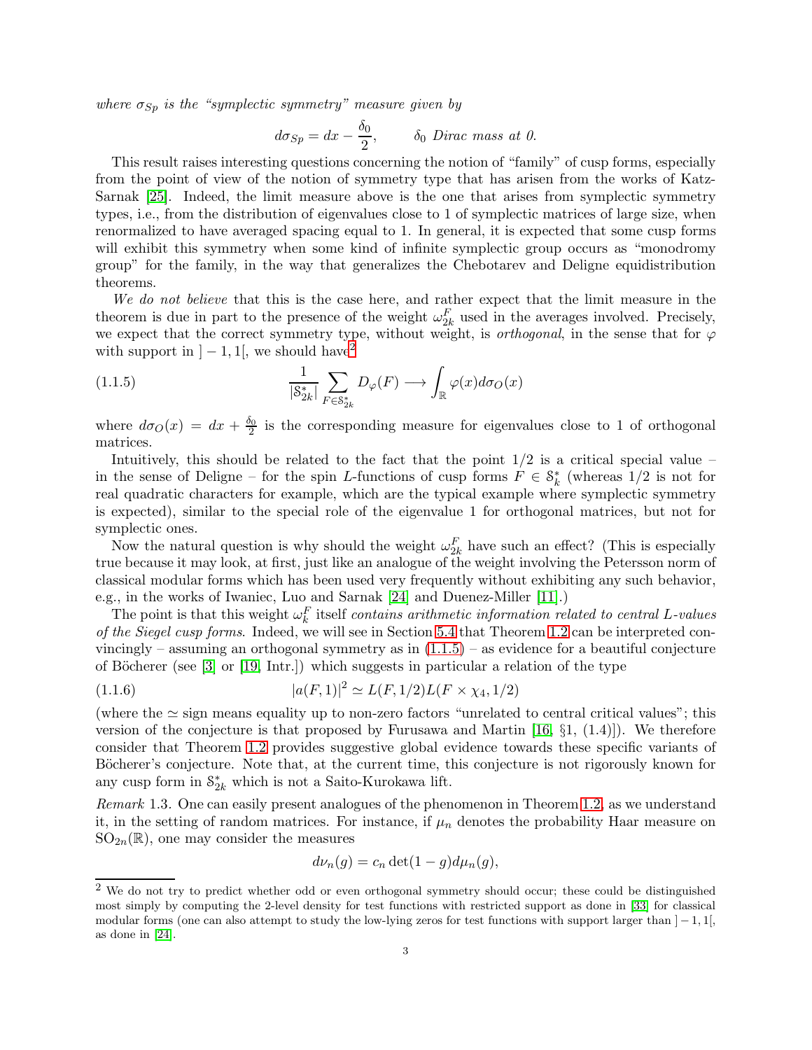*where $\sigma_{Sp}$ is the "symplectic symmetry" measure given by*

$$d\sigma_{Sp} = dx - \frac{\delta_0}{2}, \qquad \delta_0 \text{ Dirac mass at } 0.$$

This result raises interesting questions concerning the notion of "family" of cusp forms, especially from the point of view of the notion of symmetry type that has arisen from the works of Katz-Sarnak [25]. Indeed, the limit measure above is the one that arises from symplectic symmetry types, i.e., from the distribution of eigenvalues close to 1 of symplectic matrices of large size, when renormalized to have averaged spacing equal to 1. In general, it is expected that some cusp forms will exhibit this symmetry when some kind of infinite symplectic group occurs as "monodromy group" for the family, in the way that generalizes the Chebotarev and Deligne equidistribution theorems.

*We do not believe* that this is the case here, and rather expect that the limit measure in the theorem is due in part to the presence of the weight $\omega_{2k}^F$ used in the averages involved. Precisely, we expect that the correct symmetry type, without weight, is *orthogonal*, in the sense that for $\varphi$ with support in $]-1,1[$, we should have[2]

$$\frac{1}{|\mathcal{S}_{2k}^*|} \sum_{F \in \mathcal{S}_{2k}^*} D_\varphi(F) \longrightarrow \int_{\mathbb{R}} \varphi(x) d\sigma_O(x) \tag{1.1.5}$$

where $d\sigma_O(x) = dx + \frac{\delta_0}{2}$ is the corresponding measure for eigenvalues close to 1 of orthogonal matrices.

Intuitively, this should be related to the fact that the point $1/2$ is a critical special value – in the sense of Deligne – for the spin $L$-functions of cusp forms $F \in \mathcal{S}_k^*$ (whereas $1/2$ is not for real quadratic characters for example, which are the typical example where symplectic symmetry is expected), similar to the special role of the eigenvalue 1 for orthogonal matrices, but not for symplectic ones.

Now the natural question is why should the weight $\omega_{2k}^F$ have such an effect? (This is especially true because it may look, at first, just like an analogue of the weight involving the Petersson norm of classical modular forms which has been used very frequently without exhibiting any such behavior, e.g., in the works of Iwaniec, Luo and Sarnak [24] and Duenez-Miller [11].)

The point is that this weight $\omega_k^F$ itself *contains arithmetic information related to central $L$-values of the Siegel cusp forms*. Indeed, we will see in Section 5.4 that Theorem 1.2 can be interpreted convincingly – assuming an orthogonal symmetry as in (1.1.5) – as evidence for a beautiful conjecture of Böcherer (see [3] or [19, Intr.]) which suggests in particular a relation of the type

$$|a(F,1)|^2 \simeq L(F,1/2) L(F \times \chi_4, 1/2) \tag{1.1.6}$$

(where the $\simeq$ sign means equality up to non-zero factors "unrelated to central critical values"; this version of the conjecture is that proposed by Furusawa and Martin [16, §1, (1.4)]). We therefore consider that Theorem 1.2 provides suggestive global evidence towards these specific variants of Böcherer's conjecture. Note that, at the current time, this conjecture is not rigorously known for any cusp form in $\mathcal{S}_{2k}^*$ which is not a Saito-Kurokawa lift.

*Remark* 1.3. One can easily present analogues of the phenomenon in Theorem 1.2, as we understand it, in the setting of random matrices. For instance, if $\mu_n$ denotes the probability Haar measure on $\mathrm{SO}_{2n}(\mathbb{R})$, one may consider the measures

$$d\nu_n(g) = c_n \det(1-g) d\mu_n(g),$$

[2] We do not try to predict whether odd or even orthogonal symmetry should occur; these could be distinguished most simply by computing the 2-level density for test functions with restricted support as done in [33] for classical modular forms (one can also attempt to study the low-lying zeros for test functions with support larger than $]-1,1[$, as done in [24].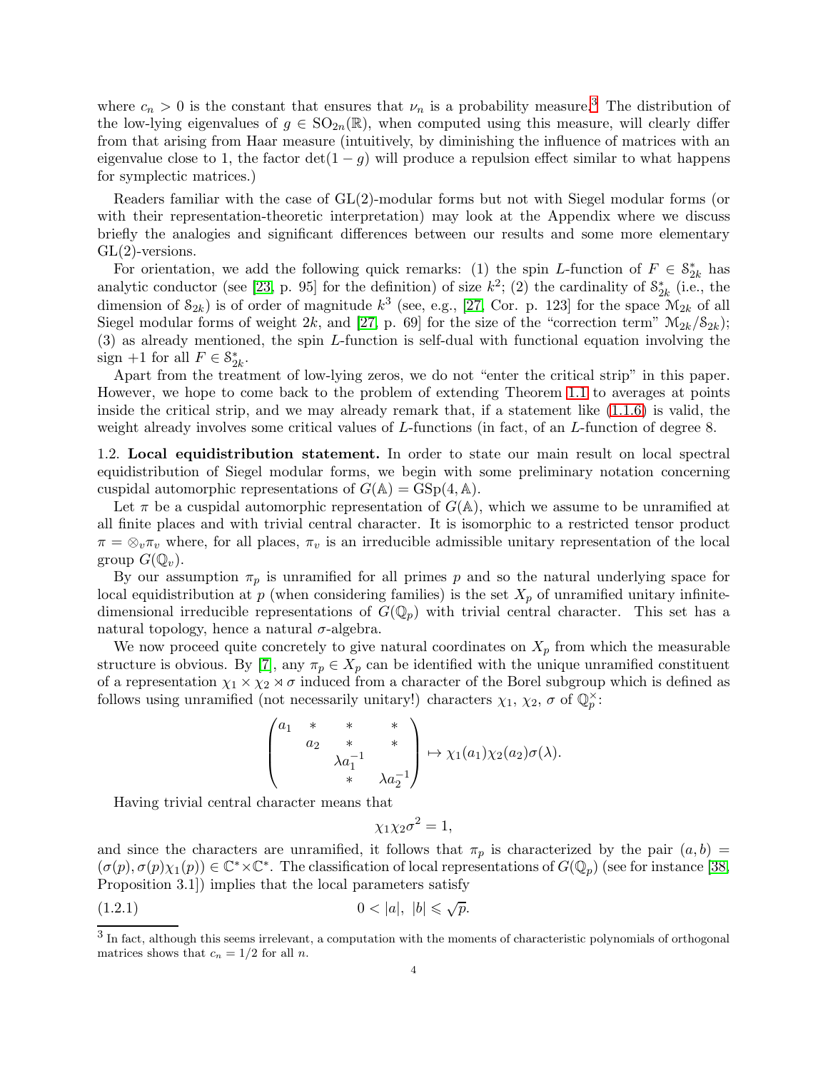where $c_n > 0$ is the constant that ensures that $\nu_n$ is a probability measure.[3] The distribution of the low-lying eigenvalues of $g \in \mathrm{SO}_{2n}(\mathbb{R})$, when computed using this measure, will clearly differ from that arising from Haar measure (intuitively, by diminishing the influence of matrices with an eigenvalue close to 1, the factor $\det(1-g)$ will produce a repulsion effect similar to what happens for symplectic matrices.)

Readers familiar with the case of GL(2)-modular forms but not with Siegel modular forms (or with their representation-theoretic interpretation) may look at the Appendix where we discuss briefly the analogies and significant differences between our results and some more elementary GL(2)-versions.

For orientation, we add the following quick remarks: (1) the spin $L$-function of $F \in \mathcal{S}^*_{2k}$ has analytic conductor (see [23, p. 95] for the definition) of size $k^2$; (2) the cardinality of $\mathcal{S}^*_{2k}$ (i.e., the dimension of $\mathcal{S}_{2k}$) is of order of magnitude $k^3$ (see, e.g., [27, Cor. p. 123] for the space $\mathcal{M}_{2k}$ of all Siegel modular forms of weight $2k$, and [27, p. 69] for the size of the "correction term" $\mathcal{M}_{2k}/\mathcal{S}_{2k}$); (3) as already mentioned, the spin $L$-function is self-dual with functional equation involving the sign $+1$ for all $F \in \mathcal{S}^*_{2k}$.

Apart from the treatment of low-lying zeros, we do not "enter the critical strip" in this paper. However, we hope to come back to the problem of extending Theorem 1.1 to averages at points inside the critical strip, and we may already remark that, if a statement like (1.1.6) is valid, the weight already involves some critical values of $L$-functions (in fact, of an $L$-function of degree 8.

## 1.2. Local equidistribution statement.

In order to state our main result on local spectral equidistribution of Siegel modular forms, we begin with some preliminary notation concerning cuspidal automorphic representations of $G(\mathbb{A}) = \mathrm{GSp}(4,\mathbb{A})$.

Let $\pi$ be a cuspidal automorphic representation of $G(\mathbb{A})$, which we assume to be unramified at all finite places and with trivial central character. It is isomorphic to a restricted tensor product $\pi = \otimes_v \pi_v$ where, for all places, $\pi_v$ is an irreducible admissible unitary representation of the local group $G(\mathbb{Q}_v)$.

By our assumption $\pi_p$ is unramified for all primes $p$ and so the natural underlying space for local equidistribution at $p$ (when considering families) is the set $X_p$ of unramified unitary infinite-dimensional irreducible representations of $G(\mathbb{Q}_p)$ with trivial central character. This set has a natural topology, hence a natural $\sigma$-algebra.

We now proceed quite concretely to give natural coordinates on $X_p$ from which the measurable structure is obvious. By [7], any $\pi_p \in X_p$ can be identified with the unique unramified constituent of a representation $\chi_1 \times \chi_2 \rtimes \sigma$ induced from a character of the Borel subgroup which is defined as follows using unramified (not necessarily unitary!) characters $\chi_1$, $\chi_2$, $\sigma$ of $\mathbb{Q}_p^\times$:

$$\begin{pmatrix} a_1 & * & * & * \\ & a_2 & * & * \\ & & \lambda a_1^{-1} & \\ & & * & \lambda a_2^{-1} \end{pmatrix} \mapsto \chi_1(a_1)\chi_2(a_2)\sigma(\lambda).$$

Having trivial central character means that

$$\chi_1\chi_2\sigma^2 = 1,$$

and since the characters are unramified, it follows that $\pi_p$ is characterized by the pair $(a,b) = (\sigma(p), \sigma(p)\chi_1(p)) \in \mathbb{C}^* \times \mathbb{C}^*$. The classification of local representations of $G(\mathbb{Q}_p)$ (see for instance [38, Proposition 3.1]) implies that the local parameters satisfy

$$0 < |a|,\ |b| \leqslant \sqrt{p}. \tag{1.2.1}$$

[3] In fact, although this seems irrelevant, a computation with the moments of characteristic polynomials of orthogonal matrices shows that $c_n = 1/2$ for all $n$.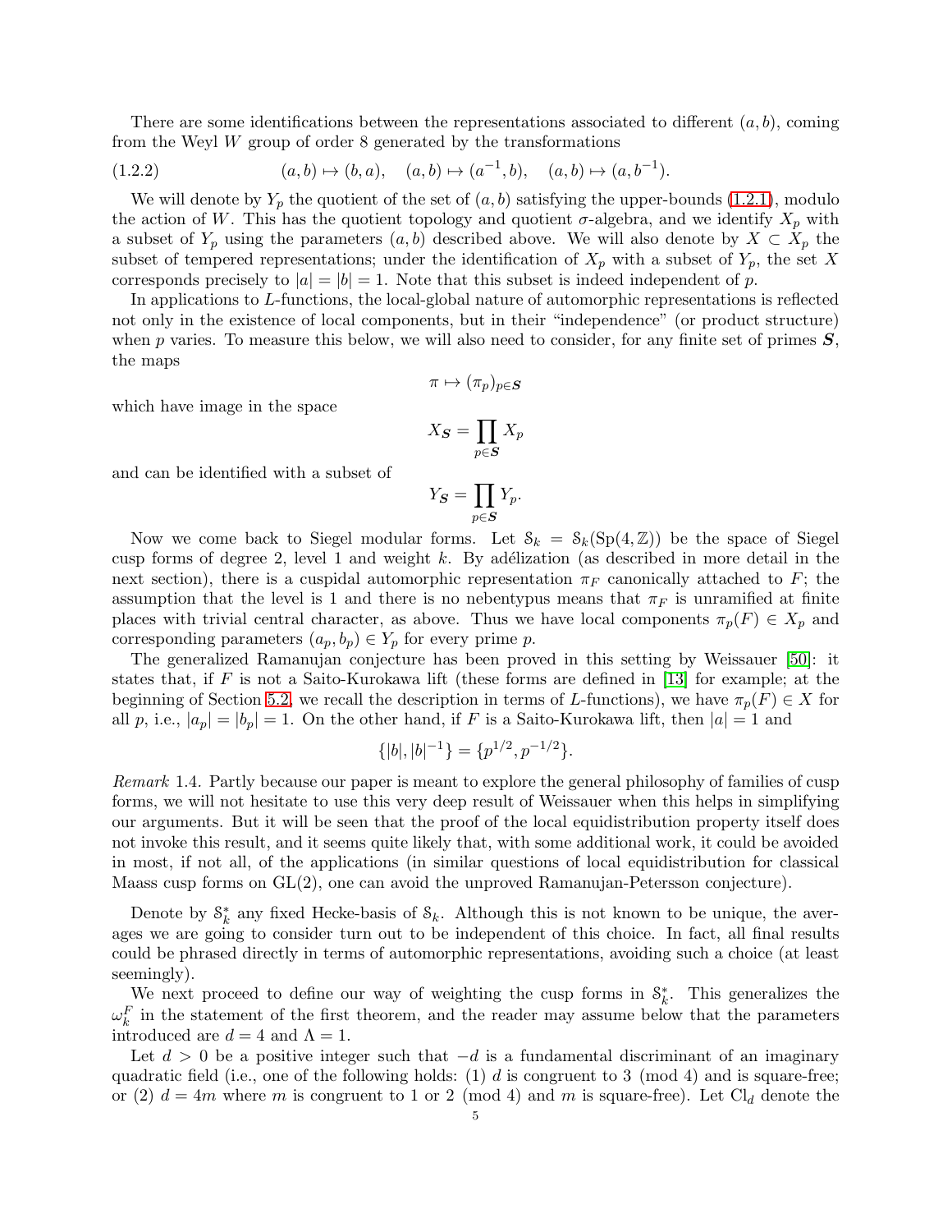There are some identifications between the representations associated to different $(a, b)$, coming from the Weyl $W$ group of order 8 generated by the transformations

$$(a,b) \mapsto (b,a), \quad (a,b) \mapsto (a^{-1}, b), \quad (a,b) \mapsto (a, b^{-1}). \tag{1.2.2}$$

We will denote by $Y_p$ the quotient of the set of $(a, b)$ satisfying the upper-bounds (1.2.1), modulo the action of $W$. This has the quotient topology and quotient $\sigma$-algebra, and we identify $X_p$ with a subset of $Y_p$ using the parameters $(a, b)$ described above. We will also denote by $X \subset X_p$ the subset of tempered representations; under the identification of $X_p$ with a subset of $Y_p$, the set $X$ corresponds precisely to $|a| = |b| = 1$. Note that this subset is indeed independent of $p$.

In applications to $L$-functions, the local-global nature of automorphic representations is reflected not only in the existence of local components, but in their "independence" (or product structure) when $p$ varies. To measure this below, we will also need to consider, for any finite set of primes $\boldsymbol{S}$, the maps

$$\pi \mapsto (\pi_p)_{p \in \boldsymbol{S}}$$

which have image in the space

$$X_{\boldsymbol{S}} = \prod_{p \in \boldsymbol{S}} X_p$$

and can be identified with a subset of

$$Y_{\boldsymbol{S}} = \prod_{p \in \boldsymbol{S}} Y_p.$$

Now we come back to Siegel modular forms. Let $\mathcal{S}_k = \mathcal{S}_k(\mathrm{Sp}(4, \mathbb{Z}))$ be the space of Siegel cusp forms of degree 2, level 1 and weight $k$. By adélization (as described in more detail in the next section), there is a cuspidal automorphic representation $\pi_F$ canonically attached to $F$; the assumption that the level is 1 and there is no nebentypus means that $\pi_F$ is unramified at finite places with trivial central character, as above. Thus we have local components $\pi_p(F) \in X_p$ and corresponding parameters $(a_p, b_p) \in Y_p$ for every prime $p$.

The generalized Ramanujan conjecture has been proved in this setting by Weissauer [50]: it states that, if $F$ is not a Saito-Kurokawa lift (these forms are defined in [13] for example; at the beginning of Section 5.2, we recall the description in terms of $L$-functions), we have $\pi_p(F) \in X$ for all $p$, i.e., $|a_p| = |b_p| = 1$. On the other hand, if $F$ is a Saito-Kurokawa lift, then $|a| = 1$ and

$$\{|b|, |b|^{-1}\} = \{p^{1/2}, p^{-1/2}\}.$$

*Remark* 1.4. Partly because our paper is meant to explore the general philosophy of families of cusp forms, we will not hesitate to use this very deep result of Weissauer when this helps in simplifying our arguments. But it will be seen that the proof of the local equidistribution property itself does not invoke this result, and it seems quite likely that, with some additional work, it could be avoided in most, if not all, of the applications (in similar questions of local equidistribution for classical Maass cusp forms on GL(2), one can avoid the unproved Ramanujan-Petersson conjecture).

Denote by $\mathcal{S}_k^*$ any fixed Hecke-basis of $\mathcal{S}_k$. Although this is not known to be unique, the averages we are going to consider turn out to be independent of this choice. In fact, all final results could be phrased directly in terms of automorphic representations, avoiding such a choice (at least seemingly).

We next proceed to define our way of weighting the cusp forms in $\mathcal{S}_k^*$. This generalizes the $\omega_k^F$ in the statement of the first theorem, and the reader may assume below that the parameters introduced are $d = 4$ and $\Lambda = 1$.

Let $d > 0$ be a positive integer such that $-d$ is a fundamental discriminant of an imaginary quadratic field (i.e., one of the following holds: (1) $d$ is congruent to 3 (mod 4) and is square-free; or (2) $d = 4m$ where $m$ is congruent to 1 or 2 (mod 4) and $m$ is square-free). Let $\mathrm{Cl}_d$ denote the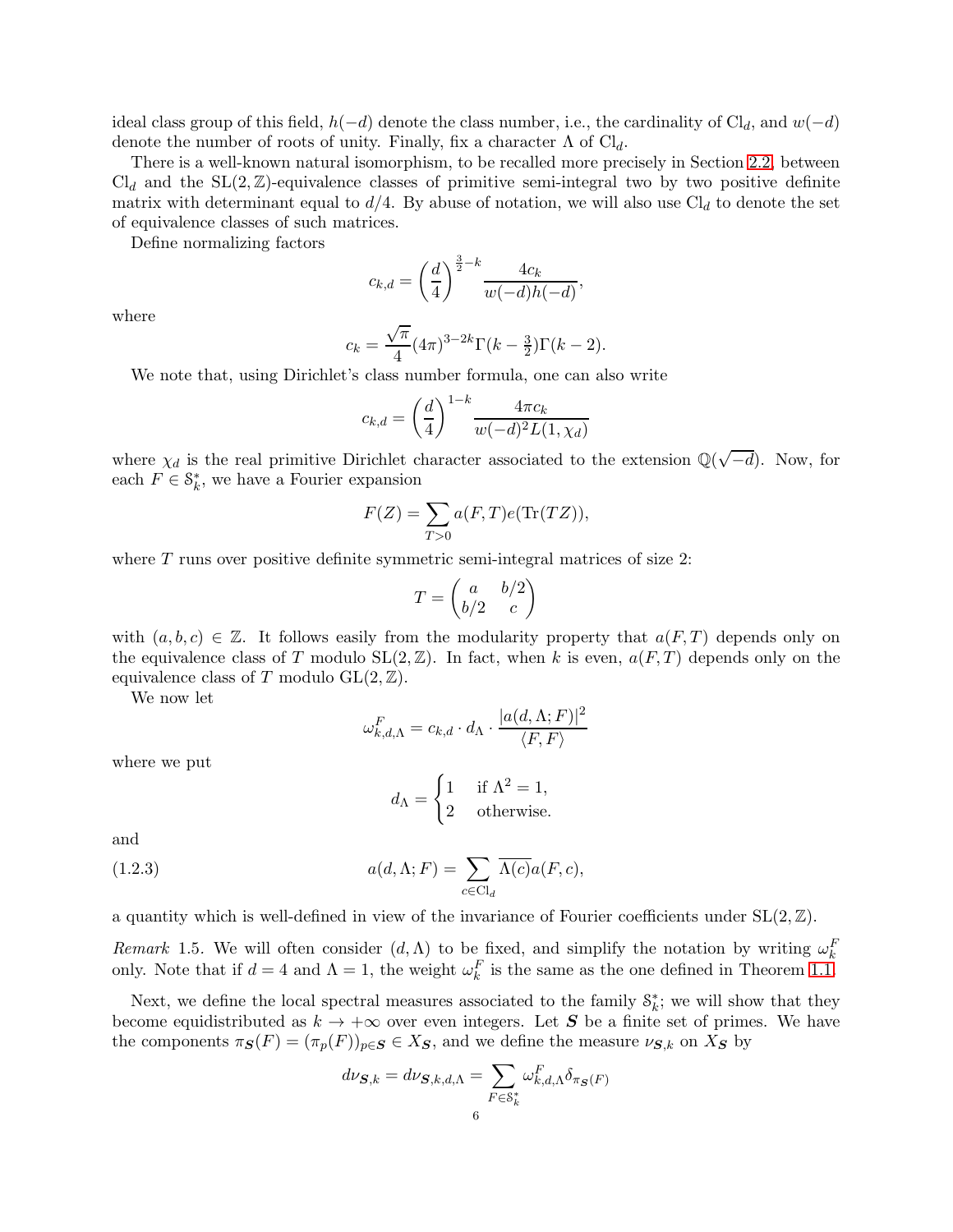ideal class group of this field, $h(-d)$ denote the class number, i.e., the cardinality of $\mathrm{Cl}_d$, and $w(-d)$ denote the number of roots of unity. Finally, fix a character $\Lambda$ of $\mathrm{Cl}_d$.

There is a well-known natural isomorphism, to be recalled more precisely in Section 2.2, between $\mathrm{Cl}_d$ and the $\mathrm{SL}(2,\mathbb{Z})$-equivalence classes of primitive semi-integral two by two positive definite matrix with determinant equal to $d/4$. By abuse of notation, we will also use $\mathrm{Cl}_d$ to denote the set of equivalence classes of such matrices.

Define normalizing factors

$$c_{k,d} = \left(\frac{d}{4}\right)^{\frac{3}{2}-k} \frac{4c_k}{w(-d)h(-d)},$$

where

$$c_k = \frac{\sqrt{\pi}}{4}(4\pi)^{3-2k}\Gamma(k-\tfrac{3}{2})\Gamma(k-2).$$

We note that, using Dirichlet's class number formula, one can also write

$$c_{k,d} = \left(\frac{d}{4}\right)^{1-k} \frac{4\pi c_k}{w(-d)^2 L(1,\chi_d)}$$

where $\chi_d$ is the real primitive Dirichlet character associated to the extension $\mathbb{Q}(\sqrt{-d})$. Now, for each $F \in \mathcal{S}_k^*$, we have a Fourier expansion

$$F(Z) = \sum_{T>0} a(F,T)e(\mathrm{Tr}(TZ)),$$

where $T$ runs over positive definite symmetric semi-integral matrices of size 2:

$$T = \begin{pmatrix} a & b/2 \\ b/2 & c \end{pmatrix}$$

with $(a,b,c) \in \mathbb{Z}$. It follows easily from the modularity property that $a(F,T)$ depends only on the equivalence class of $T$ modulo $\mathrm{SL}(2,\mathbb{Z})$. In fact, when $k$ is even, $a(F,T)$ depends only on the equivalence class of $T$ modulo $\mathrm{GL}(2,\mathbb{Z})$.

We now let

$$\omega_{k,d,\Lambda}^F = c_{k,d} \cdot d_\Lambda \cdot \frac{|a(d,\Lambda;F)|^2}{\langle F,F\rangle}$$

where we put

$$d_\Lambda = \begin{cases} 1 & \text{if } \Lambda^2 = 1, \\ 2 & \text{otherwise.} \end{cases}$$

and

$$a(d,\Lambda;F) = \sum_{c\in \mathrm{Cl}_d} \overline{\Lambda(c)}a(F,c), \tag{1.2.3}$$

a quantity which is well-defined in view of the invariance of Fourier coefficients under $\mathrm{SL}(2,\mathbb{Z})$.

*Remark* 1.5. We will often consider $(d,\Lambda)$ to be fixed, and simplify the notation by writing $\omega_k^F$ only. Note that if $d = 4$ and $\Lambda = 1$, the weight $\omega_k^F$ is the same as the one defined in Theorem 1.1.

Next, we define the local spectral measures associated to the family $\mathcal{S}_k^*$; we will show that they become equidistributed as $k \to +\infty$ over even integers. Let $\boldsymbol{S}$ be a finite set of primes. We have the components $\pi_{\boldsymbol{S}}(F) = (\pi_p(F))_{p\in \boldsymbol{S}} \in X_{\boldsymbol{S}}$, and we define the measure $\nu_{\boldsymbol{S},k}$ on $X_{\boldsymbol{S}}$ by

$$d\nu_{\boldsymbol{S},k} = d\nu_{\boldsymbol{S},k,d,\Lambda} = \sum_{F\in \mathcal{S}_k^*} \omega_{k,d,\Lambda}^F \delta_{\pi_{\boldsymbol{S}}(F)}$$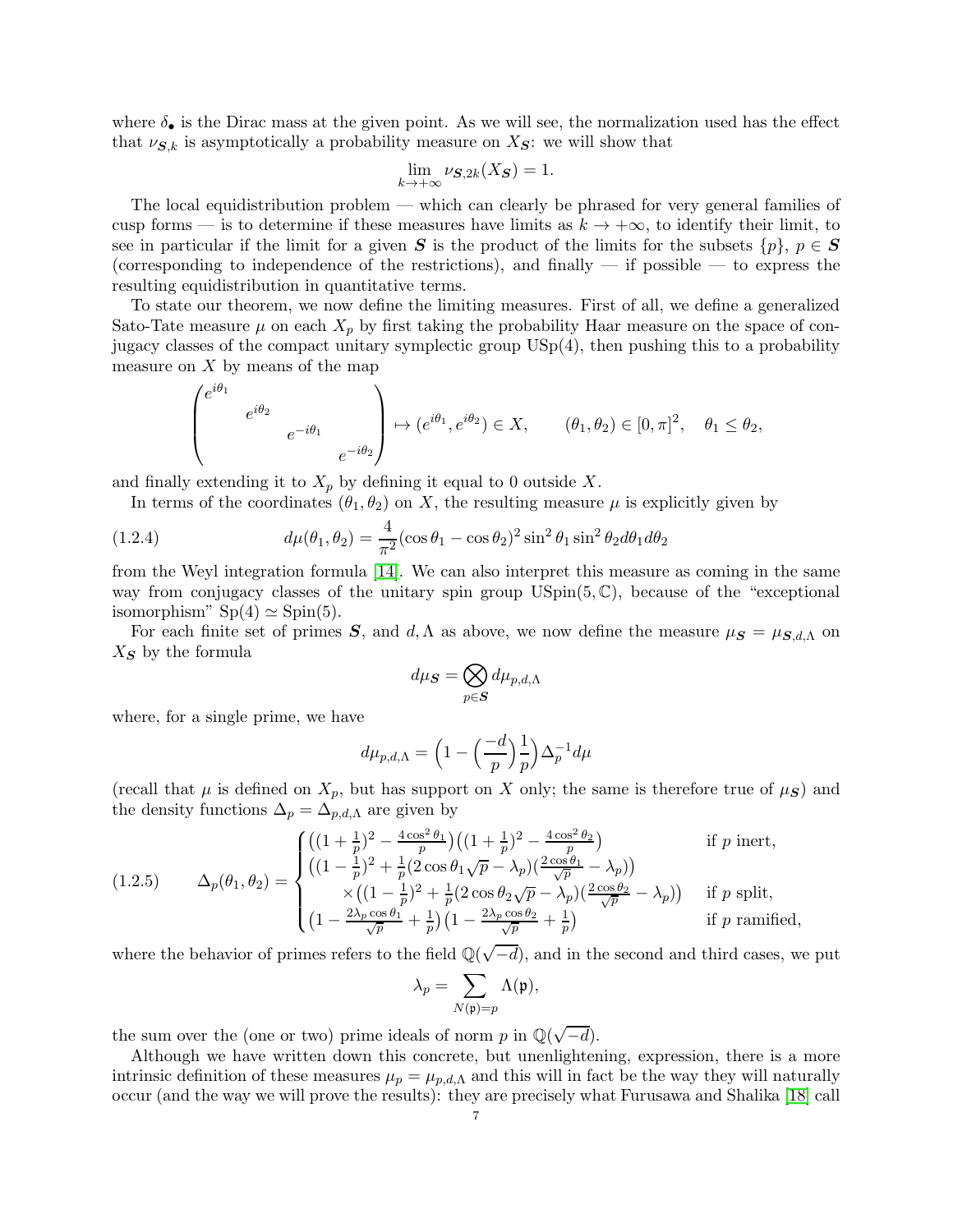where $\delta_\bullet$ is the Dirac mass at the given point. As we will see, the normalization used has the effect that $\nu_{\boldsymbol{S},k}$ is asymptotically a probability measure on $X_{\boldsymbol{S}}$: we will show that

$$\lim_{k\to+\infty} \nu_{\boldsymbol{S},2k}(X_{\boldsymbol{S}}) = 1.$$

The local equidistribution problem — which can clearly be phrased for very general families of cusp forms — is to determine if these measures have limits as $k \to +\infty$, to identify their limit, to see in particular if the limit for a given $\boldsymbol{S}$ is the product of the limits for the subsets $\{p\}$, $p \in \boldsymbol{S}$ (corresponding to independence of the restrictions), and finally — if possible — to express the resulting equidistribution in quantitative terms.

To state our theorem, we now define the limiting measures. First of all, we define a generalized Sato-Tate measure $\mu$ on each $X_p$ by first taking the probability Haar measure on the space of conjugacy classes of the compact unitary symplectic group $\mathrm{USp}(4)$, then pushing this to a probability measure on $X$ by means of the map

$$\begin{pmatrix} e^{i\theta_1} & & & \\ & e^{i\theta_2} & & \\ & & e^{-i\theta_1} & \\ & & & e^{-i\theta_2} \end{pmatrix} \mapsto (e^{i\theta_1}, e^{i\theta_2}) \in X, \qquad (\theta_1,\theta_2) \in [0,\pi]^2, \quad \theta_1 \le \theta_2,$$

and finally extending it to $X_p$ by defining it equal to 0 outside $X$.

In terms of the coordinates $(\theta_1, \theta_2)$ on $X$, the resulting measure $\mu$ is explicitly given by

$$d\mu(\theta_1,\theta_2) = \frac{4}{\pi^2}(\cos\theta_1 - \cos\theta_2)^2 \sin^2\theta_1 \sin^2\theta_2 \, d\theta_1 d\theta_2 \tag{1.2.4}$$

from the Weyl integration formula [14]. We can also interpret this measure as coming in the same way from conjugacy classes of the unitary spin group $\mathrm{USpin}(5,\mathbb{C})$, because of the "exceptional isomorphism" $\mathrm{Sp}(4) \simeq \mathrm{Spin}(5)$.

For each finite set of primes $\boldsymbol{S}$, and $d, \Lambda$ as above, we now define the measure $\mu_{\boldsymbol{S}} = \mu_{\boldsymbol{S},d,\Lambda}$ on $X_{\boldsymbol{S}}$ by the formula

$$d\mu_{\boldsymbol{S}} = \bigotimes_{p\in\boldsymbol{S}} d\mu_{p,d,\Lambda}$$

where, for a single prime, we have

$$d\mu_{p,d,\Lambda} = \Bigl(1 - \Bigl(\frac{-d}{p}\Bigr)\frac{1}{p}\Bigr)\Delta_p^{-1} d\mu$$

(recall that $\mu$ is defined on $X_p$, but has support on $X$ only; the same is therefore true of $\mu_{\boldsymbol{S}}$) and the density functions $\Delta_p = \Delta_{p,d,\Lambda}$ are given by

$$\Delta_p(\theta_1,\theta_2) = \begin{cases} \bigl((1+\frac{1}{p})^2 - \frac{4\cos^2\theta_1}{p}\bigr)\bigl((1+\frac{1}{p})^2 - \frac{4\cos^2\theta_2}{p}\bigr) & \text{if } p \text{ inert},\\ \bigl((1-\frac{1}{p})^2 + \frac{1}{p}(2\cos\theta_1\sqrt{p} - \lambda_p)(\frac{2\cos\theta_1}{\sqrt{p}} - \lambda_p)\bigr) & \\ \quad\times\bigl((1-\frac{1}{p})^2 + \frac{1}{p}(2\cos\theta_2\sqrt{p} - \lambda_p)(\frac{2\cos\theta_2}{\sqrt{p}} - \lambda_p)\bigr) & \text{if } p \text{ split},\\ \bigl(1 - \frac{2\lambda_p\cos\theta_1}{\sqrt{p}} + \frac{1}{p}\bigr)\bigl(1 - \frac{2\lambda_p\cos\theta_2}{\sqrt{p}} + \frac{1}{p}\bigr) & \text{if } p \text{ ramified}, \end{cases} \tag{1.2.5}$$

where the behavior of primes refers to the field $\mathbb{Q}(\sqrt{-d})$, and in the second and third cases, we put

$$\lambda_p = \sum_{N(\mathfrak{p})=p} \Lambda(\mathfrak{p}),$$

the sum over the (one or two) prime ideals of norm $p$ in $\mathbb{Q}(\sqrt{-d})$.

Although we have written down this concrete, but unenlightening, expression, there is a more intrinsic definition of these measures $\mu_p = \mu_{p,d,\Lambda}$ and this will in fact be the way they will naturally occur (and the way we will prove the results): they are precisely what Furusawa and Shalika [18] call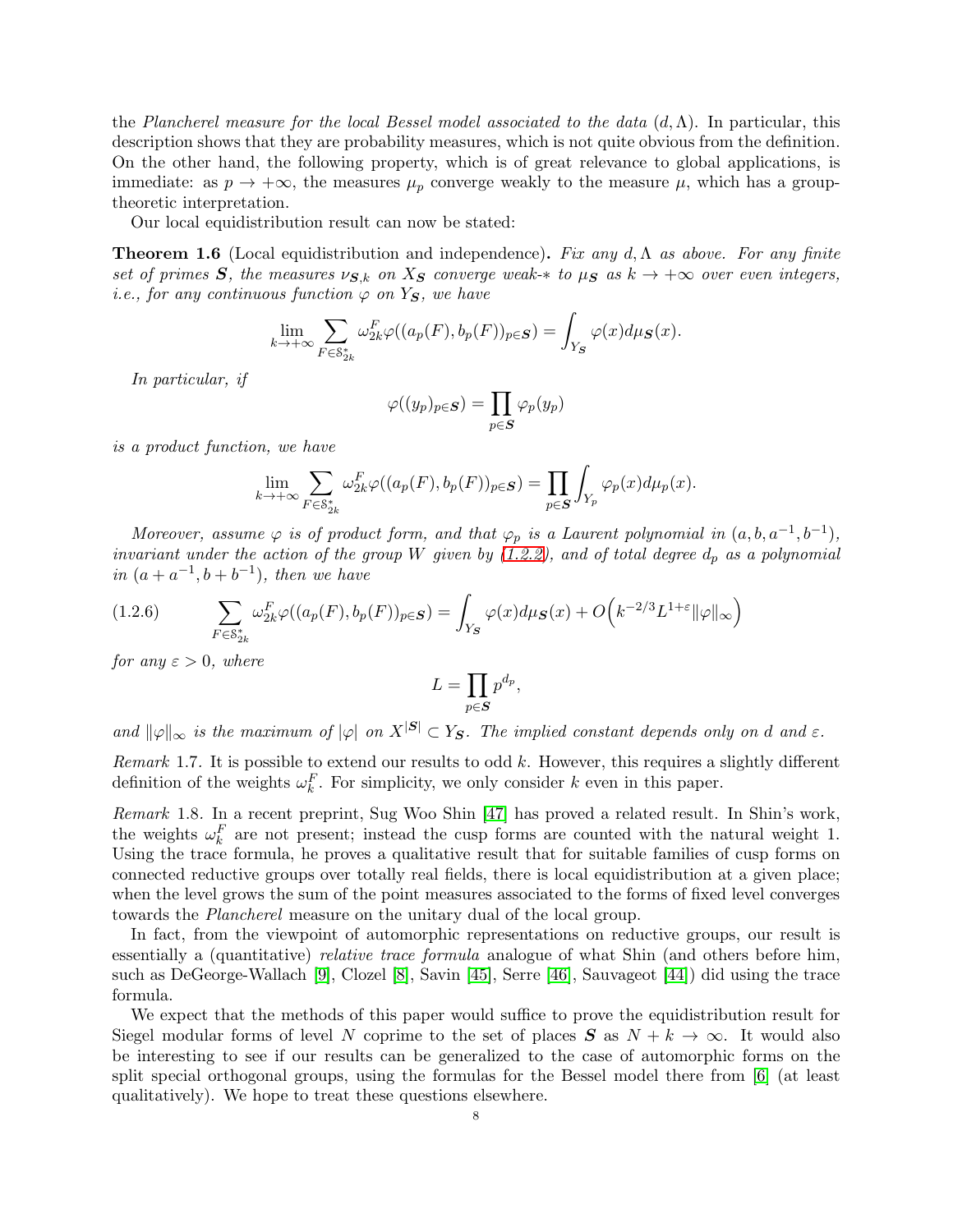the *Plancherel measure for the local Bessel model associated to the data* $(d, \Lambda)$. In particular, this description shows that they are probability measures, which is not quite obvious from the definition. On the other hand, the following property, which is of great relevance to global applications, is immediate: as $p \to +\infty$, the measures $\mu_p$ converge weakly to the measure $\mu$, which has a group-theoretic interpretation.

Our local equidistribution result can now be stated:

**Theorem 1.6** (Local equidistribution and independence)**.** *Fix any $d, \Lambda$ as above. For any finite set of primes $\boldsymbol{S}$, the measures $\nu_{\boldsymbol{S},k}$ on $X_{\boldsymbol{S}}$ converge weak-$*$ to $\mu_{\boldsymbol{S}}$ as $k \to +\infty$ over even integers, i.e., for any continuous function $\varphi$ on $Y_{\boldsymbol{S}}$, we have*

$$\lim_{k\to+\infty} \sum_{F \in \mathcal{S}_{2k}^*} \omega_{2k}^F \varphi((a_p(F), b_p(F))_{p\in\boldsymbol{S}}) = \int_{Y_{\boldsymbol{S}}} \varphi(x) d\mu_{\boldsymbol{S}}(x).$$

*In particular, if*

$$\varphi((y_p)_{p\in\boldsymbol{S}}) = \prod_{p\in\boldsymbol{S}} \varphi_p(y_p)$$

*is a product function, we have*

$$\lim_{k\to+\infty} \sum_{F \in \mathcal{S}_{2k}^*} \omega_{2k}^F \varphi((a_p(F), b_p(F))_{p\in\boldsymbol{S}}) = \prod_{p\in\boldsymbol{S}} \int_{Y_p} \varphi_p(x) d\mu_p(x).$$

*Moreover, assume $\varphi$ is of product form, and that $\varphi_p$ is a Laurent polynomial in $(a, b, a^{-1}, b^{-1})$, invariant under the action of the group $W$ given by (1.2.2), and of total degree $d_p$ as a polynomial in $(a + a^{-1}, b + b^{-1})$, then we have*

$$\sum_{F \in \mathcal{S}_{2k}^*} \omega_{2k}^F \varphi((a_p(F), b_p(F))_{p\in\boldsymbol{S}}) = \int_{Y_{\boldsymbol{S}}} \varphi(x) d\mu_{\boldsymbol{S}}(x) + O\Big(k^{-2/3} L^{1+\varepsilon} \|\varphi\|_\infty\Big) \tag{1.2.6}$$

*for any $\varepsilon > 0$, where*

$$L = \prod_{p\in\boldsymbol{S}} p^{d_p},$$

*and $\|\varphi\|_\infty$ is the maximum of $|\varphi|$ on $X^{|\boldsymbol{S}|} \subset Y_{\boldsymbol{S}}$. The implied constant depends only on $d$ and $\varepsilon$.*

*Remark* 1.7. It is possible to extend our results to odd $k$. However, this requires a slightly different definition of the weights $\omega_k^F$. For simplicity, we only consider $k$ even in this paper.

*Remark* 1.8. In a recent preprint, Sug Woo Shin [47] has proved a related result. In Shin's work, the weights $\omega_k^F$ are not present; instead the cusp forms are counted with the natural weight 1. Using the trace formula, he proves a qualitative result that for suitable families of cusp forms on connected reductive groups over totally real fields, there is local equidistribution at a given place; when the level grows the sum of the point measures associated to the forms of fixed level converges towards the *Plancherel* measure on the unitary dual of the local group.

In fact, from the viewpoint of automorphic representations on reductive groups, our result is essentially a (quantitative) *relative trace formula* analogue of what Shin (and others before him, such as DeGeorge-Wallach [9], Clozel [8], Savin [45], Serre [46], Sauvageot [44]) did using the trace formula.

We expect that the methods of this paper would suffice to prove the equidistribution result for Siegel modular forms of level $N$ coprime to the set of places $\boldsymbol{S}$ as $N + k \to \infty$. It would also be interesting to see if our results can be generalized to the case of automorphic forms on the split special orthogonal groups, using the formulas for the Bessel model there from [6] (at least qualitatively). We hope to treat these questions elsewhere.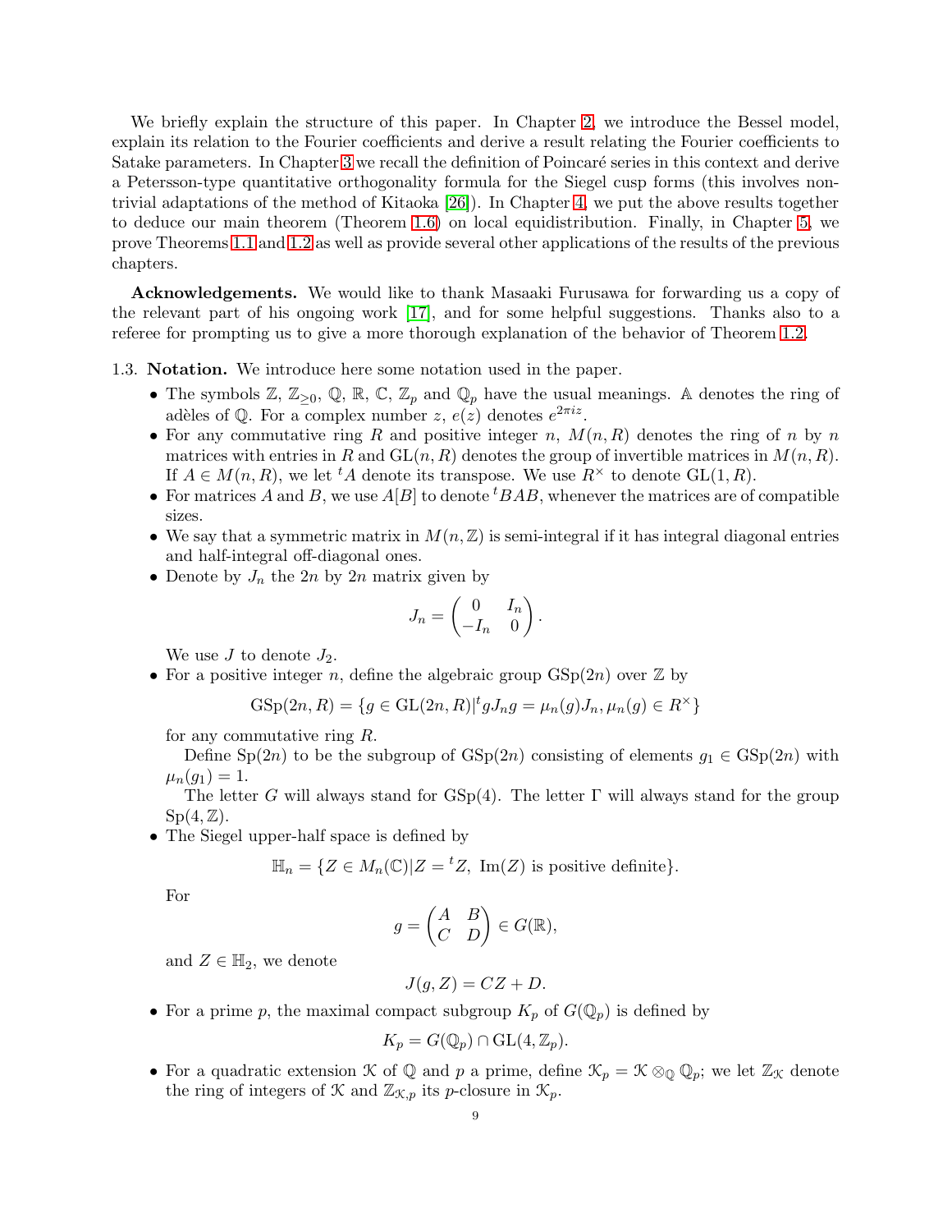We briefly explain the structure of this paper. In Chapter 2, we introduce the Bessel model, explain its relation to the Fourier coefficients and derive a result relating the Fourier coefficients to Satake parameters. In Chapter 3 we recall the definition of Poincaré series in this context and derive a Petersson-type quantitative orthogonality formula for the Siegel cusp forms (this involves non-trivial adaptations of the method of Kitaoka [26]). In Chapter 4, we put the above results together to deduce our main theorem (Theorem 1.6) on local equidistribution. Finally, in Chapter 5, we prove Theorems 1.1 and 1.2 as well as provide several other applications of the results of the previous chapters.

**Acknowledgements.** We would like to thank Masaaki Furusawa for forwarding us a copy of the relevant part of his ongoing work [17], and for some helpful suggestions. Thanks also to a referee for prompting us to give a more thorough explanation of the behavior of Theorem 1.2.

1.3. **Notation.** We introduce here some notation used in the paper.

- The symbols $\mathbb{Z}$, $\mathbb{Z}_{\geq 0}$, $\mathbb{Q}$, $\mathbb{R}$, $\mathbb{C}$, $\mathbb{Z}_p$ and $\mathbb{Q}_p$ have the usual meanings. $\mathbb{A}$ denotes the ring of adèles of $\mathbb{Q}$. For a complex number $z$, $e(z)$ denotes $e^{2\pi i z}$.
- For any commutative ring $R$ and positive integer $n$, $M(n, R)$ denotes the ring of $n$ by $n$ matrices with entries in $R$ and $\mathrm{GL}(n, R)$ denotes the group of invertible matrices in $M(n, R)$. If $A \in M(n, R)$, we let ${}^tA$ denote its transpose. We use $R^\times$ to denote $\mathrm{GL}(1, R)$.
- For matrices $A$ and $B$, we use $A[B]$ to denote ${}^tBAB$, whenever the matrices are of compatible sizes.
- We say that a symmetric matrix in $M(n, \mathbb{Z})$ is semi-integral if it has integral diagonal entries and half-integral off-diagonal ones.
- Denote by $J_n$ the $2n$ by $2n$ matrix given by
$$J_n = \begin{pmatrix} 0 & I_n \\ -I_n & 0 \end{pmatrix}.$$
We use $J$ to denote $J_2$.
- For a positive integer $n$, define the algebraic group $\mathrm{GSp}(2n)$ over $\mathbb{Z}$ by
$$\mathrm{GSp}(2n, R) = \{g \in \mathrm{GL}(2n, R) | {}^tgJ_ng = \mu_n(g)J_n, \mu_n(g) \in R^\times\}$$
for any commutative ring $R$.

  Define $\mathrm{Sp}(2n)$ to be the subgroup of $\mathrm{GSp}(2n)$ consisting of elements $g_1 \in \mathrm{GSp}(2n)$ with $\mu_n(g_1) = 1$.

  The letter $G$ will always stand for $\mathrm{GSp}(4)$. The letter $\Gamma$ will always stand for the group $\mathrm{Sp}(4, \mathbb{Z})$.
- The Siegel upper-half space is defined by
$$\mathbb{H}_n = \{Z \in M_n(\mathbb{C}) | Z = {}^tZ,\ \mathrm{Im}(Z) \text{ is positive definite}\}.$$
For
$$g = \begin{pmatrix} A & B \\ C & D \end{pmatrix} \in G(\mathbb{R}),$$
and $Z \in \mathbb{H}_2$, we denote
$$J(g, Z) = CZ + D.$$
- For a prime $p$, the maximal compact subgroup $K_p$ of $G(\mathbb{Q}_p)$ is defined by
$$K_p = G(\mathbb{Q}_p) \cap \mathrm{GL}(4, \mathbb{Z}_p).$$
- For a quadratic extension $\mathcal{K}$ of $\mathbb{Q}$ and $p$ a prime, define $\mathcal{K}_p = \mathcal{K} \otimes_{\mathbb{Q}} \mathbb{Q}_p$; we let $\mathbb{Z}_{\mathcal{K}}$ denote the ring of integers of $\mathcal{K}$ and $\mathbb{Z}_{\mathcal{K},p}$ its $p$-closure in $\mathcal{K}_p$.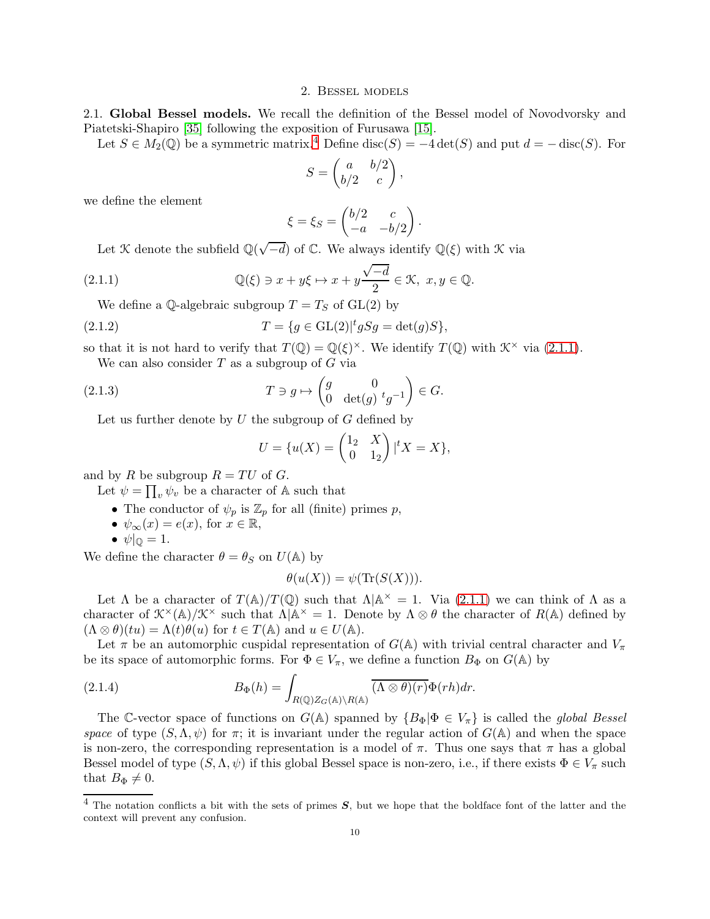## 2. Bessel models

**2.1. Global Bessel models.** We recall the definition of the Bessel model of Novodvorsky and Piatetski-Shapiro [35] following the exposition of Furusawa [15].

Let $S \in M_2(\mathbb{Q})$ be a symmetric matrix.[4] Define $\mathrm{disc}(S) = -4\det(S)$ and put $d = -\mathrm{disc}(S)$. For

$$S = \begin{pmatrix} a & b/2 \\ b/2 & c \end{pmatrix},$$

we define the element

$$\xi = \xi_S = \begin{pmatrix} b/2 & c \\ -a & -b/2 \end{pmatrix}.$$

Let $\mathcal{K}$ denote the subfield $\mathbb{Q}(\sqrt{-d})$ of $\mathbb{C}$. We always identify $\mathbb{Q}(\xi)$ with $\mathcal{K}$ via

$$\mathbb{Q}(\xi) \ni x + y\xi \mapsto x + y\frac{\sqrt{-d}}{2} \in \mathcal{K}, \ \ x, y \in \mathbb{Q}. \tag{2.1.1}$$

We define a $\mathbb{Q}$-algebraic subgroup $T = T_S$ of $\mathrm{GL}(2)$ by

$$T = \{g \in \mathrm{GL}(2) | {}^t gSg = \det(g)S\}, \tag{2.1.2}$$

so that it is not hard to verify that $T(\mathbb{Q}) = \mathbb{Q}(\xi)^\times$. We identify $T(\mathbb{Q})$ with $\mathcal{K}^\times$ via (2.1.1).

We can also consider $T$ as a subgroup of $G$ via

$$T \ni g \mapsto \begin{pmatrix} g & 0 \\ 0 & \det(g)\ {}^t g^{-1} \end{pmatrix} \in G. \tag{2.1.3}$$

Let us further denote by $U$ the subgroup of $G$ defined by

$$U = \{u(X) = \begin{pmatrix} 1_2 & X \\ 0 & 1_2 \end{pmatrix} | {}^t X = X\},$$

and by $R$ be subgroup $R = TU$ of $G$.

Let $\psi = \prod_v \psi_v$ be a character of $\mathbb{A}$ such that

- The conductor of $\psi_p$ is $\mathbb{Z}_p$ for all (finite) primes $p$,
- $\psi_\infty(x) = e(x)$, for $x \in \mathbb{R}$,
- $\psi|_\mathbb{Q} = 1$.

We define the character $\theta = \theta_S$ on $U(\mathbb{A})$ by

$$\theta(u(X)) = \psi(\mathrm{Tr}(S(X))).$$

Let $\Lambda$ be a character of $T(\mathbb{A})/T(\mathbb{Q})$ such that $\Lambda|\mathbb{A}^\times = 1$. Via (2.1.1) we can think of $\Lambda$ as a character of $\mathcal{K}^\times(\mathbb{A})/\mathcal{K}^\times$ such that $\Lambda|\mathbb{A}^\times = 1$. Denote by $\Lambda \otimes \theta$ the character of $R(\mathbb{A})$ defined by $(\Lambda \otimes \theta)(tu) = \Lambda(t)\theta(u)$ for $t \in T(\mathbb{A})$ and $u \in U(\mathbb{A})$.

Let $\pi$ be an automorphic cuspidal representation of $G(\mathbb{A})$ with trivial central character and $V_\pi$ be its space of automorphic forms. For $\Phi \in V_\pi$, we define a function $B_\Phi$ on $G(\mathbb{A})$ by

$$B_\Phi(h) = \int_{R(\mathbb{Q})Z_G(\mathbb{A})\backslash R(\mathbb{A})} \overline{(\Lambda \otimes \theta)(r)}\Phi(rh)dr. \tag{2.1.4}$$

The $\mathbb{C}$-vector space of functions on $G(\mathbb{A})$ spanned by $\{B_\Phi | \Phi \in V_\pi\}$ is called the *global Bessel space* of type $(S, \Lambda, \psi)$ for $\pi$; it is invariant under the regular action of $G(\mathbb{A})$ and when the space is non-zero, the corresponding representation is a model of $\pi$. Thus one says that $\pi$ has a global Bessel model of type $(S, \Lambda, \psi)$ if this global Bessel space is non-zero, i.e., if there exists $\Phi \in V_\pi$ such that $B_\Phi \neq 0$.

[4] The notation conflicts a bit with the sets of primes $\boldsymbol{S}$, but we hope that the boldface font of the latter and the context will prevent any confusion.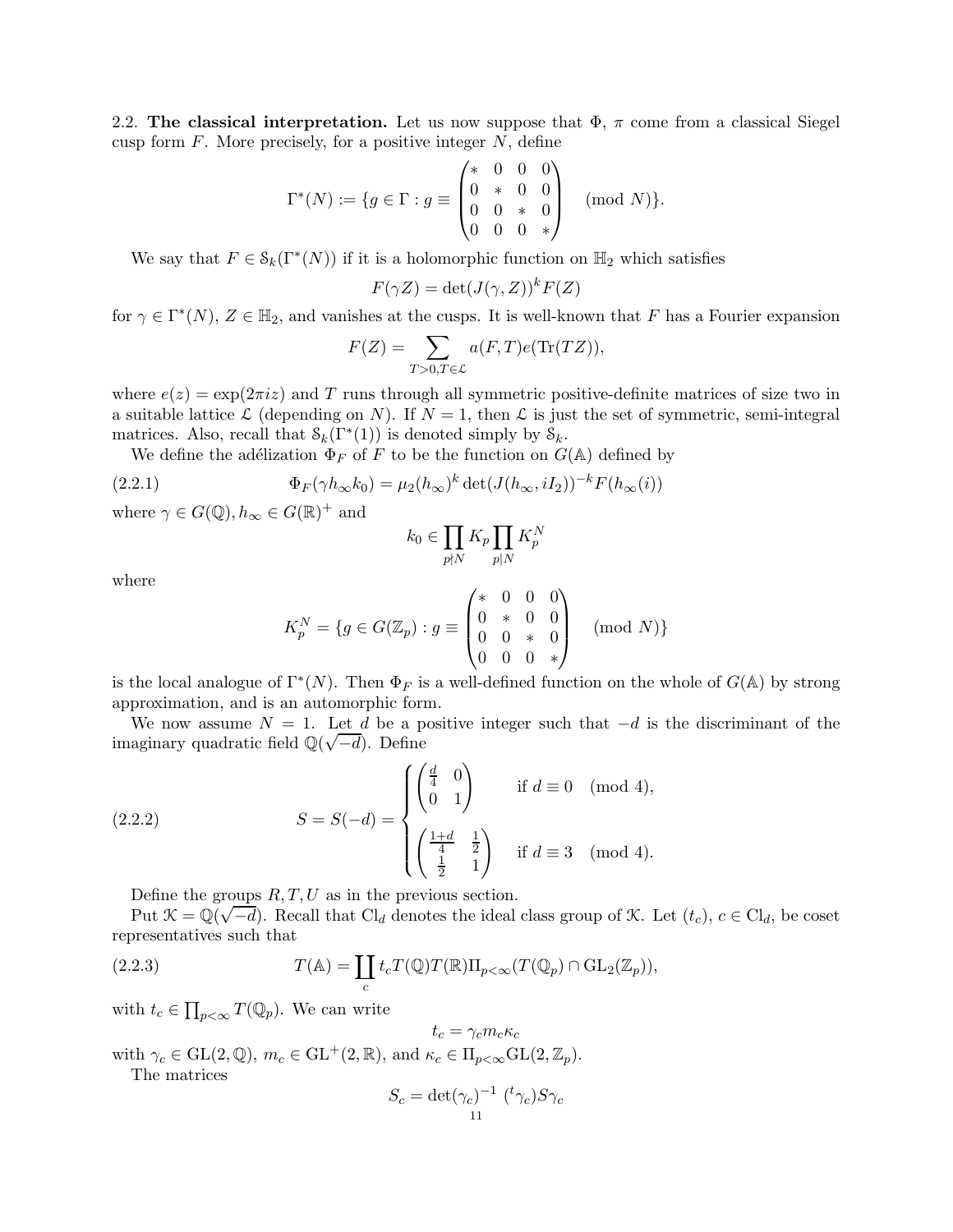2.2. **The classical interpretation.** Let us now suppose that $\Phi$, $\pi$ come from a classical Siegel cusp form $F$. More precisely, for a positive integer $N$, define

$$\Gamma^*(N) := \{g \in \Gamma : g \equiv \begin{pmatrix} * & 0 & 0 & 0 \\ 0 & * & 0 & 0 \\ 0 & 0 & * & 0 \\ 0 & 0 & 0 & * \end{pmatrix} \pmod{N}\}.$$

We say that $F \in \mathcal{S}_k(\Gamma^*(N))$ if it is a holomorphic function on $\mathbb{H}_2$ which satisfies

$$F(\gamma Z) = \det(J(\gamma, Z))^k F(Z)$$

for $\gamma \in \Gamma^*(N)$, $Z \in \mathbb{H}_2$, and vanishes at the cusps. It is well-known that $F$ has a Fourier expansion

$$F(Z) = \sum_{T>0, T \in \mathcal{L}} a(F,T) e(\mathrm{Tr}(TZ)),$$

where $e(z) = \exp(2\pi i z)$ and $T$ runs through all symmetric positive-definite matrices of size two in a suitable lattice $\mathcal{L}$ (depending on $N$). If $N = 1$, then $\mathcal{L}$ is just the set of symmetric, semi-integral matrices. Also, recall that $\mathcal{S}_k(\Gamma^*(1))$ is denoted simply by $\mathcal{S}_k$.

We define the adélization $\Phi_F$ of $F$ to be the function on $G(\mathbb{A})$ defined by

$$\Phi_F(\gamma h_\infty k_0) = \mu_2(h_\infty)^k \det(J(h_\infty, iI_2))^{-k} F(h_\infty(i)) \tag{2.2.1}$$

where $\gamma \in G(\mathbb{Q}), h_\infty \in G(\mathbb{R})^+$ and

$$k_0 \in \prod_{p \nmid N} K_p \prod_{p|N} K_p^N$$

where

$$K_p^N = \{g \in G(\mathbb{Z}_p) : g \equiv \begin{pmatrix} * & 0 & 0 & 0 \\ 0 & * & 0 & 0 \\ 0 & 0 & * & 0 \\ 0 & 0 & 0 & * \end{pmatrix} \pmod{N}\}$$

is the local analogue of $\Gamma^*(N)$. Then $\Phi_F$ is a well-defined function on the whole of $G(\mathbb{A})$ by strong approximation, and is an automorphic form.

We now assume $N = 1$. Let $d$ be a positive integer such that $-d$ is the discriminant of the imaginary quadratic field $\mathbb{Q}(\sqrt{-d})$. Define

$$S = S(-d) = \begin{cases} \begin{pmatrix} \frac{d}{4} & 0 \\ 0 & 1 \end{pmatrix} & \text{if } d \equiv 0 \pmod{4}, \\[2ex] \begin{pmatrix} \frac{1+d}{4} & \frac{1}{2} \\ \frac{1}{2} & 1 \end{pmatrix} & \text{if } d \equiv 3 \pmod{4}. \end{cases} \tag{2.2.2}$$

Define the groups $R, T, U$ as in the previous section.

Put $\mathcal{K} = \mathbb{Q}(\sqrt{-d})$. Recall that $\mathrm{Cl}_d$ denotes the ideal class group of $\mathcal{K}$. Let $(t_c)$, $c \in \mathrm{Cl}_d$, be coset representatives such that

$$T(\mathbb{A}) = \coprod_c t_c T(\mathbb{Q}) T(\mathbb{R}) \Pi_{p<\infty}(T(\mathbb{Q}_p) \cap \mathrm{GL}_2(\mathbb{Z}_p)), \tag{2.2.3}$$

with $t_c \in \prod_{p<\infty} T(\mathbb{Q}_p)$. We can write

$$t_c = \gamma_c m_c \kappa_c$$

with $\gamma_c \in \mathrm{GL}(2,\mathbb{Q})$, $m_c \in \mathrm{GL}^+(2,\mathbb{R})$, and $\kappa_c \in \Pi_{p<\infty}\mathrm{GL}(2,\mathbb{Z}_p)$.

The matrices

$$S_c = \det(\gamma_c)^{-1} \, ({}^t\gamma_c) S \gamma_c$$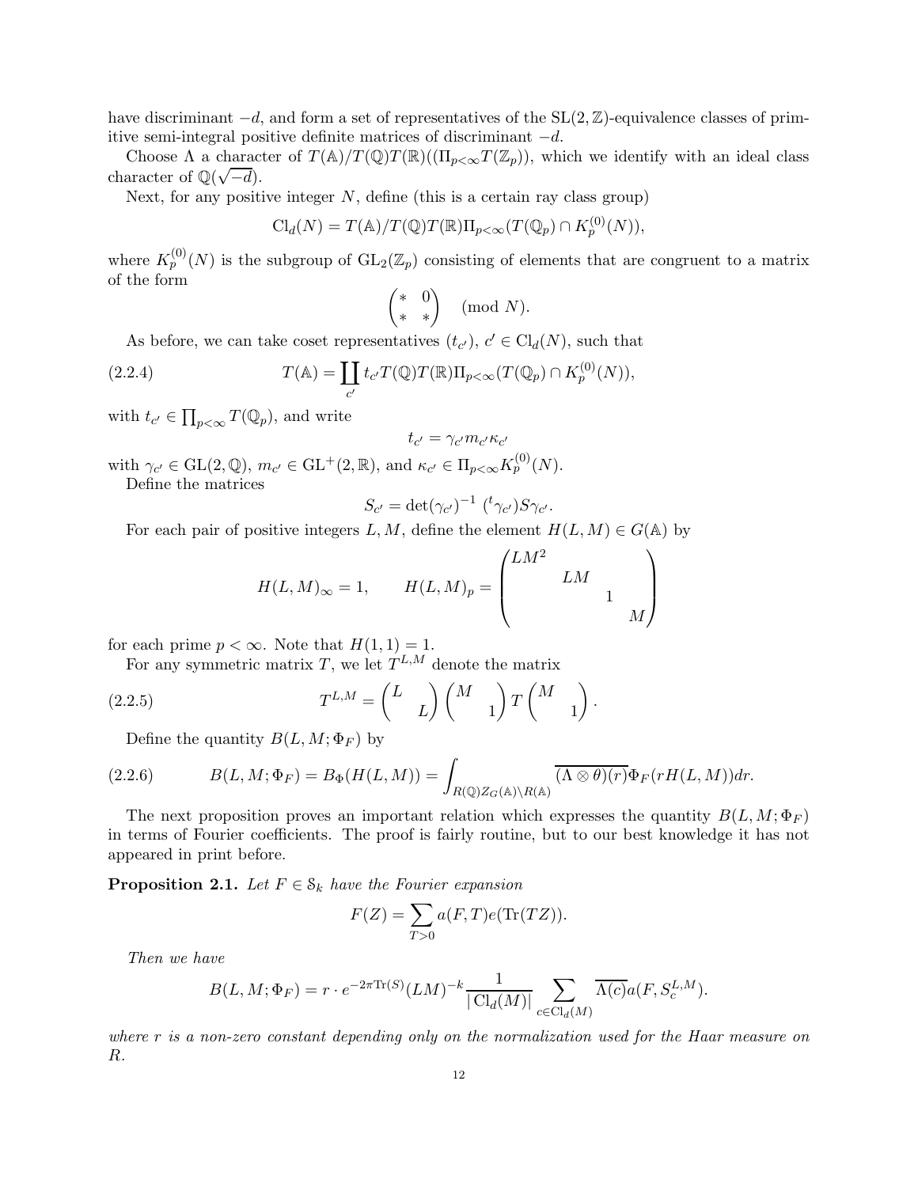have discriminant $-d$, and form a set of representatives of the $\mathrm{SL}(2,\mathbb{Z})$-equivalence classes of primitive semi-integral positive definite matrices of discriminant $-d$.

Choose $\Lambda$ a character of $T(\mathbb{A})/T(\mathbb{Q})T(\mathbb{R})((\Pi_{p<\infty}T(\mathbb{Z}_p))$, which we identify with an ideal class character of $\mathbb{Q}(\sqrt{-d})$.

Next, for any positive integer $N$, define (this is a certain ray class group)

$$\mathrm{Cl}_d(N) = T(\mathbb{A})/T(\mathbb{Q})T(\mathbb{R})\Pi_{p<\infty}(T(\mathbb{Q}_p) \cap K_p^{(0)}(N)),$$

where $K_p^{(0)}(N)$ is the subgroup of $\mathrm{GL}_2(\mathbb{Z}_p)$ consisting of elements that are congruent to a matrix of the form

$$\begin{pmatrix} * & 0 \\ * & * \end{pmatrix} \pmod{N}.$$

As before, we can take coset representatives $(t_{c'})$, $c' \in \mathrm{Cl}_d(N)$, such that

$$T(\mathbb{A}) = \coprod_{c'} t_{c'} T(\mathbb{Q})T(\mathbb{R})\Pi_{p<\infty}(T(\mathbb{Q}_p) \cap K_p^{(0)}(N)), \tag{2.2.4}$$

with $t_{c'} \in \prod_{p<\infty} T(\mathbb{Q}_p)$, and write

$$t_{c'} = \gamma_{c'} m_{c'} \kappa_{c'}$$

with $\gamma_{c'} \in \mathrm{GL}(2,\mathbb{Q})$, $m_{c'} \in \mathrm{GL}^+(2,\mathbb{R})$, and $\kappa_{c'} \in \Pi_{p<\infty} K_p^{(0)}(N)$.

Define the matrices

$$S_{c'} = \det(\gamma_{c'})^{-1}\ ({}^t\gamma_{c'})S\gamma_{c'}.$$

For each pair of positive integers $L, M$, define the element $H(L,M) \in G(\mathbb{A})$ by

$$H(L,M)_\infty = 1, \qquad H(L,M)_p = \begin{pmatrix} LM^2 & & & \\ & LM & & \\ & & 1 & \\ & & & M \end{pmatrix}$$

for each prime $p < \infty$. Note that $H(1,1) = 1$.

For any symmetric matrix $T$, we let $T^{L,M}$ denote the matrix

$$T^{L,M} = \begin{pmatrix} L & \\ & L \end{pmatrix} \begin{pmatrix} M & \\ & 1 \end{pmatrix} T \begin{pmatrix} M & \\ & 1 \end{pmatrix}. \tag{2.2.5}$$

Define the quantity $B(L, M; \Phi_F)$ by

$$B(L,M;\Phi_F) = B_\Phi(H(L,M)) = \int_{R(\mathbb{Q})Z_G(\mathbb{A})\backslash R(\mathbb{A})} \overline{(\Lambda \otimes \theta)(r)} \Phi_F(rH(L,M))dr. \tag{2.2.6}$$

The next proposition proves an important relation which expresses the quantity $B(L, M; \Phi_F)$ in terms of Fourier coefficients. The proof is fairly routine, but to our best knowledge it has not appeared in print before.

**Proposition 2.1.** *Let $F \in \mathcal{S}_k$ have the Fourier expansion*

$$F(Z) = \sum_{T>0} a(F,T)e(\mathrm{Tr}(TZ)).$$

*Then we have*

$$B(L,M;\Phi_F) = r \cdot e^{-2\pi \mathrm{Tr}(S)}(LM)^{-k} \frac{1}{|\,\mathrm{Cl}_d(M)|} \sum_{c \in \mathrm{Cl}_d(M)} \overline{\Lambda(c)} a(F, S_c^{L,M}).$$

*where $r$ is a non-zero constant depending only on the normalization used for the Haar measure on $R$.*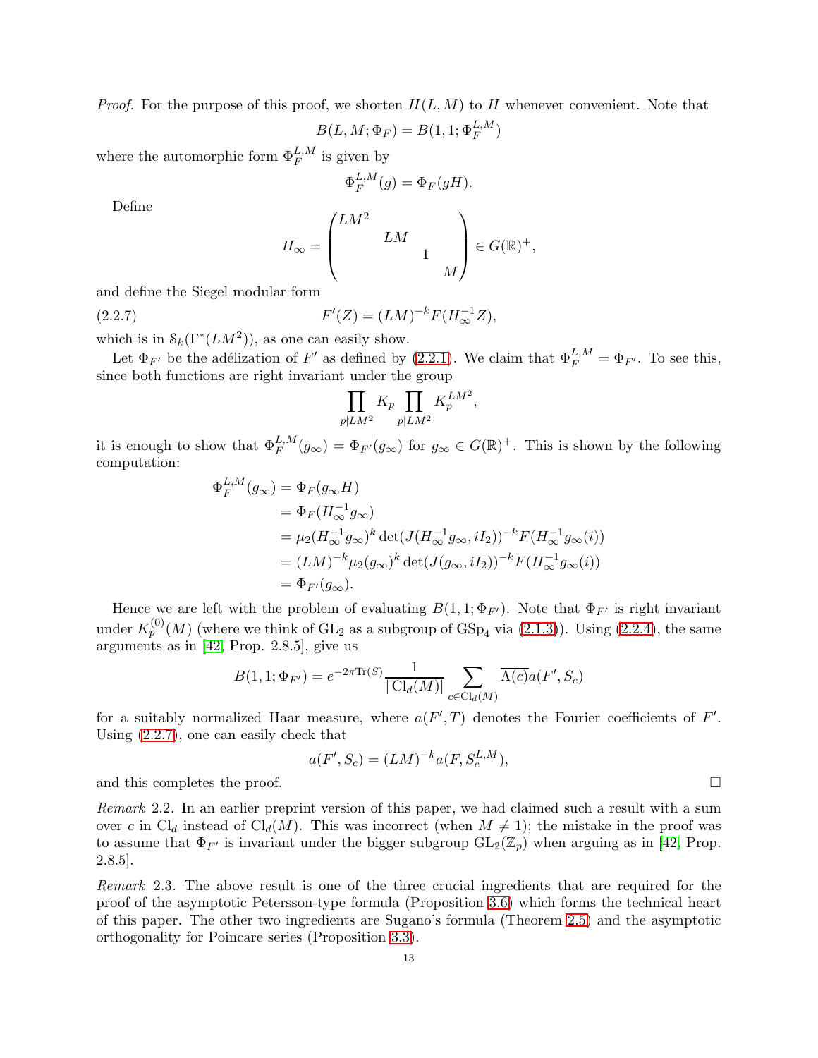*Proof.* For the purpose of this proof, we shorten $H(L, M)$ to $H$ whenever convenient. Note that

$$B(L, M; \Phi_F) = B(1, 1; \Phi_F^{L,M})$$

where the automorphic form $\Phi_F^{L,M}$ is given by

$$\Phi_F^{L,M}(g) = \Phi_F(gH).$$

Define

$$H_\infty = \begin{pmatrix} LM^2 & & & \\ & LM & & \\ & & 1 & \\ & & & M \end{pmatrix} \in G(\mathbb{R})^+,$$

and define the Siegel modular form

$$F'(Z) = (LM)^{-k} F(H_\infty^{-1} Z), \tag{2.2.7}$$

which is in $\mathcal{S}_k(\Gamma^*(LM^2))$, as one can easily show.

Let $\Phi_{F'}$ be the adélization of $F'$ as defined by (2.2.1). We claim that $\Phi_F^{L,M} = \Phi_{F'}$. To see this, since both functions are right invariant under the group

$$\prod_{p \nmid LM^2} K_p \prod_{p \mid LM^2} K_p^{LM^2},$$

it is enough to show that $\Phi_F^{L,M}(g_\infty) = \Phi_{F'}(g_\infty)$ for $g_\infty \in G(\mathbb{R})^+$. This is shown by the following computation:

$$\begin{aligned}
\Phi_F^{L,M}(g_\infty) &= \Phi_F(g_\infty H) \\
&= \Phi_F(H_\infty^{-1} g_\infty) \\
&= \mu_2(H_\infty^{-1} g_\infty)^k \det(J(H_\infty^{-1} g_\infty, iI_2))^{-k} F(H_\infty^{-1} g_\infty(i)) \\
&= (LM)^{-k} \mu_2(g_\infty)^k \det(J(g_\infty, iI_2))^{-k} F(H_\infty^{-1} g_\infty(i)) \\
&= \Phi_{F'}(g_\infty).
\end{aligned}$$

Hence we are left with the problem of evaluating $B(1, 1; \Phi_{F'})$. Note that $\Phi_{F'}$ is right invariant under $K_p^{(0)}(M)$ (where we think of $\mathrm{GL}_2$ as a subgroup of $\mathrm{GSp}_4$ via (2.1.3)). Using (2.2.4), the same arguments as in [42, Prop. 2.8.5], give us

$$B(1, 1; \Phi_{F'}) = e^{-2\pi \mathrm{Tr}(S)} \frac{1}{|\,\mathrm{Cl}_d(M)|} \sum_{c \in \mathrm{Cl}_d(M)} \overline{\Lambda(c)} a(F', S_c)$$

for a suitably normalized Haar measure, where $a(F', T)$ denotes the Fourier coefficients of $F'$. Using (2.2.7), one can easily check that

$$a(F', S_c) = (LM)^{-k} a(F, S_c^{L,M}),$$

and this completes the proof. $\square$

*Remark* 2.2. In an earlier preprint version of this paper, we had claimed such a result with a sum over $c$ in $\mathrm{Cl}_d$ instead of $\mathrm{Cl}_d(M)$. This was incorrect (when $M \neq 1$); the mistake in the proof was to assume that $\Phi_{F'}$ is invariant under the bigger subgroup $\mathrm{GL}_2(\mathbb{Z}_p)$ when arguing as in [42, Prop. 2.8.5].

*Remark* 2.3. The above result is one of the three crucial ingredients that are required for the proof of the asymptotic Petersson-type formula (Proposition 3.6) which forms the technical heart of this paper. The other two ingredients are Sugano's formula (Theorem 2.5) and the asymptotic orthogonality for Poincare series (Proposition 3.3).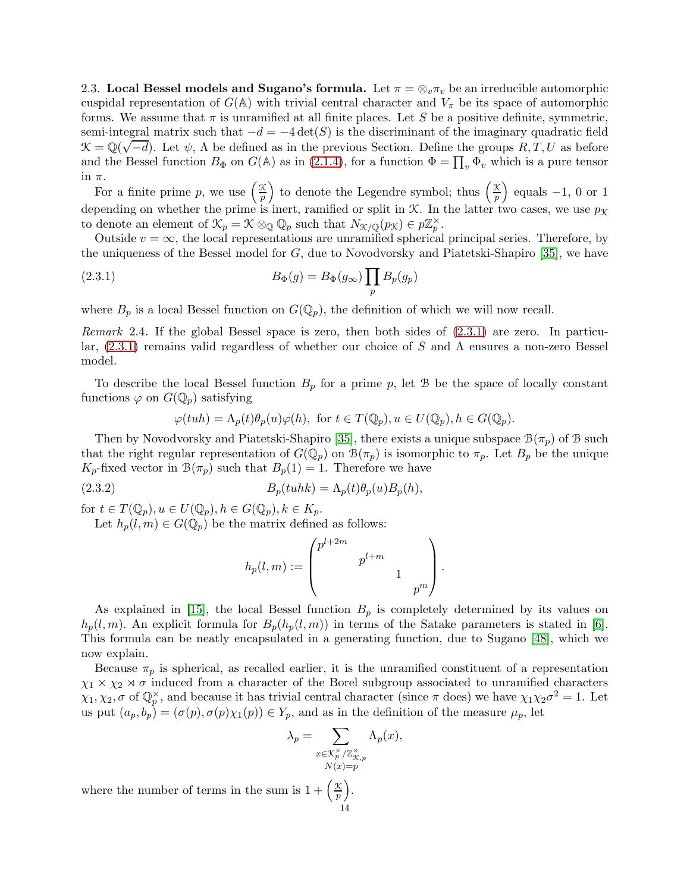2.3. **Local Bessel models and Sugano's formula.** Let $\pi = \otimes_v \pi_v$ be an irreducible automorphic cuspidal representation of $G(\mathbb{A})$ with trivial central character and $V_\pi$ be its space of automorphic forms. We assume that $\pi$ is unramified at all finite places. Let $S$ be a positive definite, symmetric, semi-integral matrix such that $-d = -4\det(S)$ is the discriminant of the imaginary quadratic field $\mathcal{K} = \mathbb{Q}(\sqrt{-d})$. Let $\psi$, $\Lambda$ be defined as in the previous Section. Define the groups $R, T, U$ as before and the Bessel function $B_\Phi$ on $G(\mathbb{A})$ as in (2.1.4), for a function $\Phi = \prod_v \Phi_v$ which is a pure tensor in $\pi$.

For a finite prime $p$, we use $\left(\frac{\mathcal{K}}{p}\right)$ to denote the Legendre symbol; thus $\left(\frac{\mathcal{K}}{p}\right)$ equals $-1$, 0 or 1 depending on whether the prime is inert, ramified or split in $\mathcal{K}$. In the latter two cases, we use $p_{\mathcal{K}}$ to denote an element of $\mathcal{K}_p = \mathcal{K} \otimes_{\mathbb{Q}} \mathbb{Q}_p$ such that $N_{\mathcal{K}/\mathbb{Q}}(p_{\mathcal{K}}) \in p\mathbb{Z}_p^\times$.

Outside $v = \infty$, the local representations are unramified spherical principal series. Therefore, by the uniqueness of the Bessel model for $G$, due to Novodvorsky and Piatetski-Shapiro [35], we have

$$B_\Phi(g) = B_\Phi(g_\infty) \prod_p B_p(g_p) \tag{2.3.1}$$

where $B_p$ is a local Bessel function on $G(\mathbb{Q}_p)$, the definition of which we will now recall.

*Remark* 2.4. If the global Bessel space is zero, then both sides of (2.3.1) are zero. In particular, (2.3.1) remains valid regardless of whether our choice of $S$ and $\Lambda$ ensures a non-zero Bessel model.

To describe the local Bessel function $B_p$ for a prime $p$, let $\mathcal{B}$ be the space of locally constant functions $\varphi$ on $G(\mathbb{Q}_p)$ satisfying

$$\varphi(tuh) = \Lambda_p(t)\theta_p(u)\varphi(h), \text{ for } t \in T(\mathbb{Q}_p), u \in U(\mathbb{Q}_p), h \in G(\mathbb{Q}_p).$$

Then by Novodvorsky and Piatetski-Shapiro [35], there exists a unique subspace $\mathcal{B}(\pi_p)$ of $\mathcal{B}$ such that the right regular representation of $G(\mathbb{Q}_p)$ on $\mathcal{B}(\pi_p)$ is isomorphic to $\pi_p$. Let $B_p$ be the unique $K_p$-fixed vector in $\mathcal{B}(\pi_p)$ such that $B_p(1) = 1$. Therefore we have

$$B_p(tuhk) = \Lambda_p(t)\theta_p(u)B_p(h), \tag{2.3.2}$$

for $t \in T(\mathbb{Q}_p), u \in U(\mathbb{Q}_p), h \in G(\mathbb{Q}_p), k \in K_p$.

Let $h_p(l,m) \in G(\mathbb{Q}_p)$ be the matrix defined as follows:

$$h_p(l,m) := \begin{pmatrix} p^{l+2m} & & & \\ & p^{l+m} & & \\ & & 1 & \\ & & & p^m \end{pmatrix}.$$

As explained in [15], the local Bessel function $B_p$ is completely determined by its values on $h_p(l,m)$. An explicit formula for $B_p(h_p(l,m))$ in terms of the Satake parameters is stated in [6]. This formula can be neatly encapsulated in a generating function, due to Sugano [48], which we now explain.

Because $\pi_p$ is spherical, as recalled earlier, it is the unramified constituent of a representation $\chi_1 \times \chi_2 \rtimes \sigma$ induced from a character of the Borel subgroup associated to unramified characters $\chi_1, \chi_2, \sigma$ of $\mathbb{Q}_p^\times$, and because it has trivial central character (since $\pi$ does) we have $\chi_1\chi_2\sigma^2 = 1$. Let us put $(a_p, b_p) = (\sigma(p), \sigma(p)\chi_1(p)) \in Y_p$, and as in the definition of the measure $\mu_p$, let

$$\lambda_p = \sum_{\substack{x \in \mathcal{K}_p^\times/\mathbb{Z}_{\mathcal{K},p}^\times \\ N(x)=p}} \Lambda_p(x),$$

where the number of terms in the sum is $1 + \left(\frac{\mathcal{K}}{p}\right)$.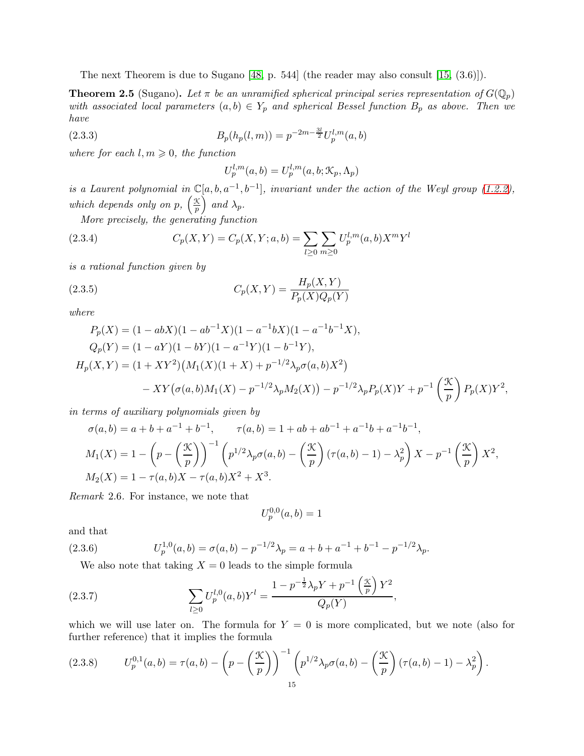The next Theorem is due to Sugano [48, p. 544] (the reader may also consult [15, (3.6)]).

**Theorem 2.5** (Sugano)**.** *Let $\pi$ be an unramified spherical principal series representation of $G(\mathbb{Q}_p)$ with associated local parameters $(a,b) \in Y_p$ and spherical Bessel function $B_p$ as above. Then we have*

$$B_p(h_p(l,m)) = p^{-2m-\frac{3l}{2}} U_p^{l,m}(a,b) \tag{2.3.3}$$

*where for each $l, m \geqslant 0$, the function*

$$U_p^{l,m}(a,b) = U_p^{l,m}(a,b;\mathcal{K}_p,\Lambda_p)$$

*is a Laurent polynomial in $\mathbb{C}[a,b,a^{-1},b^{-1}]$, invariant under the action of the Weyl group (1.2.2), which depends only on $p$, $\left(\frac{\mathcal{K}}{p}\right)$ and $\lambda_p$.*

*More precisely, the generating function*

$$C_p(X,Y) = C_p(X,Y;a,b) = \sum_{l\geq 0}\sum_{m\geq 0} U_p^{l,m}(a,b) X^m Y^l \tag{2.3.4}$$

*is a rational function given by*

$$C_p(X,Y) = \frac{H_p(X,Y)}{P_p(X)Q_p(Y)} \tag{2.3.5}$$

*where*

$$\begin{aligned}
P_p(X) &= (1-abX)(1-ab^{-1}X)(1-a^{-1}bX)(1-a^{-1}b^{-1}X),\\
Q_p(Y) &= (1-aY)(1-bY)(1-a^{-1}Y)(1-b^{-1}Y),\\
H_p(X,Y) &= (1+XY^2)\big(M_1(X)(1+X) + p^{-1/2}\lambda_p\sigma(a,b)X^2\big)\\
&\quad - XY\big(\sigma(a,b)M_1(X) - p^{-1/2}\lambda_p M_2(X)\big) - p^{-1/2}\lambda_p P_p(X)Y + p^{-1}\left(\frac{\mathcal{K}}{p}\right)P_p(X)Y^2,
\end{aligned}$$

*in terms of auxiliary polynomials given by*

$$\begin{aligned}
&\sigma(a,b) = a + b + a^{-1} + b^{-1}, \qquad \tau(a,b) = 1 + ab + ab^{-1} + a^{-1}b + a^{-1}b^{-1},\\
&M_1(X) = 1 - \left(p - \left(\frac{\mathcal{K}}{p}\right)\right)^{-1}\left(p^{1/2}\lambda_p\sigma(a,b) - \left(\frac{\mathcal{K}}{p}\right)(\tau(a,b)-1) - \lambda_p^2\right)X - p^{-1}\left(\frac{\mathcal{K}}{p}\right)X^2,\\
&M_2(X) = 1 - \tau(a,b)X - \tau(a,b)X^2 + X^3.
\end{aligned}$$

*Remark* 2.6. For instance, we note that

$$U_p^{0,0}(a,b) = 1$$

and that

$$U_p^{1,0}(a,b) = \sigma(a,b) - p^{-1/2}\lambda_p = a + b + a^{-1} + b^{-1} - p^{-1/2}\lambda_p. \tag{2.3.6}$$

We also note that taking $X = 0$ leads to the simple formula

$$\sum_{l\geq 0} U_p^{l,0}(a,b)Y^l = \frac{1 - p^{-\frac{1}{2}}\lambda_p Y + p^{-1}\left(\frac{\mathcal{K}}{p}\right)Y^2}{Q_p(Y)}, \tag{2.3.7}$$

which we will use later on. The formula for $Y = 0$ is more complicated, but we note (also for further reference) that it implies the formula

$$U_p^{0,1}(a,b) = \tau(a,b) - \left(p - \left(\frac{\mathcal{K}}{p}\right)\right)^{-1}\left(p^{1/2}\lambda_p\sigma(a,b) - \left(\frac{\mathcal{K}}{p}\right)(\tau(a,b)-1) - \lambda_p^2\right). \tag{2.3.8}$$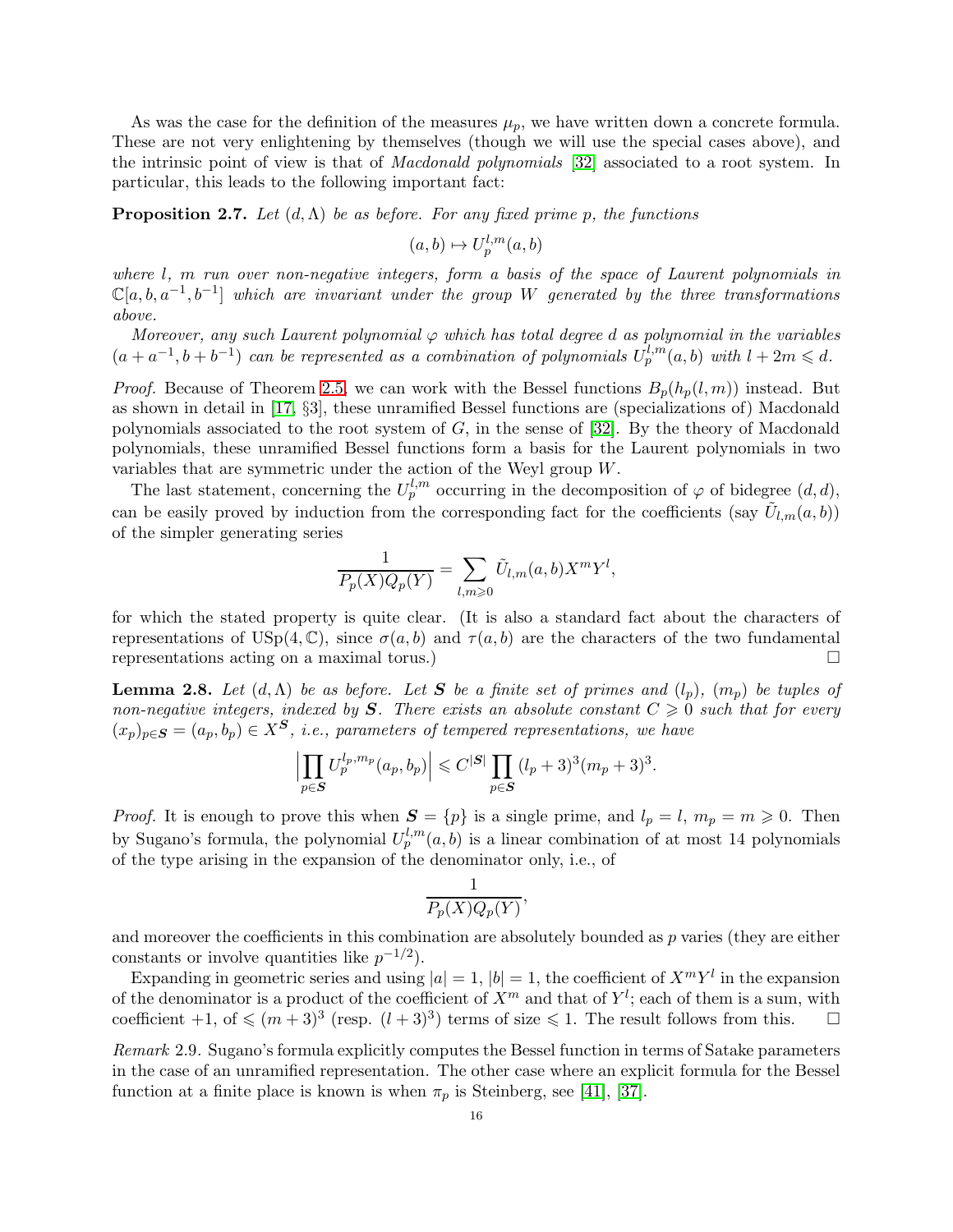As was the case for the definition of the measures $\mu_p$, we have written down a concrete formula. These are not very enlightening by themselves (though we will use the special cases above), and the intrinsic point of view is that of *Macdonald polynomials* [32] associated to a root system. In particular, this leads to the following important fact:

**Proposition 2.7.** *Let $(d, \Lambda)$ be as before. For any fixed prime $p$, the functions*

$$(a, b) \mapsto U_p^{l,m}(a, b)$$

*where $l$, $m$ run over non-negative integers, form a basis of the space of Laurent polynomials in $\mathbf{C}[a, b, a^{-1}, b^{-1}]$ which are invariant under the group $W$ generated by the three transformations above.*

*Moreover, any such Laurent polynomial $\varphi$ which has total degree $d$ as polynomial in the variables $(a + a^{-1}, b + b^{-1})$ can be represented as a combination of polynomials $U_p^{l,m}(a, b)$ with $l + 2m \leqslant d$.*

*Proof.* Because of Theorem 2.5, we can work with the Bessel functions $B_p(h_p(l, m))$ instead. But as shown in detail in [17, §3], these unramified Bessel functions are (specializations of) Macdonald polynomials associated to the root system of $G$, in the sense of [32]. By the theory of Macdonald polynomials, these unramified Bessel functions form a basis for the Laurent polynomials in two variables that are symmetric under the action of the Weyl group $W$.

The last statement, concerning the $U_p^{l,m}$ occurring in the decomposition of $\varphi$ of bidegree $(d, d)$, can be easily proved by induction from the corresponding fact for the coefficients (say $\tilde{U}_{l,m}(a, b)$) of the simpler generating series

$$\frac{1}{P_p(X)Q_p(Y)} = \sum_{l,m \geqslant 0} \tilde{U}_{l,m}(a, b) X^m Y^l,$$

for which the stated property is quite clear. (It is also a standard fact about the characters of representations of $\mathrm{USp}(4, \mathbf{C})$, since $\sigma(a, b)$ and $\tau(a, b)$ are the characters of the two fundamental representations acting on a maximal torus.) $\square$

**Lemma 2.8.** *Let $(d, \Lambda)$ be as before. Let $\boldsymbol{S}$ be a finite set of primes and $(l_p)$, $(m_p)$ be tuples of non-negative integers, indexed by $\boldsymbol{S}$. There exists an absolute constant $C \geqslant 0$ such that for every $(x_p)_{p \in \boldsymbol{S}} = (a_p, b_p) \in X^{\boldsymbol{S}}$, i.e., parameters of tempered representations, we have*

$$\Big| \prod_{p \in \boldsymbol{S}} U_p^{l_p, m_p}(a_p, b_p) \Big| \leqslant C^{|\boldsymbol{S}|} \prod_{p \in \boldsymbol{S}} (l_p + 3)^3 (m_p + 3)^3.$$

*Proof.* It is enough to prove this when $\boldsymbol{S} = \{p\}$ is a single prime, and $l_p = l$, $m_p = m \geqslant 0$. Then by Sugano's formula, the polynomial $U_p^{l,m}(a, b)$ is a linear combination of at most 14 polynomials of the type arising in the expansion of the denominator only, i.e., of

$$\frac{1}{P_p(X)Q_p(Y)},$$

and moreover the coefficients in this combination are absolutely bounded as $p$ varies (they are either constants or involve quantities like $p^{-1/2}$).

Expanding in geometric series and using $|a| = 1$, $|b| = 1$, the coefficient of $X^m Y^l$ in the expansion of the denominator is a product of the coefficient of $X^m$ and that of $Y^l$; each of them is a sum, with coefficient $+1$, of $\leqslant (m + 3)^3$ (resp. $(l + 3)^3$) terms of size $\leqslant 1$. The result follows from this. $\square$

*Remark* 2.9. Sugano's formula explicitly computes the Bessel function in terms of Satake parameters in the case of an unramified representation. The other case where an explicit formula for the Bessel function at a finite place is known is when $\pi_p$ is Steinberg, see [41], [37].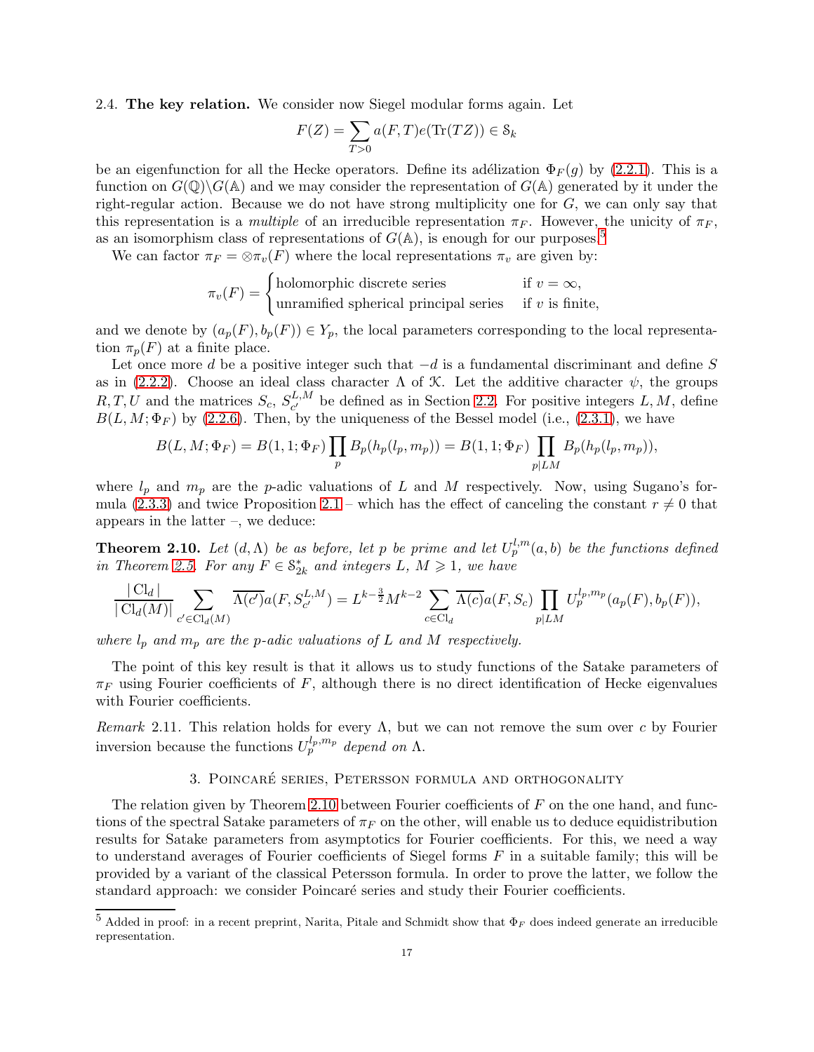2.4. **The key relation.** We consider now Siegel modular forms again. Let

$$F(Z) = \sum_{T>0} a(F,T) e(\mathrm{Tr}(TZ)) \in \mathcal{S}_k$$

be an eigenfunction for all the Hecke operators. Define its adélization $\Phi_F(g)$ by (2.2.1). This is a function on $G(\mathbb{Q})\backslash G(\mathbb{A})$ and we may consider the representation of $G(\mathbb{A})$ generated by it under the right-regular action. Because we do not have strong multiplicity one for $G$, we can only say that this representation is a *multiple* of an irreducible representation $\pi_F$. However, the unicity of $\pi_F$, as an isomorphism class of representations of $G(\mathbb{A})$, is enough for our purposes.[5]

We can factor $\pi_F = \otimes \pi_v(F)$ where the local representations $\pi_v$ are given by:

$$\pi_v(F) = \begin{cases} \text{holomorphic discrete series} & \text{if } v = \infty, \\ \text{unramified spherical principal series} & \text{if } v \text{ is finite,} \end{cases}$$

and we denote by $(a_p(F), b_p(F)) \in Y_p$, the local parameters corresponding to the local representation $\pi_p(F)$ at a finite place.

Let once more $d$ be a positive integer such that $-d$ is a fundamental discriminant and define $S$ as in (2.2.2). Choose an ideal class character $\Lambda$ of $\mathcal{K}$. Let the additive character $\psi$, the groups $R, T, U$ and the matrices $S_c$, $S_{c'}^{L,M}$ be defined as in Section 2.2. For positive integers $L, M$, define $B(L, M; \Phi_F)$ by (2.2.6). Then, by the uniqueness of the Bessel model (i.e., (2.3.1), we have

$$B(L, M; \Phi_F) = B(1, 1; \Phi_F) \prod_p B_p(h_p(l_p, m_p)) = B(1, 1; \Phi_F) \prod_{p \mid LM} B_p(h_p(l_p, m_p)),$$

where $l_p$ and $m_p$ are the $p$-adic valuations of $L$ and $M$ respectively. Now, using Sugano's formula (2.3.3) and twice Proposition 2.1 – which has the effect of canceling the constant $r \neq 0$ that appears in the latter –, we deduce:

**Theorem 2.10.** *Let $(d, \Lambda)$ be as before, let $p$ be prime and let $U_p^{l,m}(a, b)$ be the functions defined in Theorem 2.5. For any $F \in \mathcal{S}_{2k}^*$ and integers $L$, $M \geqslant 1$, we have*

$$\frac{|\operatorname{Cl}_d|}{|\operatorname{Cl}_d(M)|} \sum_{c' \in \operatorname{Cl}_d(M)} \overline{\Lambda(c')} a(F, S_{c'}^{L,M}) = L^{k-\frac{3}{2}} M^{k-2} \sum_{c \in \operatorname{Cl}_d} \overline{\Lambda(c)} a(F, S_c) \prod_{p \mid LM} U_p^{l_p, m_p}(a_p(F), b_p(F)),$$

*where $l_p$ and $m_p$ are the $p$-adic valuations of $L$ and $M$ respectively.*

The point of this key result is that it allows us to study functions of the Satake parameters of $\pi_F$ using Fourier coefficients of $F$, although there is no direct identification of Hecke eigenvalues with Fourier coefficients.

*Remark* 2.11. This relation holds for every $\Lambda$, but we can not remove the sum over $c$ by Fourier inversion because the functions $U_p^{l_p, m_p}$ *depend on* $\Lambda$.

## 3. Poincaré series, Petersson formula and orthogonality

The relation given by Theorem 2.10 between Fourier coefficients of $F$ on the one hand, and functions of the spectral Satake parameters of $\pi_F$ on the other, will enable us to deduce equidistribution results for Satake parameters from asymptotics for Fourier coefficients. For this, we need a way to understand averages of Fourier coefficients of Siegel forms $F$ in a suitable family; this will be provided by a variant of the classical Petersson formula. In order to prove the latter, we follow the standard approach: we consider Poincaré series and study their Fourier coefficients.

[5] Added in proof: in a recent preprint, Narita, Pitale and Schmidt show that $\Phi_F$ does indeed generate an irreducible representation.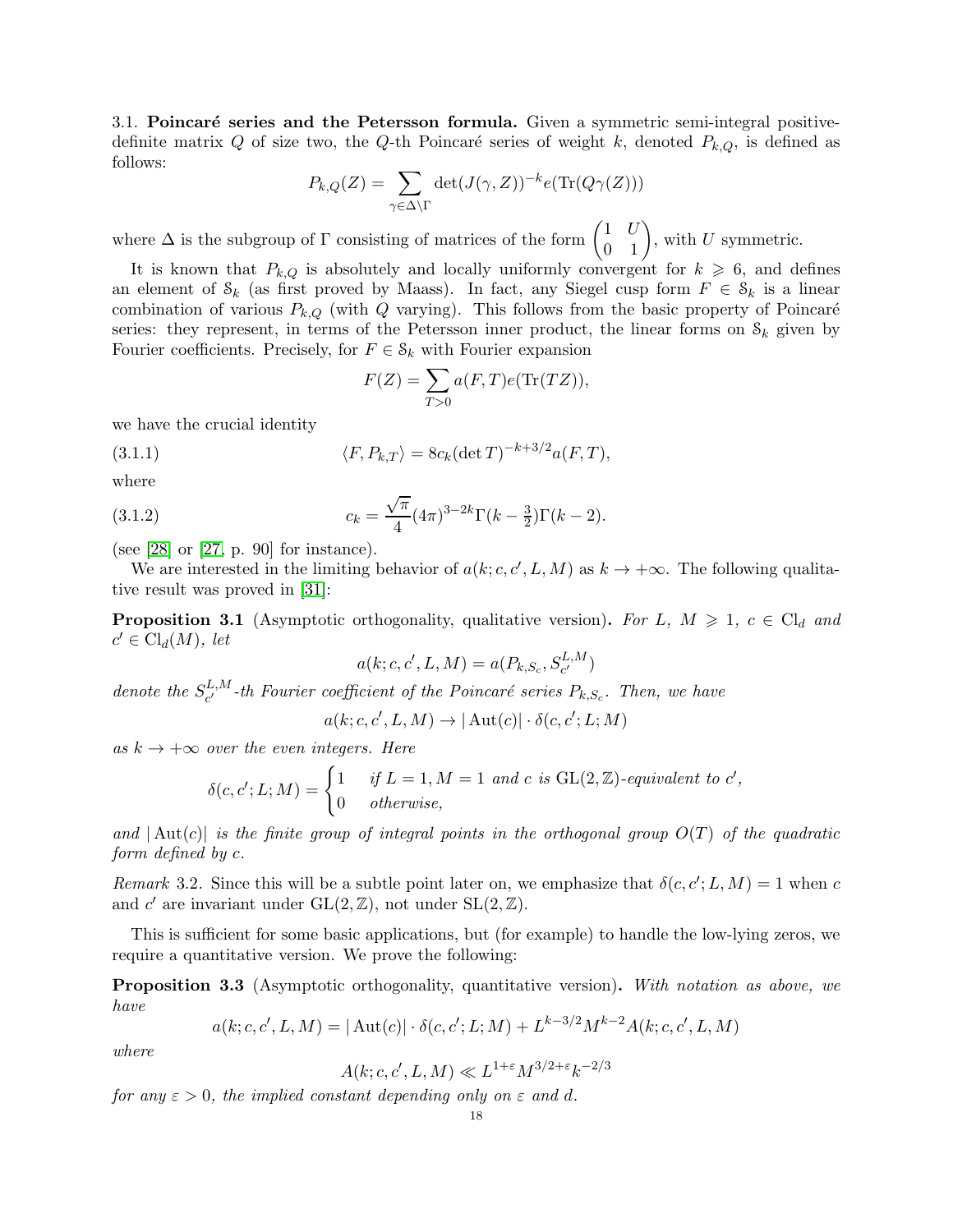3.1. **Poincaré series and the Petersson formula.** Given a symmetric semi-integral positive-definite matrix $Q$ of size two, the $Q$-th Poincaré series of weight $k$, denoted $P_{k,Q}$, is defined as follows:

$$P_{k,Q}(Z) = \sum_{\gamma \in \Delta \backslash \Gamma} \det(J(\gamma, Z))^{-k} e(\mathrm{Tr}(Q\gamma(Z)))$$

where $\Delta$ is the subgroup of $\Gamma$ consisting of matrices of the form $\begin{pmatrix} 1 & U \\ 0 & 1 \end{pmatrix}$, with $U$ symmetric.

It is known that $P_{k,Q}$ is absolutely and locally uniformly convergent for $k \geqslant 6$, and defines an element of $\mathcal{S}_k$ (as first proved by Maass). In fact, any Siegel cusp form $F \in \mathcal{S}_k$ is a linear combination of various $P_{k,Q}$ (with $Q$ varying). This follows from the basic property of Poincaré series: they represent, in terms of the Petersson inner product, the linear forms on $\mathcal{S}_k$ given by Fourier coefficients. Precisely, for $F \in \mathcal{S}_k$ with Fourier expansion

$$F(Z) = \sum_{T > 0} a(F, T) e(\mathrm{Tr}(TZ)),$$

we have the crucial identity

$$\langle F, P_{k,T} \rangle = 8c_k (\det T)^{-k+3/2} a(F, T), \tag{3.1.1}$$

where

$$c_k = \frac{\sqrt{\pi}}{4} (4\pi)^{3-2k} \Gamma(k - \tfrac{3}{2}) \Gamma(k-2). \tag{3.1.2}$$

(see [28] or [27, p. 90] for instance).

We are interested in the limiting behavior of $a(k; c, c', L, M)$ as $k \to +\infty$. The following qualitative result was proved in [31]:

**Proposition 3.1** (Asymptotic orthogonality, qualitative version)**.** *For $L$, $M \geqslant 1$, $c \in \mathrm{Cl}_d$ and $c' \in \mathrm{Cl}_d(M)$, let*

$$a(k; c, c', L, M) = a(P_{k,S_c}, S_{c'}^{L,M})$$

*denote the $S_{c'}^{L,M}$-th Fourier coefficient of the Poincaré series $P_{k,S_c}$. Then, we have*

$$a(k; c, c', L, M) \to |\operatorname{Aut}(c)| \cdot \delta(c, c'; L; M)$$

*as $k \to +\infty$ over the even integers. Here*

$$\delta(c, c'; L; M) = \begin{cases} 1 & \text{if } L = 1, M = 1 \text{ and } c \text{ is } \mathrm{GL}(2, \mathbb{Z})\text{-equivalent to } c', \\ 0 & \text{otherwise,} \end{cases}$$

*and $|\operatorname{Aut}(c)|$ is the finite group of integral points in the orthogonal group $O(T)$ of the quadratic form defined by $c$.*

*Remark* 3.2. Since this will be a subtle point later on, we emphasize that $\delta(c, c'; L, M) = 1$ when $c$ and $c'$ are invariant under $\mathrm{GL}(2, \mathbb{Z})$, not under $\mathrm{SL}(2, \mathbb{Z})$.

This is sufficient for some basic applications, but (for example) to handle the low-lying zeros, we require a quantitative version. We prove the following:

**Proposition 3.3** (Asymptotic orthogonality, quantitative version)**.** *With notation as above, we have*

$$a(k; c, c', L, M) = |\operatorname{Aut}(c)| \cdot \delta(c, c'; L; M) + L^{k-3/2} M^{k-2} A(k; c, c', L, M)$$

*where*

$$A(k; c, c', L, M) \ll L^{1+\varepsilon} M^{3/2+\varepsilon} k^{-2/3}$$

*for any $\varepsilon > 0$, the implied constant depending only on $\varepsilon$ and $d$.*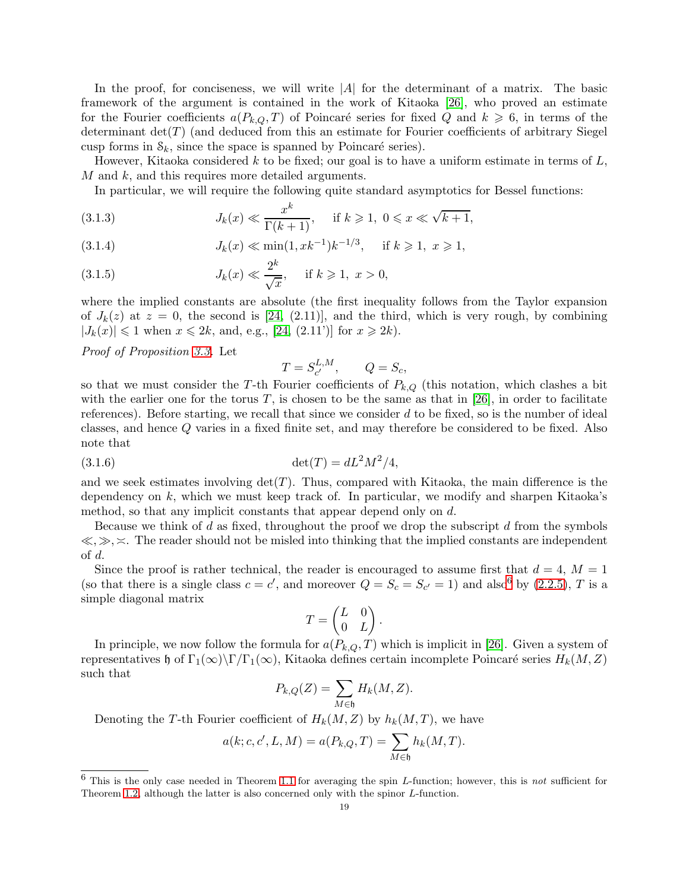In the proof, for conciseness, we will write $|A|$ for the determinant of a matrix. The basic framework of the argument is contained in the work of Kitaoka [26], who proved an estimate for the Fourier coefficients $a(P_{k,Q}, T)$ of Poincaré series for fixed $Q$ and $k \geqslant 6$, in terms of the determinant $\det(T)$ (and deduced from this an estimate for Fourier coefficients of arbitrary Siegel cusp forms in $\mathcal{S}_k$, since the space is spanned by Poincaré series).

However, Kitaoka considered $k$ to be fixed; our goal is to have a uniform estimate in terms of $L$, $M$ and $k$, and this requires more detailed arguments.

In particular, we will require the following quite standard asymptotics for Bessel functions:

$$J_k(x) \ll \frac{x^k}{\Gamma(k+1)}, \quad \text{if } k \geqslant 1,\ 0 \leqslant x \ll \sqrt{k+1}, \tag{3.1.3}$$

$$J_k(x) \ll \min(1, xk^{-1})k^{-1/3}, \quad \text{if } k \geqslant 1,\ x \geqslant 1, \tag{3.1.4}$$

$$J_k(x) \ll \frac{2^k}{\sqrt{x}}, \quad \text{if } k \geqslant 1,\ x > 0, \tag{3.1.5}$$

where the implied constants are absolute (the first inequality follows from the Taylor expansion of $J_k(z)$ at $z = 0$, the second is [24, (2.11)], and the third, which is very rough, by combining $|J_k(x)| \leqslant 1$ when $x \leqslant 2k$, and, e.g., [24, (2.11')] for $x \geqslant 2k$).

*Proof of Proposition 3.3.* Let

$$T = S_{c'}^{L,M}, \qquad Q = S_c,$$

so that we must consider the $T$-th Fourier coefficients of $P_{k,Q}$ (this notation, which clashes a bit with the earlier one for the torus $T$, is chosen to be the same as that in [26], in order to facilitate references). Before starting, we recall that since we consider $d$ to be fixed, so is the number of ideal classes, and hence $Q$ varies in a fixed finite set, and may therefore be considered to be fixed. Also note that

$$\det(T) = dL^2M^2/4, \tag{3.1.6}$$

and we seek estimates involving $\det(T)$. Thus, compared with Kitaoka, the main difference is the dependency on $k$, which we must keep track of. In particular, we modify and sharpen Kitaoka's method, so that any implicit constants that appear depend only on $d$.

Because we think of $d$ as fixed, throughout the proof we drop the subscript $d$ from the symbols $\ll, \gg, \asymp$. The reader should not be misled into thinking that the implied constants are independent of $d$.

Since the proof is rather technical, the reader is encouraged to assume first that $d = 4$, $M = 1$ (so that there is a single class $c = c'$, and moreover $Q = S_c = S_{c'} = 1$) and also[6] by (2.2.5), $T$ is a simple diagonal matrix

$$T = \begin{pmatrix} L & 0 \\ 0 & L \end{pmatrix}.$$

In principle, we now follow the formula for $a(P_{k,Q}, T)$ which is implicit in [26]. Given a system of representatives $\mathfrak{h}$ of $\Gamma_1(\infty)\backslash\Gamma/\Gamma_1(\infty)$, Kitaoka defines certain incomplete Poincaré series $H_k(M, Z)$ such that

$$P_{k,Q}(Z) = \sum_{M \in \mathfrak{h}} H_k(M, Z).$$

Denoting the $T$-th Fourier coefficient of $H_k(M, Z)$ by $h_k(M, T)$, we have

$$a(k; c, c', L, M) = a(P_{k,Q}, T) = \sum_{M \in \mathfrak{h}} h_k(M, T).$$

[6] This is the only case needed in Theorem 1.1 for averaging the spin $L$-function; however, this is *not* sufficient for Theorem 1.2, although the latter is also concerned only with the spinor $L$-function.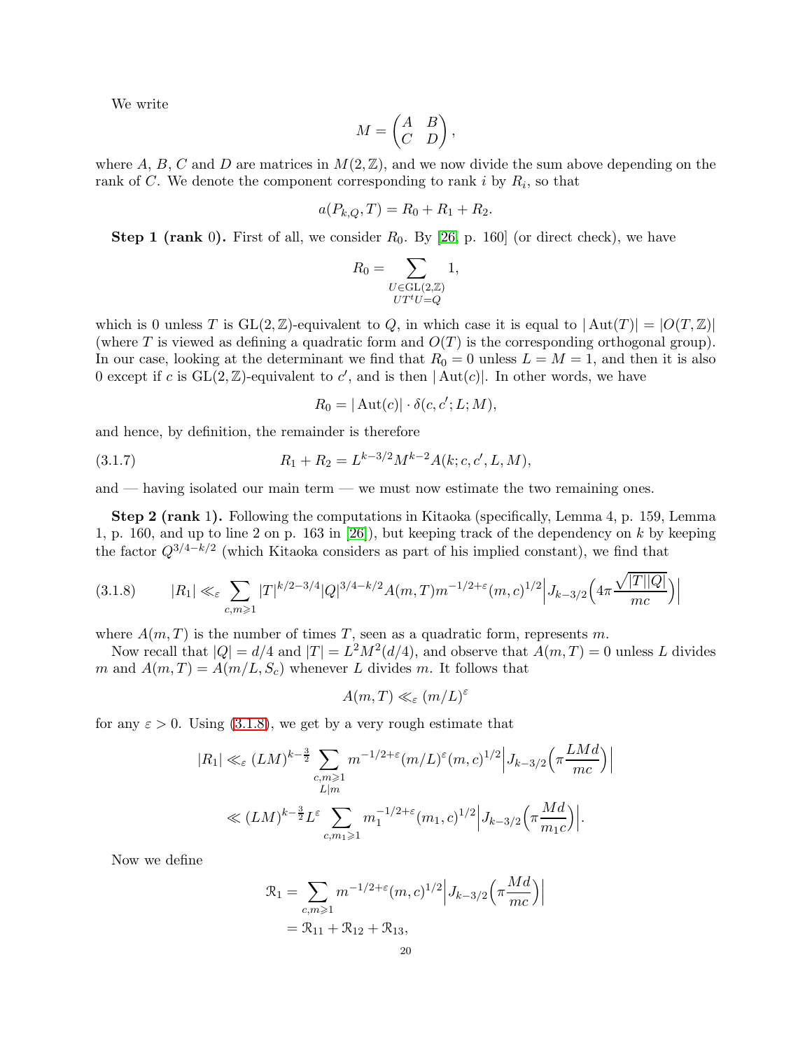We write

$$M = \begin{pmatrix} A & B \\ C & D \end{pmatrix},$$

where $A$, $B$, $C$ and $D$ are matrices in $M(2,\mathbb{Z})$, and we now divide the sum above depending on the rank of $C$. We denote the component corresponding to rank $i$ by $R_i$, so that

$$a(P_{k,Q}, T) = R_0 + R_1 + R_2.$$

**Step 1 (rank 0).** First of all, we consider $R_0$. By [26, p. 160] (or direct check), we have

$$R_0 = \sum_{\substack{U \in \mathrm{GL}(2,\mathbb{Z}) \\ UT^tU = Q}} 1,$$

which is 0 unless $T$ is $\mathrm{GL}(2,\mathbb{Z})$-equivalent to $Q$, in which case it is equal to $|\operatorname{Aut}(T)| = |O(T,\mathbb{Z})|$ (where $T$ is viewed as defining a quadratic form and $O(T)$ is the corresponding orthogonal group). In our case, looking at the determinant we find that $R_0 = 0$ unless $L = M = 1$, and then it is also 0 except if $c$ is $\mathrm{GL}(2,\mathbb{Z})$-equivalent to $c'$, and is then $|\operatorname{Aut}(c)|$. In other words, we have

$$R_0 = |\operatorname{Aut}(c)| \cdot \delta(c, c'; L; M),$$

and hence, by definition, the remainder is therefore

$$R_1 + R_2 = L^{k-3/2} M^{k-2} A(k; c, c', L, M), \tag{3.1.7}$$

and — having isolated our main term — we must now estimate the two remaining ones.

**Step 2 (rank 1).** Following the computations in Kitaoka (specifically, Lemma 4, p. 159, Lemma 1, p. 160, and up to line 2 on p. 163 in [26]), but keeping track of the dependency on $k$ by keeping the factor $Q^{3/4-k/2}$ (which Kitaoka considers as part of his implied constant), we find that

$$|R_1| \ll_\varepsilon \sum_{c,m \geqslant 1} |T|^{k/2-3/4} |Q|^{3/4-k/2} A(m,T) m^{-1/2+\varepsilon} (m,c)^{1/2} \Big| J_{k-3/2}\Big(4\pi \frac{\sqrt{|T||Q|}}{mc}\Big)\Big| \tag{3.1.8}$$

where $A(m,T)$ is the number of times $T$, seen as a quadratic form, represents $m$.

Now recall that $|Q| = d/4$ and $|T| = L^2M^2(d/4)$, and observe that $A(m,T) = 0$ unless $L$ divides $m$ and $A(m,T) = A(m/L, S_c)$ whenever $L$ divides $m$. It follows that

$$A(m,T) \ll_\varepsilon (m/L)^\varepsilon$$

for any $\varepsilon > 0$. Using (3.1.8), we get by a very rough estimate that

$$\begin{aligned}
|R_1| &\ll_\varepsilon (LM)^{k-\frac{3}{2}} \sum_{\substack{c,m \geqslant 1 \\ L|m}} m^{-1/2+\varepsilon} (m/L)^\varepsilon (m,c)^{1/2} \Big| J_{k-3/2}\Big(\pi \frac{LMd}{mc}\Big)\Big| \\
&\ll (LM)^{k-\frac{3}{2}} L^\varepsilon \sum_{c,m_1 \geqslant 1} m_1^{-1/2+\varepsilon} (m_1,c)^{1/2} \Big| J_{k-3/2}\Big(\pi \frac{Md}{m_1 c}\Big)\Big|.
\end{aligned}$$

Now we define

$$\begin{aligned}
\mathcal{R}_1 &= \sum_{c,m \geqslant 1} m^{-1/2+\varepsilon} (m,c)^{1/2} \Big| J_{k-3/2}\Big(\pi \frac{Md}{mc}\Big)\Big| \\
&= \mathcal{R}_{11} + \mathcal{R}_{12} + \mathcal{R}_{13},
\end{aligned}$$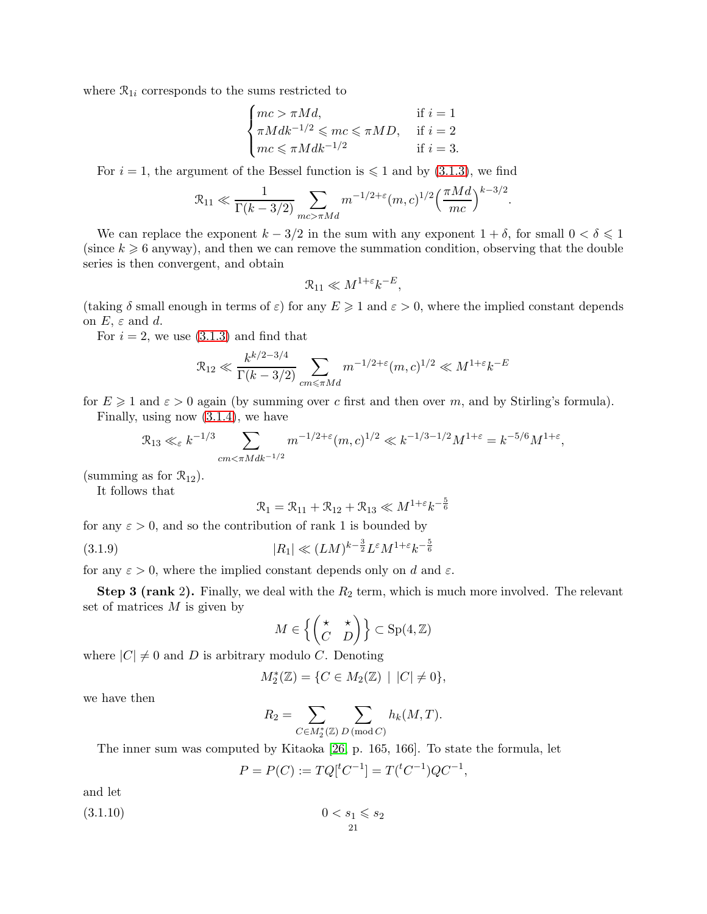where $\mathcal{R}_{1i}$ corresponds to the sums restricted to

$$\begin{cases} mc > \pi M d, & \text{if } i = 1 \\ \pi M d k^{-1/2} \leqslant mc \leqslant \pi M D, & \text{if } i = 2 \\ mc \leqslant \pi M d k^{-1/2} & \text{if } i = 3. \end{cases}$$

For $i = 1$, the argument of the Bessel function is $\leqslant 1$ and by (3.1.3), we find

$$\mathcal{R}_{11} \ll \frac{1}{\Gamma(k-3/2)} \sum_{mc > \pi M d} m^{-1/2+\varepsilon}(m,c)^{1/2} \Big(\frac{\pi M d}{mc}\Big)^{k-3/2}.$$

We can replace the exponent $k - 3/2$ in the sum with any exponent $1 + \delta$, for small $0 < \delta \leqslant 1$ (since $k \geqslant 6$ anyway), and then we can remove the summation condition, observing that the double series is then convergent, and obtain

$$\mathcal{R}_{11} \ll M^{1+\varepsilon} k^{-E},$$

(taking $\delta$ small enough in terms of $\varepsilon$) for any $E \geqslant 1$ and $\varepsilon > 0$, where the implied constant depends on $E$, $\varepsilon$ and $d$.

For $i = 2$, we use (3.1.3) and find that

$$\mathcal{R}_{12} \ll \frac{k^{k/2-3/4}}{\Gamma(k-3/2)} \sum_{cm \leqslant \pi M d} m^{-1/2+\varepsilon}(m,c)^{1/2} \ll M^{1+\varepsilon} k^{-E}$$

for $E \geqslant 1$ and $\varepsilon > 0$ again (by summing over $c$ first and then over $m$, and by Stirling's formula).

Finally, using now (3.1.4), we have

$$\mathcal{R}_{13} \ll_\varepsilon k^{-1/3} \sum_{cm < \pi M d k^{-1/2}} m^{-1/2+\varepsilon}(m,c)^{1/2} \ll k^{-1/3-1/2} M^{1+\varepsilon} = k^{-5/6} M^{1+\varepsilon},$$

(summing as for $\mathcal{R}_{12}$).

It follows that

$$\mathcal{R}_1 = \mathcal{R}_{11} + \mathcal{R}_{12} + \mathcal{R}_{13} \ll M^{1+\varepsilon} k^{-\frac{5}{6}}$$

for any $\varepsilon > 0$, and so the contribution of rank 1 is bounded by

$$|R_1| \ll (LM)^{k-\frac{3}{2}} L^\varepsilon M^{1+\varepsilon} k^{-\frac{5}{6}} \tag{3.1.9}$$

for any $\varepsilon > 0$, where the implied constant depends only on $d$ and $\varepsilon$.

**Step 3 (rank 2).** Finally, we deal with the $R_2$ term, which is much more involved. The relevant set of matrices $M$ is given by

$$M \in \Big\{ \begin{pmatrix} \star & \star \\ C & D \end{pmatrix} \Big\} \subset \mathrm{Sp}(4, \mathbb{Z})$$

where $|C| \neq 0$ and $D$ is arbitrary modulo $C$. Denoting

$$M_2^*(\mathbb{Z}) = \{C \in M_2(\mathbb{Z}) \mid |C| \neq 0\},$$

we have then

$$R_2 = \sum_{C \in M_2^*(\mathbb{Z})} \sum_{D \,(\mathrm{mod}\, C)} h_k(M, T).$$

The inner sum was computed by Kitaoka [26, p. 165, 166]. To state the formula, let

$$P = P(C) := TQ[{}^tC^{-1}] = T({}^tC^{-1})QC^{-1},$$

and let

$$0 < s_1 \leqslant s_2 \tag{3.1.10}$$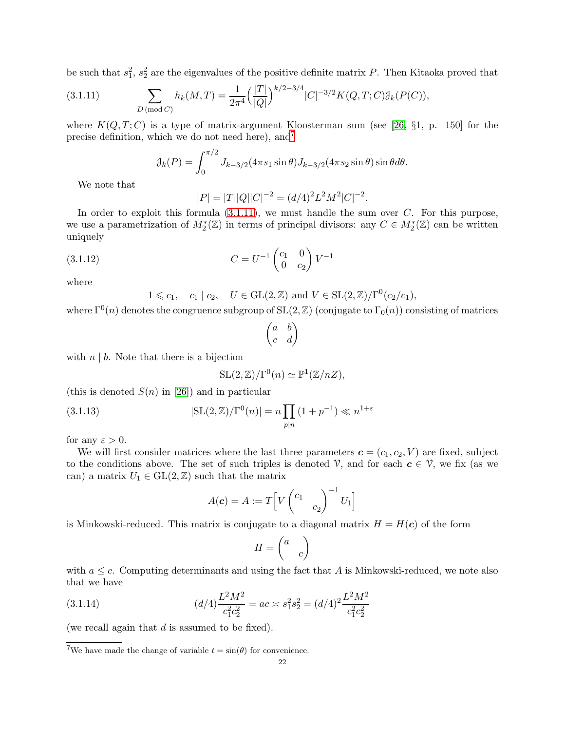be such that $s_1^2$, $s_2^2$ are the eigenvalues of the positive definite matrix $P$. Then Kitaoka proved that

$$\sum_{D \,(\mathrm{mod}\, C)} h_k(M,T) = \frac{1}{2\pi^4}\Big(\frac{|T|}{|Q|}\Big)^{k/2-3/4} |C|^{-3/2} K(Q,T;C)\mathcal{J}_k(P(C)), \tag{3.1.11}$$

where $K(Q,T;C)$ is a type of matrix-argument Kloosterman sum (see [26, §1, p. 150] for the precise definition, which we do not need here), and[7]

$$\mathcal{J}_k(P) = \int_0^{\pi/2} J_{k-3/2}(4\pi s_1 \sin\theta) J_{k-3/2}(4\pi s_2 \sin\theta) \sin\theta d\theta.$$

We note that

$$|P| = |T||Q||C|^{-2} = (d/4)^2 L^2 M^2 |C|^{-2}.$$

In order to exploit this formula (3.1.11), we must handle the sum over $C$. For this purpose, we use a parametrization of $M_2^*(\mathbb{Z})$ in terms of principal divisors: any $C \in M_2^*(\mathbb{Z})$ can be written uniquely

$$C = U^{-1}\begin{pmatrix} c_1 & 0 \\ 0 & c_2 \end{pmatrix} V^{-1} \tag{3.1.12}$$

where

$$1 \leqslant c_1, \quad c_1 \mid c_2, \quad U \in \mathrm{GL}(2,\mathbb{Z}) \text{ and } V \in \mathrm{SL}(2,\mathbb{Z})/\Gamma^0(c_2/c_1),$$

where $\Gamma^0(n)$ denotes the congruence subgroup of $\mathrm{SL}(2,\mathbb{Z})$ (conjugate to $\Gamma_0(n)$) consisting of matrices

$$\begin{pmatrix} a & b \\ c & d \end{pmatrix}$$

with $n \mid b$. Note that there is a bijection

$$\mathrm{SL}(2,\mathbb{Z})/\Gamma^0(n) \simeq \mathbb{P}^1(\mathbb{Z}/nZ),$$

(this is denoted $S(n)$ in [26]) and in particular

$$|\mathrm{SL}(2,\mathbb{Z})/\Gamma^0(n)| = n\prod_{p\mid n}(1+p^{-1}) \ll n^{1+\varepsilon} \tag{3.1.13}$$

for any $\varepsilon > 0$.

We will first consider matrices where the last three parameters $\boldsymbol{c} = (c_1, c_2, V)$ are fixed, subject to the conditions above. The set of such triples is denoted $\mathcal{V}$, and for each $\boldsymbol{c} \in \mathcal{V}$, we fix (as we can) a matrix $U_1 \in \mathrm{GL}(2,\mathbb{Z})$ such that the matrix

$$A(\boldsymbol{c}) = A := T\Big[V\begin{pmatrix} c_1 & \\ & c_2 \end{pmatrix}^{-1} U_1\Big]$$

is Minkowski-reduced. This matrix is conjugate to a diagonal matrix $H = H(\boldsymbol{c})$ of the form

$$H = \begin{pmatrix} a & \\ & c \end{pmatrix}$$

with $a \le c$. Computing determinants and using the fact that $A$ is Minkowski-reduced, we note also that we have

$$(d/4)\frac{L^2M^2}{c_1^2c_2^2} = ac \asymp s_1^2 s_2^2 = (d/4)^2\frac{L^2M^2}{c_1^2c_2^2} \tag{3.1.14}$$

(we recall again that $d$ is assumed to be fixed).

[7] We have made the change of variable $t = \sin(\theta)$ for convenience.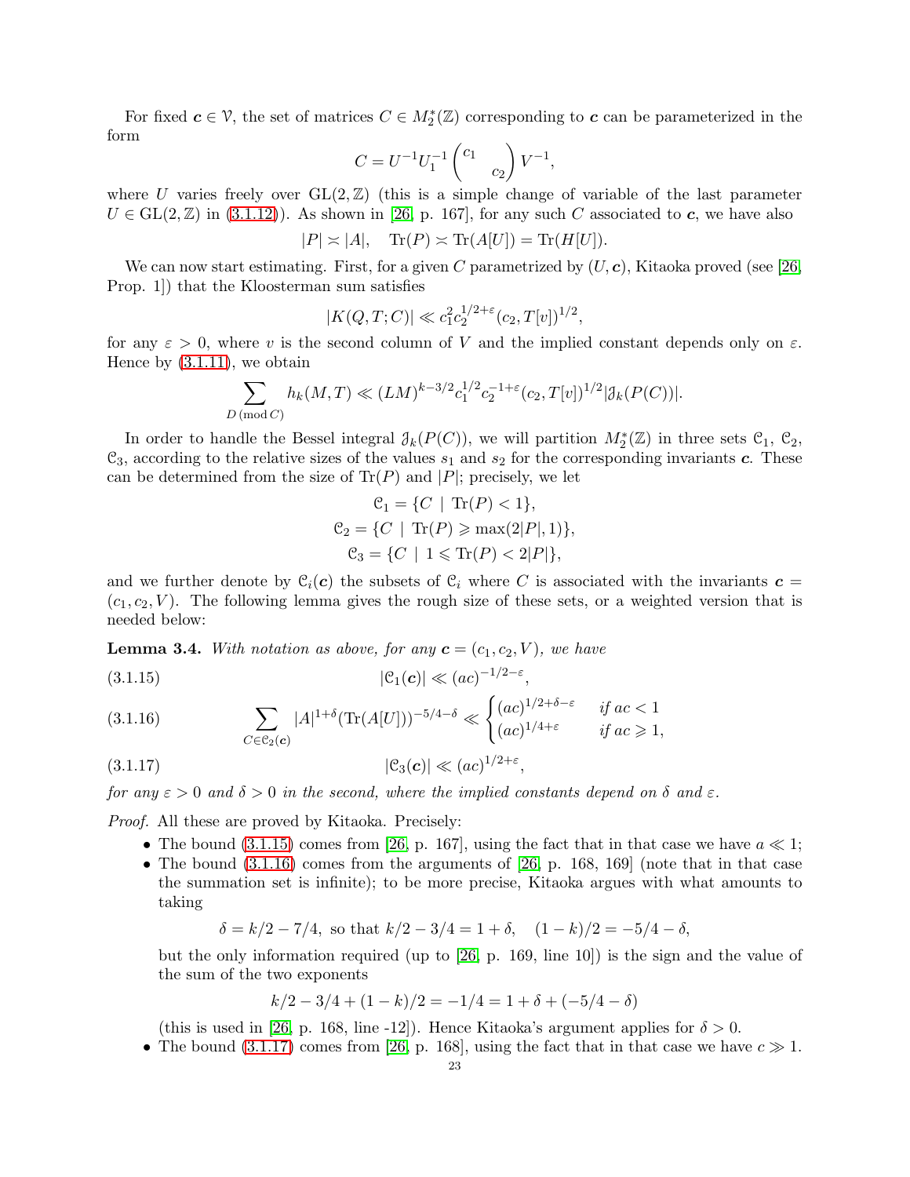For fixed $\boldsymbol{c} \in \mathcal{V}$, the set of matrices $C \in M_2^*(\mathbb{Z})$ corresponding to $\boldsymbol{c}$ can be parameterized in the form

$$C = U^{-1}U_1^{-1}\begin{pmatrix} c_1 & \\ & c_2 \end{pmatrix}V^{-1},$$

where $U$ varies freely over $\mathrm{GL}(2,\mathbb{Z})$ (this is a simple change of variable of the last parameter $U \in \mathrm{GL}(2,\mathbb{Z})$ in (3.1.12)). As shown in [26, p. 167], for any such $C$ associated to $\boldsymbol{c}$, we have also

$$|P| \asymp |A|, \quad \mathrm{Tr}(P) \asymp \mathrm{Tr}(A[U]) = \mathrm{Tr}(H[U]).$$

We can now start estimating. First, for a given $C$ parametrized by $(U, \boldsymbol{c})$, Kitaoka proved (see [26, Prop. 1]) that the Kloosterman sum satisfies

$$|K(Q,T;C)| \ll c_1^2 c_2^{1/2+\varepsilon}(c_2, T[v])^{1/2},$$

for any $\varepsilon > 0$, where $v$ is the second column of $V$ and the implied constant depends only on $\varepsilon$. Hence by (3.1.11), we obtain

$$\sum_{D \,(\mathrm{mod}\, C)} h_k(M,T) \ll (LM)^{k-3/2} c_1^{1/2} c_2^{-1+\varepsilon}(c_2, T[v])^{1/2} |\mathcal{J}_k(P(C))|.$$

In order to handle the Bessel integral $\mathcal{J}_k(P(C))$, we will partition $M_2^*(\mathbb{Z})$ in three sets $\mathcal{C}_1$, $\mathcal{C}_2$, $\mathcal{C}_3$, according to the relative sizes of the values $s_1$ and $s_2$ for the corresponding invariants $\boldsymbol{c}$. These can be determined from the size of $\mathrm{Tr}(P)$ and $|P|$; precisely, we let

$$\mathcal{C}_1 = \{C \mid \mathrm{Tr}(P) < 1\},$$
$$\mathcal{C}_2 = \{C \mid \mathrm{Tr}(P) \geqslant \max(2|P|, 1)\},$$
$$\mathcal{C}_3 = \{C \mid 1 \leqslant \mathrm{Tr}(P) < 2|P|\},$$

and we further denote by $\mathcal{C}_i(\boldsymbol{c})$ the subsets of $\mathcal{C}_i$ where $C$ is associated with the invariants $\boldsymbol{c} = (c_1, c_2, V)$. The following lemma gives the rough size of these sets, or a weighted version that is needed below:

**Lemma 3.4.** *With notation as above, for any $\boldsymbol{c} = (c_1, c_2, V)$, we have*

$$|\mathcal{C}_1(\boldsymbol{c})| \ll (ac)^{-1/2-\varepsilon}, \tag{3.1.15}$$

$$\sum_{C \in \mathcal{C}_2(\boldsymbol{c})} |A|^{1+\delta}(\mathrm{Tr}(A[U]))^{-5/4-\delta} \ll \begin{cases} (ac)^{1/2+\delta-\varepsilon} & \text{if } ac < 1 \\ (ac)^{1/4+\varepsilon} & \text{if } ac \geqslant 1, \end{cases} \tag{3.1.16}$$

$$|\mathcal{C}_3(\boldsymbol{c})| \ll (ac)^{1/2+\varepsilon}, \tag{3.1.17}$$

*for any $\varepsilon > 0$ and $\delta > 0$ in the second, where the implied constants depend on $\delta$ and $\varepsilon$.*

*Proof.* All these are proved by Kitaoka. Precisely:

- The bound (3.1.15) comes from [26, p. 167], using the fact that in that case we have $a \ll 1$;
- The bound (3.1.16) comes from the arguments of [26, p. 168, 169] (note that in that case the summation set is infinite); to be more precise, Kitaoka argues with what amounts to taking

  $$\delta = k/2 - 7/4, \text{ so that } k/2 - 3/4 = 1 + \delta, \quad (1-k)/2 = -5/4 - \delta,$$

  but the only information required (up to [26, p. 169, line 10]) is the sign and the value of the sum of the two exponents

  $$k/2 - 3/4 + (1-k)/2 = -1/4 = 1 + \delta + (-5/4 - \delta)$$

  (this is used in [26, p. 168, line -12]). Hence Kitaoka's argument applies for $\delta > 0$.
- The bound (3.1.17) comes from [26, p. 168], using the fact that in that case we have $c \gg 1$.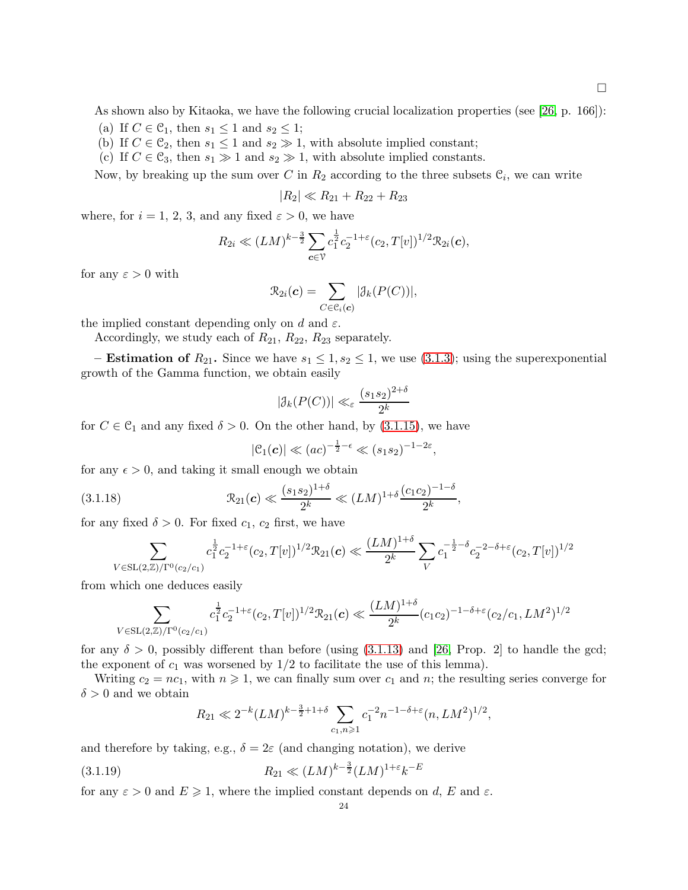□

As shown also by Kitaoka, we have the following crucial localization properties (see [26, p. 166]):

(a) If $C \in \mathcal{C}_1$, then $s_1 \leq 1$ and $s_2 \leq 1$;
(b) If $C \in \mathcal{C}_2$, then $s_1 \leq 1$ and $s_2 \gg 1$, with absolute implied constant;
(c) If $C \in \mathcal{C}_3$, then $s_1 \gg 1$ and $s_2 \gg 1$, with absolute implied constants.

Now, by breaking up the sum over $C$ in $R_2$ according to the three subsets $\mathcal{C}_i$, we can write

$$|R_2| \ll R_{21} + R_{22} + R_{23}$$

where, for $i = 1, 2, 3$, and any fixed $\varepsilon > 0$, we have

$$R_{2i} \ll (LM)^{k-\frac{3}{2}} \sum_{\boldsymbol{c} \in \mathcal{V}} c_1^{\frac{1}{2}} c_2^{-1+\varepsilon} (c_2, T[v])^{1/2} \mathcal{R}_{2i}(\boldsymbol{c}),$$

for any $\varepsilon > 0$ with

$$\mathcal{R}_{2i}(\boldsymbol{c}) = \sum_{C \in \mathcal{C}_i(\boldsymbol{c})} |\mathcal{J}_k(P(C))|,$$

the implied constant depending only on $d$ and $\varepsilon$.

Accordingly, we study each of $R_{21}$, $R_{22}$, $R_{23}$ separately.

– **Estimation of $R_{21}$.** Since we have $s_1 \leq 1, s_2 \leq 1$, we use (3.1.3); using the superexponential growth of the Gamma function, we obtain easily

$$|\mathcal{J}_k(P(C))| \ll_\varepsilon \frac{(s_1 s_2)^{2+\delta}}{2^k}$$

for $C \in \mathcal{C}_1$ and any fixed $\delta > 0$. On the other hand, by (3.1.15), we have

$$|\mathcal{C}_1(\boldsymbol{c})| \ll (ac)^{-\frac{1}{2}-\epsilon} \ll (s_1 s_2)^{-1-2\varepsilon},$$

for any $\epsilon > 0$, and taking it small enough we obtain

$$\mathcal{R}_{21}(\boldsymbol{c}) \ll \frac{(s_1 s_2)^{1+\delta}}{2^k} \ll (LM)^{1+\delta} \frac{(c_1 c_2)^{-1-\delta}}{2^k}, \tag{3.1.18}$$

for any fixed $\delta > 0$. For fixed $c_1$, $c_2$ first, we have

$$\sum_{V \in \mathrm{SL}(2,\mathbb{Z})/\Gamma^0(c_2/c_1)} c_1^{\frac{1}{2}} c_2^{-1+\varepsilon} (c_2, T[v])^{1/2} \mathcal{R}_{21}(\boldsymbol{c}) \ll \frac{(LM)^{1+\delta}}{2^k} \sum_V c_1^{-\frac{1}{2}-\delta} c_2^{-2-\delta+\varepsilon} (c_2, T[v])^{1/2}$$

from which one deduces easily

$$\sum_{V \in \mathrm{SL}(2,\mathbb{Z})/\Gamma^0(c_2/c_1)} c_1^{\frac{1}{2}} c_2^{-1+\varepsilon} (c_2, T[v])^{1/2} \mathcal{R}_{21}(\boldsymbol{c}) \ll \frac{(LM)^{1+\delta}}{2^k} (c_1 c_2)^{-1-\delta+\varepsilon} (c_2/c_1, LM^2)^{1/2}$$

for any $\delta > 0$, possibly different than before (using (3.1.13) and [26, Prop. 2] to handle the gcd; the exponent of $c_1$ was worsened by $1/2$ to facilitate the use of this lemma).

Writing $c_2 = nc_1$, with $n \geqslant 1$, we can finally sum over $c_1$ and $n$; the resulting series converge for $\delta > 0$ and we obtain

$$R_{21} \ll 2^{-k} (LM)^{k-\frac{3}{2}+1+\delta} \sum_{c_1, n \geqslant 1} c_1^{-2} n^{-1-\delta+\varepsilon} (n, LM^2)^{1/2},$$

and therefore by taking, e.g., $\delta = 2\varepsilon$ (and changing notation), we derive

$$R_{21} \ll (LM)^{k-\frac{3}{2}} (LM)^{1+\varepsilon} k^{-E} \tag{3.1.19}$$

for any $\varepsilon > 0$ and $E \geqslant 1$, where the implied constant depends on $d$, $E$ and $\varepsilon$.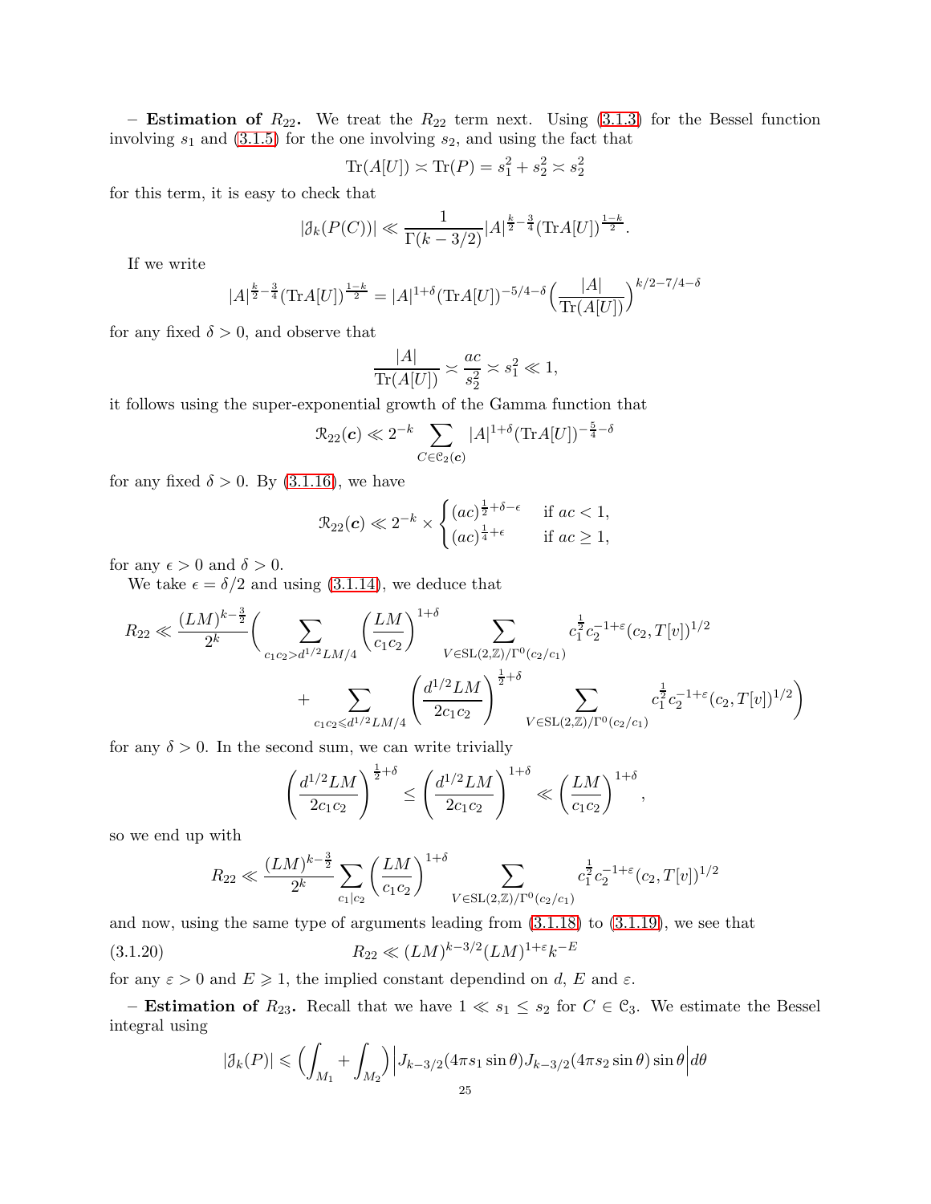– **Estimation of $R_{22}$.** We treat the $R_{22}$ term next. Using (3.1.3) for the Bessel function involving $s_1$ and (3.1.5) for the one involving $s_2$, and using the fact that

$$\mathrm{Tr}(A[U]) \asymp \mathrm{Tr}(P) = s_1^2 + s_2^2 \asymp s_2^2$$

for this term, it is easy to check that

$$|\mathcal{J}_k(P(C))| \ll \frac{1}{\Gamma(k-3/2)} |A|^{\frac{k}{2}-\frac{3}{4}} (\mathrm{Tr}A[U])^{\frac{1-k}{2}}.$$

If we write

$$|A|^{\frac{k}{2}-\frac{3}{4}} (\mathrm{Tr}A[U])^{\frac{1-k}{2}} = |A|^{1+\delta} (\mathrm{Tr}A[U])^{-5/4-\delta} \Big(\frac{|A|}{\mathrm{Tr}(A[U])}\Big)^{k/2-7/4-\delta}$$

for any fixed $\delta > 0$, and observe that

$$\frac{|A|}{\mathrm{Tr}(A[U])} \asymp \frac{ac}{s_2^2} \asymp s_1^2 \ll 1,$$

it follows using the super-exponential growth of the Gamma function that

$$\mathcal{R}_{22}(\boldsymbol{c}) \ll 2^{-k} \sum_{C \in \mathcal{C}_2(\boldsymbol{c})} |A|^{1+\delta} (\mathrm{Tr}A[U])^{-\frac{5}{4}-\delta}$$

for any fixed $\delta > 0$. By (3.1.16), we have

$$\mathcal{R}_{22}(\boldsymbol{c}) \ll 2^{-k} \times \begin{cases} (ac)^{\frac{1}{2}+\delta-\epsilon} & \text{if } ac < 1, \\ (ac)^{\frac{1}{4}+\epsilon} & \text{if } ac \geq 1, \end{cases}$$

for any $\epsilon > 0$ and $\delta > 0$.

We take $\epsilon = \delta/2$ and using (3.1.14), we deduce that

$$\begin{aligned} R_{22} \ll \frac{(LM)^{k-\frac{3}{2}}}{2^k} \Bigg( &\sum_{c_1 c_2 > d^{1/2} LM/4} \Big(\frac{LM}{c_1 c_2}\Big)^{1+\delta} \sum_{V \in \mathrm{SL}(2,\mathbb{Z})/\Gamma^0(c_2/c_1)} c_1^{\frac{1}{2}} c_2^{-1+\varepsilon} (c_2, T[v])^{1/2} \\ &+ \sum_{c_1 c_2 \leqslant d^{1/2} LM/4} \Big(\frac{d^{1/2} LM}{2 c_1 c_2}\Big)^{\frac{1}{2}+\delta} \sum_{V \in \mathrm{SL}(2,\mathbb{Z})/\Gamma^0(c_2/c_1)} c_1^{\frac{1}{2}} c_2^{-1+\varepsilon} (c_2, T[v])^{1/2} \Bigg) \end{aligned}$$

for any $\delta > 0$. In the second sum, we can write trivially

$$\Big(\frac{d^{1/2} LM}{2 c_1 c_2}\Big)^{\frac{1}{2}+\delta} \leq \Big(\frac{d^{1/2} LM}{2 c_1 c_2}\Big)^{1+\delta} \ll \Big(\frac{LM}{c_1 c_2}\Big)^{1+\delta},$$

so we end up with

$$R_{22} \ll \frac{(LM)^{k-\frac{3}{2}}}{2^k} \sum_{c_1 | c_2} \Big(\frac{LM}{c_1 c_2}\Big)^{1+\delta} \sum_{V \in \mathrm{SL}(2,\mathbb{Z})/\Gamma^0(c_2/c_1)} c_1^{\frac{1}{2}} c_2^{-1+\varepsilon} (c_2, T[v])^{1/2}$$

and now, using the same type of arguments leading from (3.1.18) to (3.1.19), we see that

$$R_{22} \ll (LM)^{k-3/2} (LM)^{1+\varepsilon} k^{-E} \tag{3.1.20}$$

for any $\varepsilon > 0$ and $E \geqslant 1$, the implied constant dependind on $d$, $E$ and $\varepsilon$.

– **Estimation of $R_{23}$.** Recall that we have $1 \ll s_1 \leq s_2$ for $C \in \mathcal{C}_3$. We estimate the Bessel integral using

$$|\mathcal{J}_k(P)| \leqslant \Big(\int_{M_1} + \int_{M_2}\Big) \Big| J_{k-3/2}(4\pi s_1 \sin\theta) J_{k-3/2}(4\pi s_2 \sin\theta) \sin\theta \Big| d\theta$$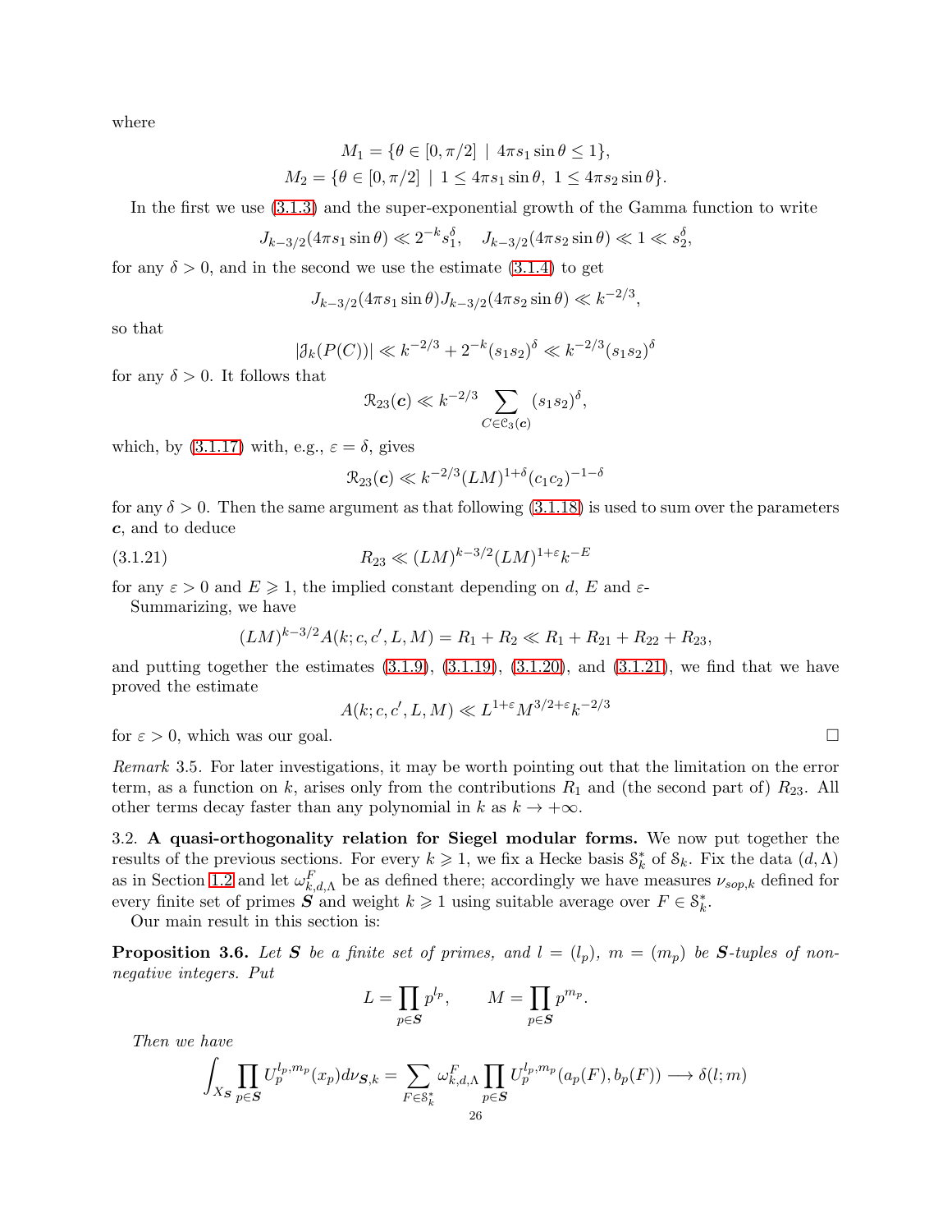where

$$M_1 = \{\theta \in [0, \pi/2] \mid 4\pi s_1 \sin\theta \le 1\},$$
$$M_2 = \{\theta \in [0, \pi/2] \mid 1 \le 4\pi s_1 \sin\theta,\ 1 \le 4\pi s_2 \sin\theta\}.$$

In the first we use (3.1.3) and the super-exponential growth of the Gamma function to write

$$J_{k-3/2}(4\pi s_1 \sin\theta) \ll 2^{-k} s_1^{\delta}, \quad J_{k-3/2}(4\pi s_2 \sin\theta) \ll 1 \ll s_2^{\delta},$$

for any $\delta > 0$, and in the second we use the estimate (3.1.4) to get

$$J_{k-3/2}(4\pi s_1 \sin\theta) J_{k-3/2}(4\pi s_2 \sin\theta) \ll k^{-2/3},$$

so that

$$|\mathcal{J}_k(P(C))| \ll k^{-2/3} + 2^{-k}(s_1 s_2)^{\delta} \ll k^{-2/3}(s_1 s_2)^{\delta}$$

for any $\delta > 0$. It follows that

$$\mathcal{R}_{23}(\boldsymbol{c}) \ll k^{-2/3} \sum_{C \in \mathcal{C}_3(\boldsymbol{c})} (s_1 s_2)^{\delta},$$

which, by (3.1.17) with, e.g., $\varepsilon = \delta$, gives

$$\mathcal{R}_{23}(\boldsymbol{c}) \ll k^{-2/3}(LM)^{1+\delta}(c_1 c_2)^{-1-\delta}$$

for any $\delta > 0$. Then the same argument as that following (3.1.18) is used to sum over the parameters $\boldsymbol{c}$, and to deduce

$$R_{23} \ll (LM)^{k-3/2}(LM)^{1+\varepsilon} k^{-E} \tag{3.1.21}$$

for any $\varepsilon > 0$ and $E \geqslant 1$, the implied constant depending on $d$, $E$ and $\varepsilon$-

Summarizing, we have

$$(LM)^{k-3/2} A(k; c, c', L, M) = R_1 + R_2 \ll R_1 + R_{21} + R_{22} + R_{23},$$

and putting together the estimates (3.1.9), (3.1.19), (3.1.20), and (3.1.21), we find that we have proved the estimate

$$A(k; c, c', L, M) \ll L^{1+\varepsilon} M^{3/2+\varepsilon} k^{-2/3}$$

for $\varepsilon > 0$, which was our goal. □

*Remark* 3.5. For later investigations, it may be worth pointing out that the limitation on the error term, as a function on $k$, arises only from the contributions $R_1$ and (the second part of) $R_{23}$. All other terms decay faster than any polynomial in $k$ as $k \to +\infty$.

3.2. **A quasi-orthogonality relation for Siegel modular forms.** We now put together the results of the previous sections. For every $k \geqslant 1$, we fix a Hecke basis $\mathcal{S}_k^*$ of $\mathcal{S}_k$. Fix the data $(d, \Lambda)$ as in Section 1.2 and let $\omega_{k,d,\Lambda}^F$ be as defined there; accordingly we have measures $\nu_{sop,k}$ defined for every finite set of primes $\boldsymbol{S}$ and weight $k \geqslant 1$ using suitable average over $F \in \mathcal{S}_k^*$.

Our main result in this section is:

**Proposition 3.6.** *Let $\boldsymbol{S}$ be a finite set of primes, and $l = (l_p)$, $m = (m_p)$ be $\boldsymbol{S}$-tuples of non-negative integers. Put*

$$L = \prod_{p \in \boldsymbol{S}} p^{l_p}, \qquad M = \prod_{p \in \boldsymbol{S}} p^{m_p}.$$

*Then we have*

$$\int_{X_{\boldsymbol{S}}} \prod_{p \in \boldsymbol{S}} U_p^{l_p, m_p}(x_p) d\nu_{\boldsymbol{S},k} = \sum_{F \in \mathcal{S}_k^*} \omega_{k,d,\Lambda}^F \prod_{p \in \boldsymbol{S}} U_p^{l_p, m_p}(a_p(F), b_p(F)) \longrightarrow \delta(l; m)$$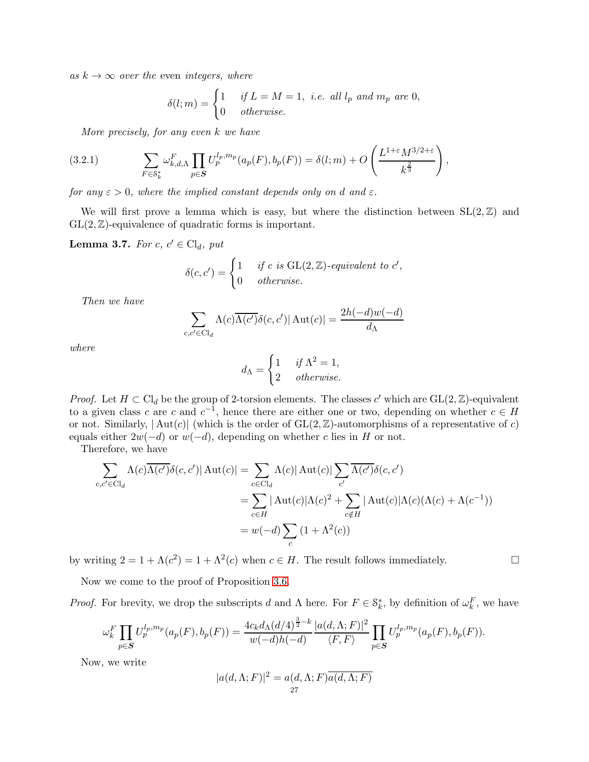*as $k \to \infty$ over the* even *integers, where*

$$\delta(l;m) = \begin{cases} 1 & \text{if } L = M = 1, \text{ i.e. all } l_p \text{ and } m_p \text{ are } 0, \\ 0 & \text{otherwise.} \end{cases}$$

*More precisely, for any even $k$ we have*

$$\sum_{F \in \mathcal{S}_k^*} \omega_{k,d,\Lambda}^F \prod_{p \in \boldsymbol{S}} U_p^{l_p,m_p}(a_p(F), b_p(F)) = \delta(l;m) + O\left(\frac{L^{1+\varepsilon} M^{3/2+\varepsilon}}{k^{\frac{2}{3}}}\right), \tag{3.2.1}$$

*for any $\varepsilon > 0$, where the implied constant depends only on $d$ and $\varepsilon$.*

We will first prove a lemma which is easy, but where the distinction between $\mathrm{SL}(2,\mathbb{Z})$ and $\mathrm{GL}(2,\mathbb{Z})$-equivalence of quadratic forms is important.

**Lemma 3.7.** *For $c$, $c' \in \mathrm{Cl}_d$, put*

$$\delta(c,c') = \begin{cases} 1 & \text{if } c \text{ is } \mathrm{GL}(2,\mathbb{Z})\text{-equivalent to } c', \\ 0 & \text{otherwise.} \end{cases}$$

*Then we have*

$$\sum_{c,c' \in \mathrm{Cl}_d} \Lambda(c)\overline{\Lambda(c')}\delta(c,c')|\operatorname{Aut}(c)| = \frac{2h(-d)w(-d)}{d_\Lambda}$$

*where*

$$d_\Lambda = \begin{cases} 1 & \text{if } \Lambda^2 = 1, \\ 2 & \text{otherwise.} \end{cases}$$

*Proof.* Let $H \subset \mathrm{Cl}_d$ be the group of 2-torsion elements. The classes $c'$ which are $\mathrm{GL}(2,\mathbb{Z})$-equivalent to a given class $c$ are $c$ and $c^{-1}$, hence there are either one or two, depending on whether $c \in H$ or not. Similarly, $|\operatorname{Aut}(c)|$ (which is the order of $\mathrm{GL}(2,\mathbb{Z})$-automorphisms of a representative of $c$) equals either $2w(-d)$ or $w(-d)$, depending on whether $c$ lies in $H$ or not.

Therefore, we have

$$\begin{aligned}
\sum_{c,c' \in \mathrm{Cl}_d} \Lambda(c)\overline{\Lambda(c')}\delta(c,c')|\operatorname{Aut}(c)| &= \sum_{c \in \mathrm{Cl}_d} \Lambda(c)|\operatorname{Aut}(c)| \sum_{c'} \overline{\Lambda(c')}\delta(c,c') \\
&= \sum_{c \in H} |\operatorname{Aut}(c)|\Lambda(c)^2 + \sum_{c \notin H} |\operatorname{Aut}(c)|\Lambda(c)(\Lambda(c) + \Lambda(c^{-1})) \\
&= w(-d)\sum_{c}(1 + \Lambda^2(c))
\end{aligned}$$

by writing $2 = 1 + \Lambda(c^2) = 1 + \Lambda^2(c)$ when $c \in H$. The result follows immediately. $\square$

Now we come to the proof of Proposition 3.6.

*Proof.* For brevity, we drop the subscripts $d$ and $\Lambda$ here. For $F \in \mathcal{S}_k^*$, by definition of $\omega_k^F$, we have

$$\omega_k^F \prod_{p \in \boldsymbol{S}} U_p^{l_p,m_p}(a_p(F), b_p(F)) = \frac{4c_k d_\Lambda (d/4)^{\frac{3}{2}-k}}{w(-d)h(-d)} \frac{|a(d,\Lambda;F)|^2}{\langle F, F\rangle} \prod_{p \in \boldsymbol{S}} U_p^{l_p,m_p}(a_p(F), b_p(F)).$$

Now, we write

$$|a(d,\Lambda;F)|^2 = a(d,\Lambda;F)\overline{a(d,\Lambda;F)}$$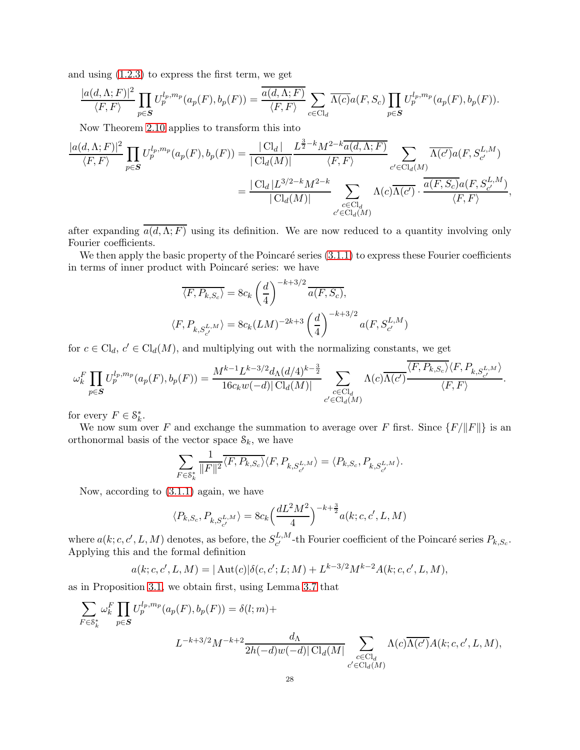and using (1.2.3) to express the first term, we get

$$\frac{|a(d,\Lambda;F)|^2}{\langle F,F\rangle}\prod_{p\in\boldsymbol{S}} U_p^{l_p,m_p}(a_p(F),b_p(F)) = \frac{\overline{a(d,\Lambda;F)}}{\langle F,F\rangle}\sum_{c\in\mathrm{Cl}_d}\overline{\Lambda(c)}a(F,S_c)\prod_{p\in\boldsymbol{S}} U_p^{l_p,m_p}(a_p(F),b_p(F)).$$

Now Theorem 2.10 applies to transform this into

$$\begin{aligned}\frac{|a(d,\Lambda;F)|^2}{\langle F,F\rangle}\prod_{p\in\boldsymbol{S}} U_p^{l_p,m_p}(a_p(F),b_p(F)) &= \frac{|\,\mathrm{Cl}_d\,|}{|\,\mathrm{Cl}_d(M)|}\frac{L^{\frac{3}{2}-k}M^{2-k}\overline{a(d,\Lambda;F)}}{\langle F,F\rangle}\sum_{c'\in\mathrm{Cl}_d(M)}\overline{\Lambda(c')}a(F,S_{c'}^{L,M})\\ &= \frac{|\,\mathrm{Cl}_d\,|L^{3/2-k}M^{2-k}}{|\,\mathrm{Cl}_d(M)|}\sum_{\substack{c\in\mathrm{Cl}_d\\ c'\in\mathrm{Cl}_d(M)}}\Lambda(c)\overline{\Lambda(c')}\cdot\frac{\overline{a(F,S_c)}a(F,S_{c'}^{L,M})}{\langle F,F\rangle},\end{aligned}$$

after expanding $\overline{a(d,\Lambda;F)}$ using its definition. We are now reduced to a quantity involving only Fourier coefficients.

We then apply the basic property of the Poincaré series (3.1.1) to express these Fourier coefficients in terms of inner product with Poincaré series: we have

$$\overline{\langle F,P_{k,S_c}\rangle} = 8c_k\left(\frac{d}{4}\right)^{-k+3/2}\overline{a(F,S_c)},$$

$$\langle F,P_{k,S_{c'}^{L,M}}\rangle = 8c_k(LM)^{-2k+3}\left(\frac{d}{4}\right)^{-k+3/2}a(F,S_{c'}^{L,M})$$

for $c\in\mathrm{Cl}_d$, $c'\in\mathrm{Cl}_d(M)$, and multiplying out with the normalizing constants, we get

$$\omega_k^F\prod_{p\in\boldsymbol{S}} U_p^{l_p,m_p}(a_p(F),b_p(F)) = \frac{M^{k-1}L^{k-3/2}d_\Lambda(d/4)^{k-\frac{3}{2}}}{16c_k w(-d)|\,\mathrm{Cl}_d(M)|}\sum_{\substack{c\in\mathrm{Cl}_d\\ c'\in\mathrm{Cl}_d(M)}}\Lambda(c)\overline{\Lambda(c')}\frac{\overline{\langle F,P_{k,S_c}\rangle}\langle F,P_{k,S_{c'}^{L,M}}\rangle}{\langle F,F\rangle}.$$

for every $F\in\mathcal{S}_k^*$.

We now sum over $F$ and exchange the summation to average over $F$ first. Since $\{F/\|F\|\}$ is an orthonormal basis of the vector space $\mathcal{S}_k$, we have

$$\sum_{F\in\mathcal{S}_k^*}\frac{1}{\|F\|^2}\overline{\langle F,P_{k,S_c}\rangle}\langle F,P_{k,S_{c'}^{L,M}}\rangle = \langle P_{k,S_c},P_{k,S_{c'}^{L,M}}\rangle.$$

Now, according to (3.1.1) again, we have

$$\langle P_{k,S_c},P_{k,S_{c'}^{L,M}}\rangle = 8c_k\Big(\frac{dL^2M^2}{4}\Big)^{-k+\frac{3}{2}}a(k;c,c',L,M)$$

where $a(k;c,c',L,M)$ denotes, as before, the $S_{c'}^{L,M}$-th Fourier coefficient of the Poincaré series $P_{k,S_c}$. Applying this and the formal definition

$$a(k;c,c',L,M) = |\,\mathrm{Aut}(c)|\delta(c,c';L;M) + L^{k-3/2}M^{k-2}A(k;c,c',L,M),$$

as in Proposition 3.1, we obtain first, using Lemma 3.7 that

$$\sum_{F\in\mathcal{S}_k^*}\omega_k^F\prod_{p\in\boldsymbol{S}} U_p^{l_p,m_p}(a_p(F),b_p(F)) = \delta(l;m) +$$

$$L^{-k+3/2}M^{-k+2}\frac{d_\Lambda}{2h(-d)w(-d)|\,\mathrm{Cl}_d(M|}\sum_{\substack{c\in\mathrm{Cl}_d\\ c'\in\mathrm{Cl}_d(M)}}\Lambda(c)\overline{\Lambda(c')}A(k;c,c',L,M),$$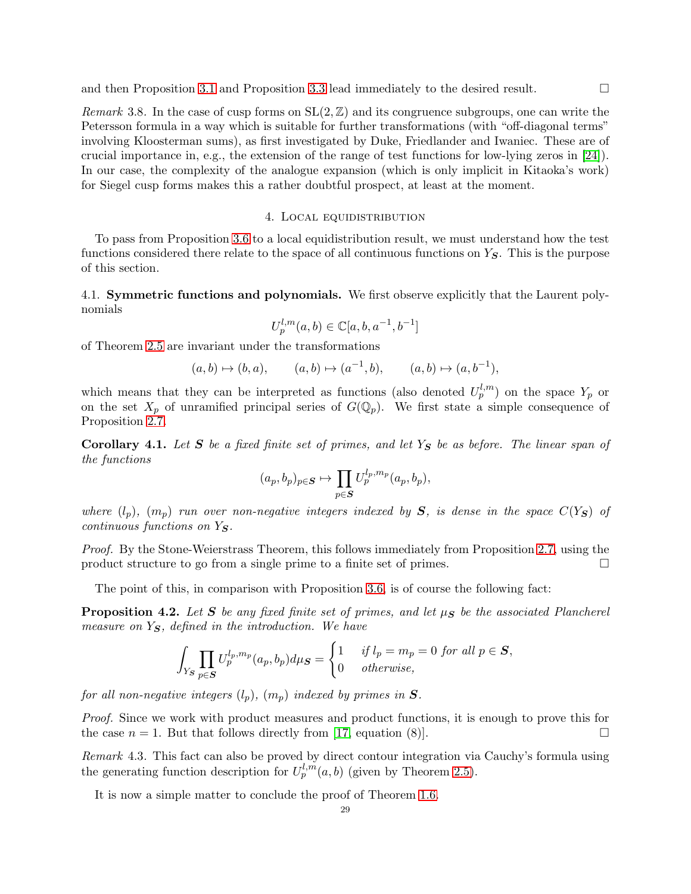and then Proposition 3.1 and Proposition 3.3 lead immediately to the desired result. □

*Remark* 3.8. In the case of cusp forms on $\mathrm{SL}(2,\mathbb{Z})$ and its congruence subgroups, one can write the Petersson formula in a way which is suitable for further transformations (with "off-diagonal terms" involving Kloosterman sums), as first investigated by Duke, Friedlander and Iwaniec. These are of crucial importance in, e.g., the extension of the range of test functions for low-lying zeros in [24]). In our case, the complexity of the analogue expansion (which is only implicit in Kitaoka's work) for Siegel cusp forms makes this a rather doubtful prospect, at least at the moment.

## 4. Local equidistribution

To pass from Proposition 3.6 to a local equidistribution result, we must understand how the test functions considered there relate to the space of all continuous functions on $Y_{\boldsymbol{S}}$. This is the purpose of this section.

**4.1. Symmetric functions and polynomials.** We first observe explicitly that the Laurent polynomials

$$U_p^{l,m}(a,b) \in \mathbb{C}[a,b,a^{-1},b^{-1}]$$

of Theorem 2.5 are invariant under the transformations

$$(a,b) \mapsto (b,a), \qquad (a,b) \mapsto (a^{-1},b), \qquad (a,b) \mapsto (a,b^{-1}),$$

which means that they can be interpreted as functions (also denoted $U_p^{l,m}$) on the space $Y_p$ or on the set $X_p$ of unramified principal series of $G(\mathbb{Q}_p)$. We first state a simple consequence of Proposition 2.7.

**Corollary 4.1.** *Let $\boldsymbol{S}$ be a fixed finite set of primes, and let $Y_{\boldsymbol{S}}$ be as before. The linear span of the functions*

$$(a_p,b_p)_{p\in\boldsymbol{S}} \mapsto \prod_{p\in\boldsymbol{S}} U_p^{l_p,m_p}(a_p,b_p),$$

*where $(l_p)$, $(m_p)$ run over non-negative integers indexed by $\boldsymbol{S}$, is dense in the space $C(Y_{\boldsymbol{S}})$ of continuous functions on $Y_{\boldsymbol{S}}$.*

*Proof.* By the Stone-Weierstrass Theorem, this follows immediately from Proposition 2.7, using the product structure to go from a single prime to a finite set of primes. □

The point of this, in comparison with Proposition 3.6, is of course the following fact:

**Proposition 4.2.** *Let $\boldsymbol{S}$ be any fixed finite set of primes, and let $\mu_{\boldsymbol{S}}$ be the associated Plancherel measure on $Y_{\boldsymbol{S}}$, defined in the introduction. We have*

$$\int_{Y_{\boldsymbol{S}}} \prod_{p\in\boldsymbol{S}} U_p^{l_p,m_p}(a_p,b_p)\,d\mu_{\boldsymbol{S}} = \begin{cases} 1 & \text{if } l_p = m_p = 0 \text{ for all } p \in \boldsymbol{S}, \\ 0 & \text{otherwise,} \end{cases}$$

*for all non-negative integers $(l_p)$, $(m_p)$ indexed by primes in $\boldsymbol{S}$.*

*Proof.* Since we work with product measures and product functions, it is enough to prove this for the case $n = 1$. But that follows directly from [17, equation (8)]. □

*Remark* 4.3. This fact can also be proved by direct contour integration via Cauchy's formula using the generating function description for $U_p^{l,m}(a,b)$ (given by Theorem 2.5).

It is now a simple matter to conclude the proof of Theorem 1.6.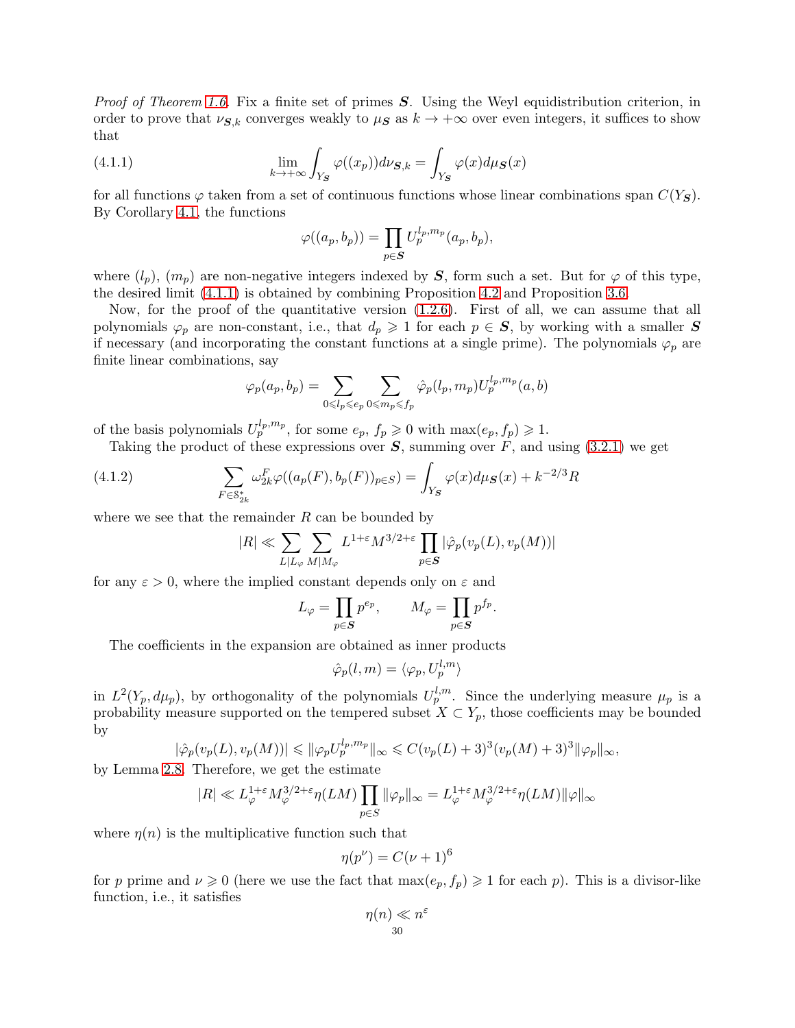*Proof of Theorem 1.6.* Fix a finite set of primes $\boldsymbol{S}$. Using the Weyl equidistribution criterion, in order to prove that $\nu_{\boldsymbol{S},k}$ converges weakly to $\mu_{\boldsymbol{S}}$ as $k \to +\infty$ over even integers, it suffices to show that

$$\lim_{k\to+\infty} \int_{Y_{\boldsymbol{S}}} \varphi((x_p)) d\nu_{\boldsymbol{S},k} = \int_{Y_{\boldsymbol{S}}} \varphi(x) d\mu_{\boldsymbol{S}}(x) \tag{4.1.1}$$

for all functions $\varphi$ taken from a set of continuous functions whose linear combinations span $C(Y_{\boldsymbol{S}})$. By Corollary 4.1, the functions

$$\varphi((a_p, b_p)) = \prod_{p\in\boldsymbol{S}} U_p^{l_p,m_p}(a_p, b_p),$$

where $(l_p)$, $(m_p)$ are non-negative integers indexed by $\boldsymbol{S}$, form such a set. But for $\varphi$ of this type, the desired limit (4.1.1) is obtained by combining Proposition 4.2 and Proposition 3.6.

Now, for the proof of the quantitative version (1.2.6). First of all, we can assume that all polynomials $\varphi_p$ are non-constant, i.e., that $d_p \geqslant 1$ for each $p \in \boldsymbol{S}$, by working with a smaller $\boldsymbol{S}$ if necessary (and incorporating the constant functions at a single prime). The polynomials $\varphi_p$ are finite linear combinations, say

$$\varphi_p(a_p, b_p) = \sum_{0\leqslant l_p\leqslant e_p} \sum_{0\leqslant m_p\leqslant f_p} \hat{\varphi}_p(l_p, m_p) U_p^{l_p,m_p}(a, b)$$

of the basis polynomials $U_p^{l_p,m_p}$, for some $e_p$, $f_p \geqslant 0$ with $\max(e_p, f_p) \geqslant 1$.

Taking the product of these expressions over $\boldsymbol{S}$, summing over $F$, and using (3.2.1) we get

$$\sum_{F\in\mathcal{S}_{2k}^*} \omega_{2k}^F \varphi((a_p(F), b_p(F))_{p\in S}) = \int_{Y_{\boldsymbol{S}}} \varphi(x) d\mu_{\boldsymbol{S}}(x) + k^{-2/3} R \tag{4.1.2}$$

where we see that the remainder $R$ can be bounded by

$$|R| \ll \sum_{L|L_\varphi} \sum_{M|M_\varphi} L^{1+\varepsilon} M^{3/2+\varepsilon} \prod_{p\in\boldsymbol{S}} |\hat{\varphi}_p(v_p(L), v_p(M))|$$

for any $\varepsilon > 0$, where the implied constant depends only on $\varepsilon$ and

$$L_\varphi = \prod_{p\in\boldsymbol{S}} p^{e_p}, \qquad M_\varphi = \prod_{p\in\boldsymbol{S}} p^{f_p}.$$

The coefficients in the expansion are obtained as inner products

$$\hat{\varphi}_p(l, m) = \langle \varphi_p, U_p^{l,m} \rangle$$

in $L^2(Y_p, d\mu_p)$, by orthogonality of the polynomials $U_p^{l,m}$. Since the underlying measure $\mu_p$ is a probability measure supported on the tempered subset $X \subset Y_p$, those coefficients may be bounded by

$$|\hat{\varphi}_p(v_p(L), v_p(M))| \leqslant \|\varphi_p U_p^{l_p,m_p}\|_\infty \leqslant C(v_p(L) + 3)^3 (v_p(M) + 3)^3 \|\varphi_p\|_\infty,$$

by Lemma 2.8. Therefore, we get the estimate

$$|R| \ll L_\varphi^{1+\varepsilon} M_\varphi^{3/2+\varepsilon} \eta(LM) \prod_{p\in S} \|\varphi_p\|_\infty = L_\varphi^{1+\varepsilon} M_\varphi^{3/2+\varepsilon} \eta(LM) \|\varphi\|_\infty$$

where $\eta(n)$ is the multiplicative function such that

$$\eta(p^\nu) = C(\nu + 1)^6$$

for $p$ prime and $\nu \geqslant 0$ (here we use the fact that $\max(e_p, f_p) \geqslant 1$ for each $p$). This is a divisor-like function, i.e., it satisfies

$$\eta(n) \ll n^\varepsilon$$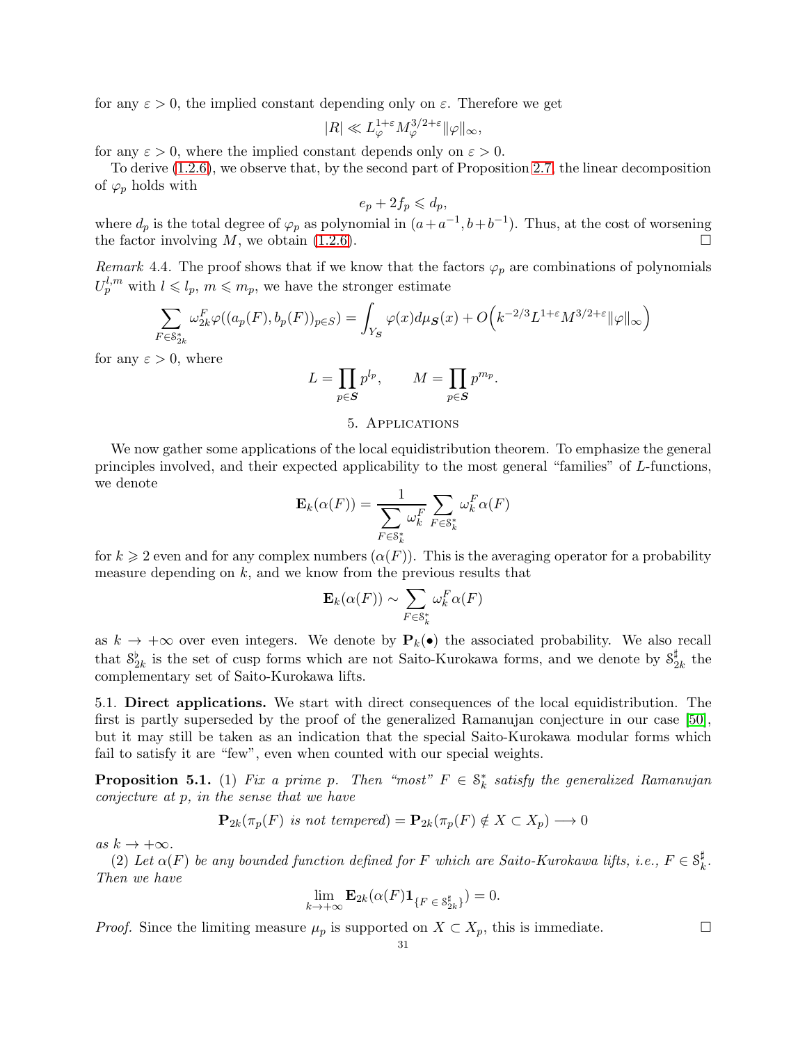for any $\varepsilon > 0$, the implied constant depending only on $\varepsilon$. Therefore we get

$$|R| \ll L_\varphi^{1+\varepsilon} M_\varphi^{3/2+\varepsilon} \|\varphi\|_\infty,$$

for any $\varepsilon > 0$, where the implied constant depends only on $\varepsilon > 0$.

To derive (1.2.6), we observe that, by the second part of Proposition 2.7, the linear decomposition of $\varphi_p$ holds with

$$e_p + 2f_p \leqslant d_p,$$

where $d_p$ is the total degree of $\varphi_p$ as polynomial in $(a+a^{-1}, b+b^{-1})$. Thus, at the cost of worsening the factor involving $M$, we obtain (1.2.6). $\square$

*Remark* 4.4. The proof shows that if we know that the factors $\varphi_p$ are combinations of polynomials $U_p^{l,m}$ with $l \leqslant l_p$, $m \leqslant m_p$, we have the stronger estimate

$$\sum_{F \in \mathcal{S}_{2k}^*} \omega_{2k}^F \varphi((a_p(F), b_p(F))_{p \in S}) = \int_{Y_{\boldsymbol{S}}} \varphi(x) d\mu_{\boldsymbol{S}}(x) + O\Big(k^{-2/3} L^{1+\varepsilon} M^{3/2+\varepsilon} \|\varphi\|_\infty\Big)$$

for any $\varepsilon > 0$, where

$$L = \prod_{p \in \boldsymbol{S}} p^{l_p}, \qquad M = \prod_{p \in \boldsymbol{S}} p^{m_p}.$$

## 5. Applications

We now gather some applications of the local equidistribution theorem. To emphasize the general principles involved, and their expected applicability to the most general "families" of $L$-functions, we denote

$$\mathbf{E}_k(\alpha(F)) = \frac{1}{\displaystyle\sum_{F \in \mathcal{S}_k^*} \omega_k^F} \sum_{F \in \mathcal{S}_k^*} \omega_k^F \alpha(F)$$

for $k \geqslant 2$ even and for any complex numbers $(\alpha(F))$. This is the averaging operator for a probability measure depending on $k$, and we know from the previous results that

$$\mathbf{E}_k(\alpha(F)) \sim \sum_{F \in \mathcal{S}_k^*} \omega_k^F \alpha(F)$$

as $k \to +\infty$ over even integers. We denote by $\mathbf{P}_k(\bullet)$ the associated probability. We also recall that $\mathcal{S}_{2k}^\flat$ is the set of cusp forms which are not Saito-Kurokawa forms, and we denote by $\mathcal{S}_{2k}^\sharp$ the complementary set of Saito-Kurokawa lifts.

**5.1. Direct applications.** We start with direct consequences of the local equidistribution. The first is partly superseded by the proof of the generalized Ramanujan conjecture in our case [50], but it may still be taken as an indication that the special Saito-Kurokawa modular forms which fail to satisfy it are "few", even when counted with our special weights.

**Proposition 5.1.** (1) *Fix a prime $p$. Then "most" $F \in \mathcal{S}_k^*$ satisfy the generalized Ramanujan conjecture at $p$, in the sense that we have*

$$\mathbf{P}_{2k}(\pi_p(F) \text{ is not tempered}) = \mathbf{P}_{2k}(\pi_p(F) \notin X \subset X_p) \longrightarrow 0$$

*as $k \to +\infty$.*

(2) *Let $\alpha(F)$ be any bounded function defined for $F$ which are Saito-Kurokawa lifts, i.e., $F \in \mathcal{S}_k^\sharp$. Then we have*

$$\lim_{k \to +\infty} \mathbf{E}_{2k}(\alpha(F) \mathbf{1}_{\{F \in \mathcal{S}_{2k}^\sharp\}}) = 0.$$

*Proof.* Since the limiting measure $\mu_p$ is supported on $X \subset X_p$, this is immediate. $\square$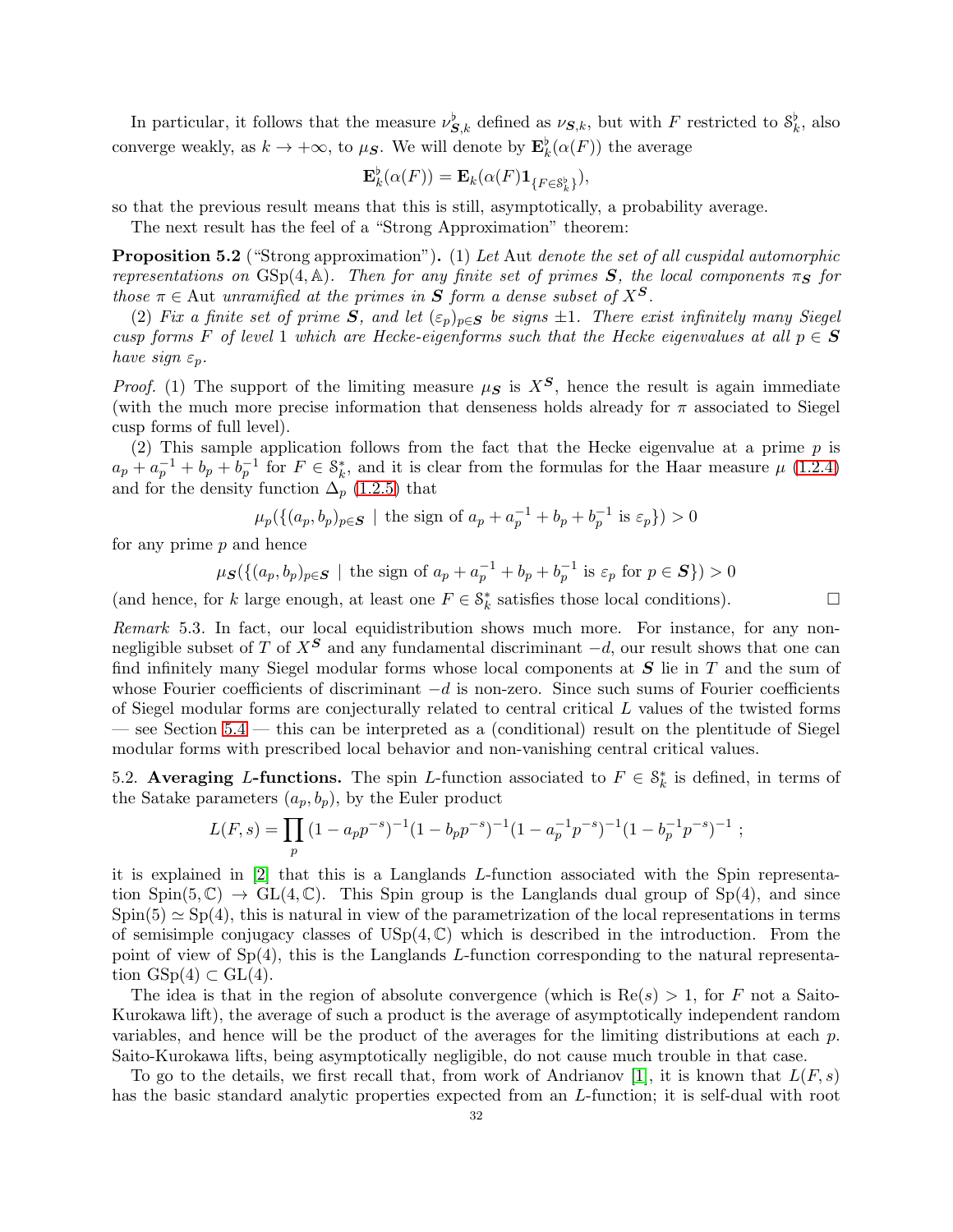In particular, it follows that the measure $\nu_{\boldsymbol{S},k}^{\flat}$ defined as $\nu_{\boldsymbol{S},k}$, but with $F$ restricted to $\mathcal{S}_k^{\flat}$, also converge weakly, as $k \to +\infty$, to $\mu_{\boldsymbol{S}}$. We will denote by $\mathbf{E}_k^{\flat}(\alpha(F))$ the average

$$\mathbf{E}_k^{\flat}(\alpha(F)) = \mathbf{E}_k(\alpha(F)\mathbf{1}_{\{F \in \mathcal{S}_k^{\flat}\}}),$$

so that the previous result means that this is still, asymptotically, a probability average.

The next result has the feel of a "Strong Approximation" theorem:

**Proposition 5.2** ("Strong approximation")**.** (1) *Let* Aut *denote the set of all cuspidal automorphic representations on* $\mathrm{GSp}(4, \mathbb{A})$*. Then for any finite set of primes* $\boldsymbol{S}$*, the local components* $\pi_{\boldsymbol{S}}$ *for those* $\pi \in \mathrm{Aut}$ *unramified at the primes in* $\boldsymbol{S}$ *form a dense subset of* $X^{\boldsymbol{S}}$*.*

(2) *Fix a finite set of prime* $\boldsymbol{S}$*, and let* $(\varepsilon_p)_{p \in \boldsymbol{S}}$ *be signs* $\pm 1$*. There exist infinitely many Siegel cusp forms* $F$ *of level* 1 *which are Hecke-eigenforms such that the Hecke eigenvalues at all* $p \in \boldsymbol{S}$ *have sign* $\varepsilon_p$*.*

*Proof.* (1) The support of the limiting measure $\mu_{\boldsymbol{S}}$ is $X^{\boldsymbol{S}}$, hence the result is again immediate (with the much more precise information that denseness holds already for $\pi$ associated to Siegel cusp forms of full level).

(2) This sample application follows from the fact that the Hecke eigenvalue at a prime $p$ is $a_p + a_p^{-1} + b_p + b_p^{-1}$ for $F \in \mathcal{S}_k^*$, and it is clear from the formulas for the Haar measure $\mu$ (1.2.4) and for the density function $\Delta_p$ (1.2.5) that

$$\mu_p(\{(a_p, b_p)_{p \in \boldsymbol{S}} \mid \text{the sign of } a_p + a_p^{-1} + b_p + b_p^{-1} \text{ is } \varepsilon_p\}) > 0$$

for any prime $p$ and hence

$$\mu_{\boldsymbol{S}}(\{(a_p, b_p)_{p \in \boldsymbol{S}} \mid \text{the sign of } a_p + a_p^{-1} + b_p + b_p^{-1} \text{ is } \varepsilon_p \text{ for } p \in \boldsymbol{S}\}) > 0$$

(and hence, for $k$ large enough, at least one $F \in \mathcal{S}_k^*$ satisfies those local conditions). □

*Remark* 5.3. In fact, our local equidistribution shows much more. For instance, for any non-negligible subset of $T$ of $X^{\boldsymbol{S}}$ and any fundamental discriminant $-d$, our result shows that one can find infinitely many Siegel modular forms whose local components at $\boldsymbol{S}$ lie in $T$ and the sum of whose Fourier coefficients of discriminant $-d$ is non-zero. Since such sums of Fourier coefficients of Siegel modular forms are conjecturally related to central critical $L$ values of the twisted forms — see Section 5.4 — this can be interpreted as a (conditional) result on the plentitude of Siegel modular forms with prescribed local behavior and non-vanishing central critical values.

## 5.2. Averaging $L$-functions.

The spin $L$-function associated to $F \in \mathcal{S}_k^*$ is defined, in terms of the Satake parameters $(a_p, b_p)$, by the Euler product

$$L(F, s) = \prod_p (1 - a_p p^{-s})^{-1}(1 - b_p p^{-s})^{-1}(1 - a_p^{-1} p^{-s})^{-1}(1 - b_p^{-1} p^{-s})^{-1} ;$$

it is explained in [2] that this is a Langlands $L$-function associated with the Spin representation $\mathrm{Spin}(5, \mathbb{C}) \to \mathrm{GL}(4, \mathbb{C})$. This Spin group is the Langlands dual group of $\mathrm{Sp}(4)$, and since $\mathrm{Spin}(5) \simeq \mathrm{Sp}(4)$, this is natural in view of the parametrization of the local representations in terms of semisimple conjugacy classes of $\mathrm{USp}(4, \mathbb{C})$ which is described in the introduction. From the point of view of $\mathrm{Sp}(4)$, this is the Langlands $L$-function corresponding to the natural representation $\mathrm{GSp}(4) \subset \mathrm{GL}(4)$.

The idea is that in the region of absolute convergence (which is $\mathrm{Re}(s) > 1$, for $F$ not a Saito-Kurokawa lift), the average of such a product is the average of asymptotically independent random variables, and hence will be the product of the averages for the limiting distributions at each $p$. Saito-Kurokawa lifts, being asymptotically negligible, do not cause much trouble in that case.

To go to the details, we first recall that, from work of Andrianov [1], it is known that $L(F, s)$ has the basic standard analytic properties expected from an $L$-function; it is self-dual with root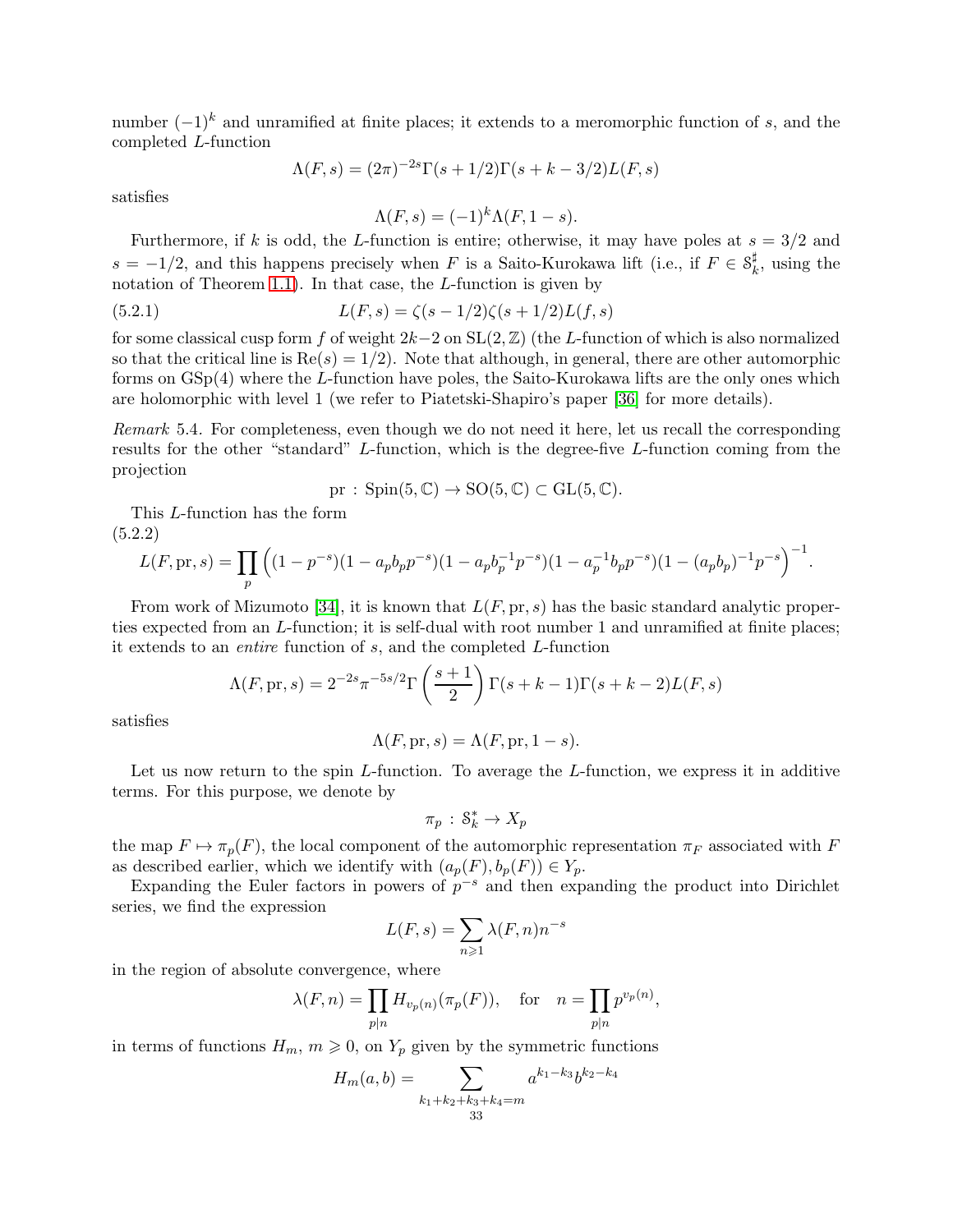number $(-1)^k$ and unramified at finite places; it extends to a meromorphic function of $s$, and the completed $L$-function

$$\Lambda(F,s) = (2\pi)^{-2s}\Gamma(s+1/2)\Gamma(s+k-3/2)L(F,s)$$

satisfies

$$\Lambda(F,s) = (-1)^k \Lambda(F,1-s).$$

Furthermore, if $k$ is odd, the $L$-function is entire; otherwise, it may have poles at $s = 3/2$ and $s = -1/2$, and this happens precisely when $F$ is a Saito-Kurokawa lift (i.e., if $F \in \mathcal{S}_k^\sharp$, using the notation of Theorem 1.1). In that case, the $L$-function is given by

$$L(F,s) = \zeta(s-1/2)\zeta(s+1/2)L(f,s) \tag{5.2.1}$$

for some classical cusp form $f$ of weight $2k-2$ on $\mathrm{SL}(2,\mathbb{Z})$ (the $L$-function of which is also normalized so that the critical line is $\mathrm{Re}(s) = 1/2$). Note that although, in general, there are other automorphic forms on $\mathrm{GSp}(4)$ where the $L$-function have poles, the Saito-Kurokawa lifts are the only ones which are holomorphic with level 1 (we refer to Piatetski-Shapiro's paper [36] for more details).

*Remark* 5.4. For completeness, even though we do not need it here, let us recall the corresponding results for the other "standard" $L$-function, which is the degree-five $L$-function coming from the projection

$$\mathrm{pr} : \mathrm{Spin}(5,\mathbb{C}) \to \mathrm{SO}(5,\mathbb{C}) \subset \mathrm{GL}(5,\mathbb{C}).$$

This $L$-function has the form

$$L(F,\mathrm{pr},s) = \prod_p \Big((1-p^{-s})(1-a_pb_pp^{-s})(1-a_pb_p^{-1}p^{-s})(1-a_p^{-1}b_pp^{-s})(1-(a_pb_p)^{-1}p^{-s}\Big)^{-1}. \tag{5.2.2}$$

From work of Mizumoto [34], it is known that $L(F,\mathrm{pr},s)$ has the basic standard analytic properties expected from an $L$-function; it is self-dual with root number 1 and unramified at finite places; it extends to an *entire* function of $s$, and the completed $L$-function

$$\Lambda(F,\mathrm{pr},s) = 2^{-2s}\pi^{-5s/2}\Gamma\left(\frac{s+1}{2}\right)\Gamma(s+k-1)\Gamma(s+k-2)L(F,s)$$

satisfies

$$\Lambda(F,\mathrm{pr},s) = \Lambda(F,\mathrm{pr},1-s).$$

Let us now return to the spin $L$-function. To average the $L$-function, we express it in additive terms. For this purpose, we denote by

$$\pi_p : \mathcal{S}_k^* \to X_p$$

the map $F \mapsto \pi_p(F)$, the local component of the automorphic representation $\pi_F$ associated with $F$ as described earlier, which we identify with $(a_p(F), b_p(F)) \in Y_p$.

Expanding the Euler factors in powers of $p^{-s}$ and then expanding the product into Dirichlet series, we find the expression

$$L(F,s) = \sum_{n\geqslant 1} \lambda(F,n)n^{-s}$$

in the region of absolute convergence, where

$$\lambda(F,n) = \prod_{p\mid n} H_{v_p(n)}(\pi_p(F)), \quad \text{for} \quad n = \prod_{p\mid n} p^{v_p(n)},$$

in terms of functions $H_m$, $m \geqslant 0$, on $Y_p$ given by the symmetric functions

$$H_m(a,b) = \sum_{k_1+k_2+k_3+k_4=m} a^{k_1-k_3}b^{k_2-k_4}$$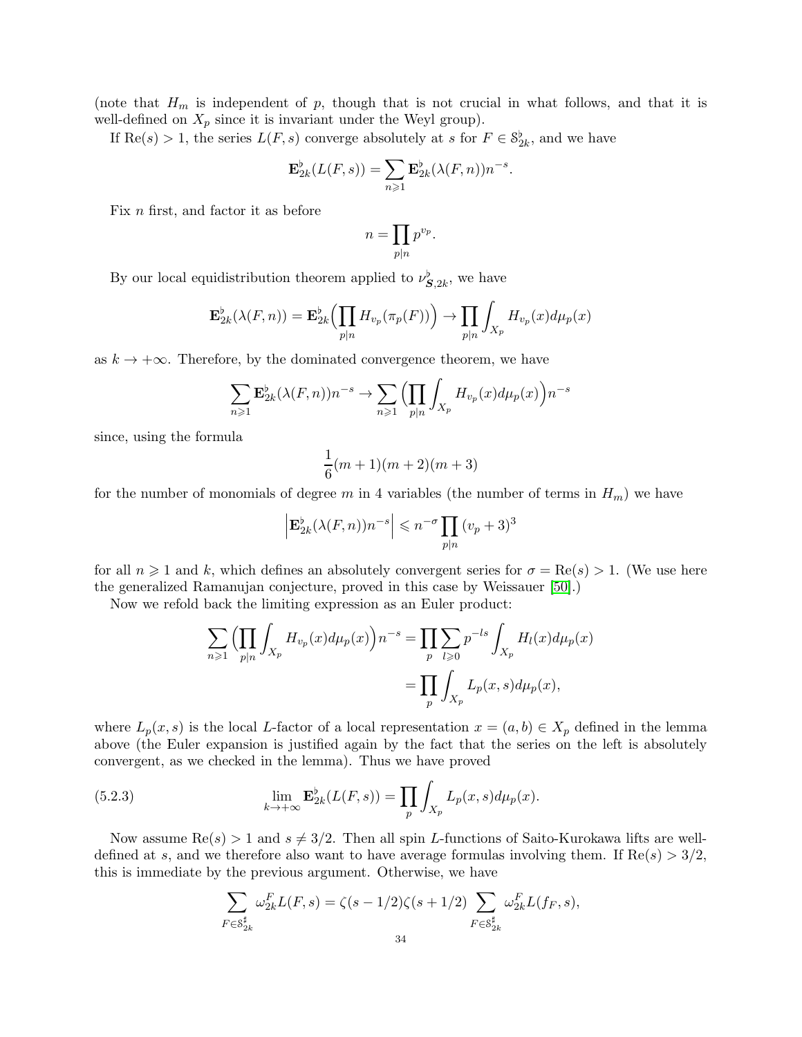(note that $H_m$ is independent of $p$, though that is not crucial in what follows, and that it is well-defined on $X_p$ since it is invariant under the Weyl group).

If $\mathrm{Re}(s) > 1$, the series $L(F,s)$ converge absolutely at $s$ for $F \in \mathcal{S}_{2k}^{\flat}$, and we have

$$\mathbf{E}_{2k}^{\flat}(L(F,s)) = \sum_{n \geqslant 1} \mathbf{E}_{2k}^{\flat}(\lambda(F,n)) n^{-s}.$$

Fix $n$ first, and factor it as before

$$n = \prod_{p|n} p^{v_p}.$$

By our local equidistribution theorem applied to $\nu_{\boldsymbol{S},2k}^{\flat}$, we have

$$\mathbf{E}_{2k}^{\flat}(\lambda(F,n)) = \mathbf{E}_{2k}^{\flat}\Big(\prod_{p|n} H_{v_p}(\pi_p(F))\Big) \to \prod_{p|n} \int_{X_p} H_{v_p}(x) d\mu_p(x)$$

as $k \to +\infty$. Therefore, by the dominated convergence theorem, we have

$$\sum_{n \geqslant 1} \mathbf{E}_{2k}^{\flat}(\lambda(F,n)) n^{-s} \to \sum_{n \geqslant 1} \Big(\prod_{p|n} \int_{X_p} H_{v_p}(x) d\mu_p(x)\Big) n^{-s}$$

since, using the formula

$$\frac{1}{6}(m+1)(m+2)(m+3)$$

for the number of monomials of degree $m$ in 4 variables (the number of terms in $H_m$) we have

$$\Big| \mathbf{E}_{2k}^{\flat}(\lambda(F,n)) n^{-s} \Big| \leqslant n^{-\sigma} \prod_{p|n} (v_p + 3)^3$$

for all $n \geqslant 1$ and $k$, which defines an absolutely convergent series for $\sigma = \mathrm{Re}(s) > 1$. (We use here the generalized Ramanujan conjecture, proved in this case by Weissauer [50].)

Now we refold back the limiting expression as an Euler product:

$$\begin{aligned}
\sum_{n \geqslant 1} \Big(\prod_{p|n} \int_{X_p} H_{v_p}(x) d\mu_p(x)\Big) n^{-s} &= \prod_p \sum_{l \geqslant 0} p^{-ls} \int_{X_p} H_l(x) d\mu_p(x) \\
&= \prod_p \int_{X_p} L_p(x,s) d\mu_p(x),
\end{aligned}$$

where $L_p(x,s)$ is the local $L$-factor of a local representation $x = (a,b) \in X_p$ defined in the lemma above (the Euler expansion is justified again by the fact that the series on the left is absolutely convergent, as we checked in the lemma). Thus we have proved

$$\lim_{k \to +\infty} \mathbf{E}_{2k}^{\flat}(L(F,s)) = \prod_p \int_{X_p} L_p(x,s) d\mu_p(x). \tag{5.2.3}$$

Now assume $\mathrm{Re}(s) > 1$ and $s \neq 3/2$. Then all spin $L$-functions of Saito-Kurokawa lifts are well-defined at $s$, and we therefore also want to have average formulas involving them. If $\mathrm{Re}(s) > 3/2$, this is immediate by the previous argument. Otherwise, we have

$$\sum_{F \in \mathcal{S}_{2k}^{\sharp}} \omega_{2k}^{F} L(F,s) = \zeta(s - 1/2)\zeta(s + 1/2) \sum_{F \in \mathcal{S}_{2k}^{\sharp}} \omega_{2k}^{F} L(f_F, s),$$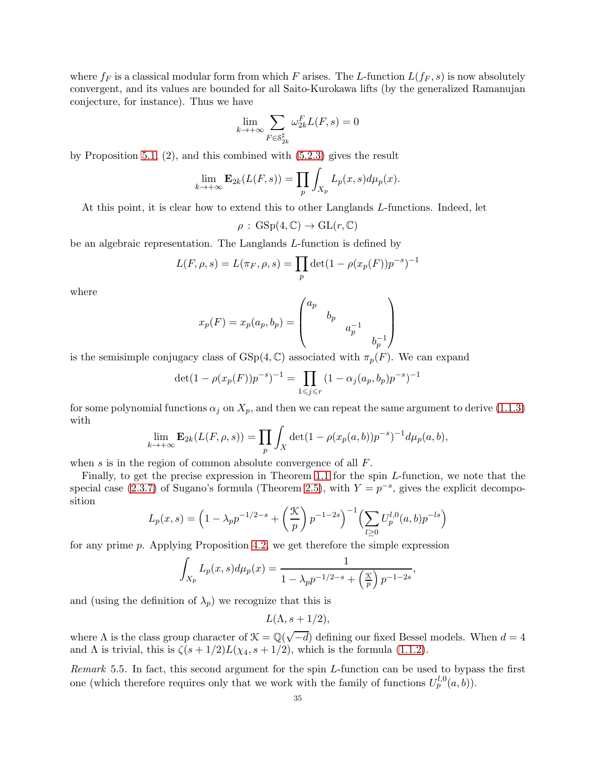where $f_F$ is a classical modular form from which $F$ arises. The $L$-function $L(f_F, s)$ is now absolutely convergent, and its values are bounded for all Saito-Kurokawa lifts (by the generalized Ramanujan conjecture, for instance). Thus we have

$$\lim_{k\to+\infty} \sum_{F\in \mathcal{S}_{2k}^{\sharp}} \omega_{2k}^{F} L(F,s) = 0$$

by Proposition 5.1, (2), and this combined with (5.2.3) gives the result

$$\lim_{k\to+\infty} \mathbf{E}_{2k}(L(F,s)) = \prod_p \int_{X_p} L_p(x,s) d\mu_p(x).$$

At this point, it is clear how to extend this to other Langlands $L$-functions. Indeed, let

$$\rho : \mathrm{GSp}(4,\mathbb{C}) \to \mathrm{GL}(r,\mathbb{C})$$

be an algebraic representation. The Langlands $L$-function is defined by

$$L(F,\rho,s) = L(\pi_F,\rho,s) = \prod_p \det(1-\rho(x_p(F))p^{-s})^{-1}$$

where

$$x_p(F) = x_p(a_p,b_p) = \begin{pmatrix} a_p & & & \\ & b_p & & \\ & & a_p^{-1} & \\ & & & b_p^{-1} \end{pmatrix}$$

is the semisimple conjugacy class of $\mathrm{GSp}(4,\mathbb{C})$ associated with $\pi_p(F)$. We can expand

$$\det(1-\rho(x_p(F))p^{-s})^{-1} = \prod_{1\leqslant j\leqslant r} (1-\alpha_j(a_p,b_p)p^{-s})^{-1}$$

for some polynomial functions $\alpha_j$ on $X_p$, and then we can repeat the same argument to derive (1.1.3) with

$$\lim_{k\to+\infty} \mathbf{E}_{2k}(L(F,\rho,s)) = \prod_p \int_X \det(1-\rho(x_p(a,b))p^{-s})^{-1} d\mu_p(a,b),$$

when $s$ is in the region of common absolute convergence of all $F$.

Finally, to get the precise expression in Theorem 1.1 for the spin $L$-function, we note that the special case (2.3.7) of Sugano's formula (Theorem 2.5), with $Y = p^{-s}$, gives the explicit decomposition

$$L_p(x,s) = \Big(1-\lambda_p p^{-1/2-s} + \Big(\frac{\mathcal{K}}{p}\Big) p^{-1-2s}\Big)^{-1} \Big(\sum_{l\geq 0} U_p^{l,0}(a,b)p^{-ls}\Big)$$

for any prime $p$. Applying Proposition 4.2, we get therefore the simple expression

$$\int_{X_p} L_p(x,s)d\mu_p(x) = \frac{1}{1-\lambda_p p^{-1/2-s} + \Big(\frac{\mathcal{K}}{p}\Big) p^{-1-2s}},$$

and (using the definition of $\lambda_p$) we recognize that this is

$$L(\Lambda, s+1/2),$$

where $\Lambda$ is the class group character of $\mathcal{K} = \mathbb{Q}(\sqrt{-d})$ defining our fixed Bessel models. When $d = 4$ and $\Lambda$ is trivial, this is $\zeta(s+1/2)L(\chi_4, s+1/2)$, which is the formula (1.1.2).

*Remark* 5.5. In fact, this second argument for the spin $L$-function can be used to bypass the first one (which therefore requires only that we work with the family of functions $U_p^{l,0}(a,b)$).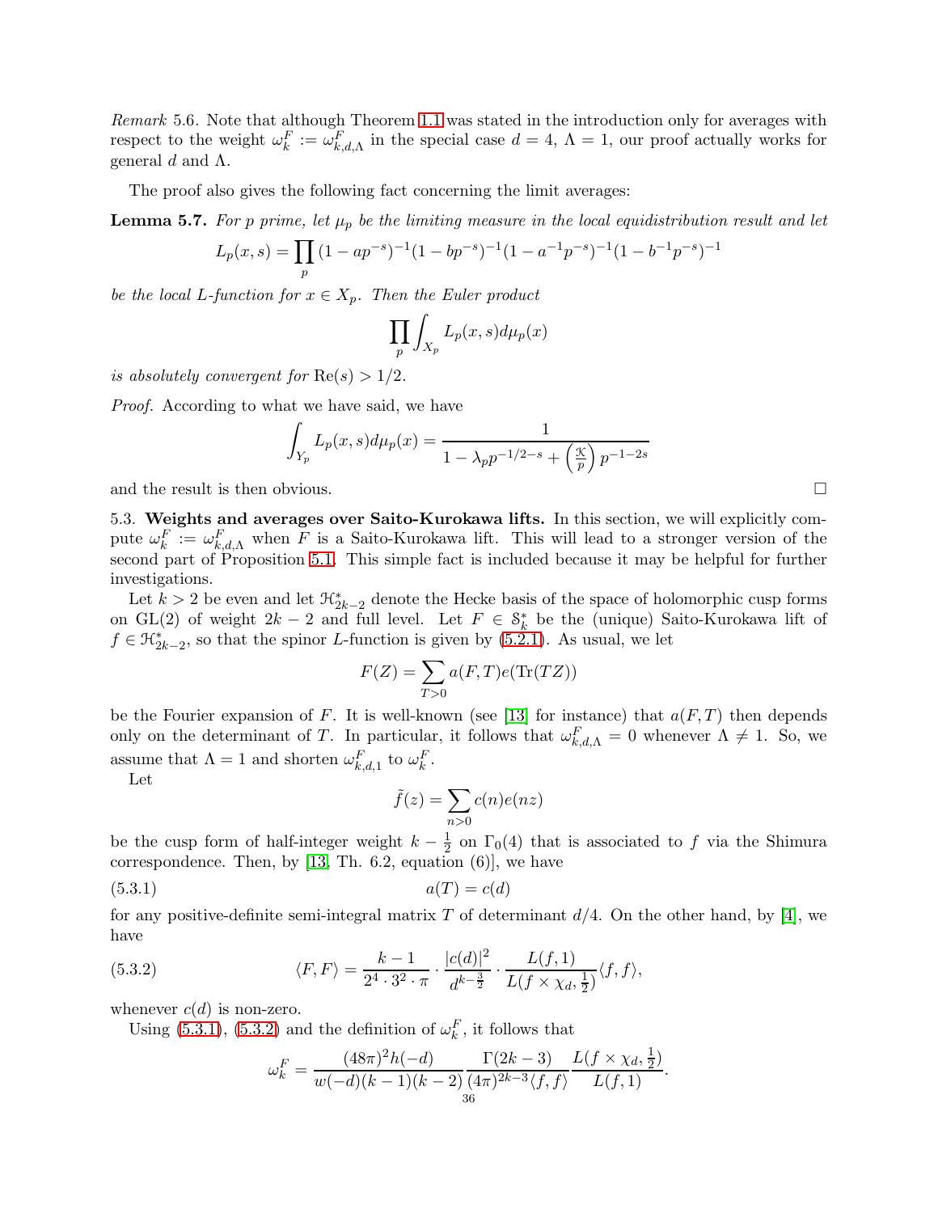*Remark* 5.6. Note that although Theorem 1.1 was stated in the introduction only for averages with respect to the weight $\omega_k^F := \omega_{k,d,\Lambda}^F$ in the special case $d = 4$, $\Lambda = 1$, our proof actually works for general $d$ and $\Lambda$.

The proof also gives the following fact concerning the limit averages:

**Lemma 5.7.** *For $p$ prime, let $\mu_p$ be the limiting measure in the local equidistribution result and let*

$$L_p(x,s) = \prod_p (1 - ap^{-s})^{-1}(1 - bp^{-s})^{-1}(1 - a^{-1}p^{-s})^{-1}(1 - b^{-1}p^{-s})^{-1}$$

*be the local $L$-function for $x \in X_p$. Then the Euler product*

$$\prod_p \int_{X_p} L_p(x,s) d\mu_p(x)$$

*is absolutely convergent for* $\mathrm{Re}(s) > 1/2$.

*Proof.* According to what we have said, we have

$$\int_{Y_p} L_p(x,s) d\mu_p(x) = \frac{1}{1 - \lambda_p p^{-1/2-s} + \left(\frac{\mathcal{K}}{p}\right) p^{-1-2s}}$$

and the result is then obvious. □

5.3. **Weights and averages over Saito-Kurokawa lifts.** In this section, we will explicitly compute $\omega_k^F := \omega_{k,d,\Lambda}^F$ when $F$ is a Saito-Kurokawa lift. This will lead to a stronger version of the second part of Proposition 5.1. This simple fact is included because it may be helpful for further investigations.

Let $k > 2$ be even and let $\mathcal{H}_{2k-2}^*$ denote the Hecke basis of the space of holomorphic cusp forms on GL(2) of weight $2k-2$ and full level. Let $F \in \mathcal{S}_k^*$ be the (unique) Saito-Kurokawa lift of $f \in \mathcal{H}_{2k-2}^*$, so that the spinor $L$-function is given by (5.2.1). As usual, we let

$$F(Z) = \sum_{T>0} a(F,T) e(\mathrm{Tr}(TZ))$$

be the Fourier expansion of $F$. It is well-known (see [13] for instance) that $a(F,T)$ then depends only on the determinant of $T$. In particular, it follows that $\omega_{k,d,\Lambda}^F = 0$ whenever $\Lambda \neq 1$. So, we assume that $\Lambda = 1$ and shorten $\omega_{k,d,1}^F$ to $\omega_k^F$.

Let

$$\tilde{f}(z) = \sum_{n>0} c(n) e(nz)$$

be the cusp form of half-integer weight $k - \frac{1}{2}$ on $\Gamma_0(4)$ that is associated to $f$ via the Shimura correspondence. Then, by [13, Th. 6.2, equation (6)], we have

$$a(T) = c(d) \tag{5.3.1}$$

for any positive-definite semi-integral matrix $T$ of determinant $d/4$. On the other hand, by [4], we have

$$\langle F, F \rangle = \frac{k-1}{2^4 \cdot 3^2 \cdot \pi} \cdot \frac{|c(d)|^2}{d^{k-\frac{3}{2}}} \cdot \frac{L(f,1)}{L(f \times \chi_d, \frac{1}{2})} \langle f, f \rangle, \tag{5.3.2}$$

whenever $c(d)$ is non-zero.

Using (5.3.1), (5.3.2) and the definition of $\omega_k^F$, it follows that

$$\omega_k^F = \frac{(48\pi)^2 h(-d)}{w(-d)(k-1)(k-2)} \frac{\Gamma(2k-3)}{(4\pi)^{2k-3}\langle f, f \rangle} \frac{L(f \times \chi_d, \frac{1}{2})}{L(f,1)}.$$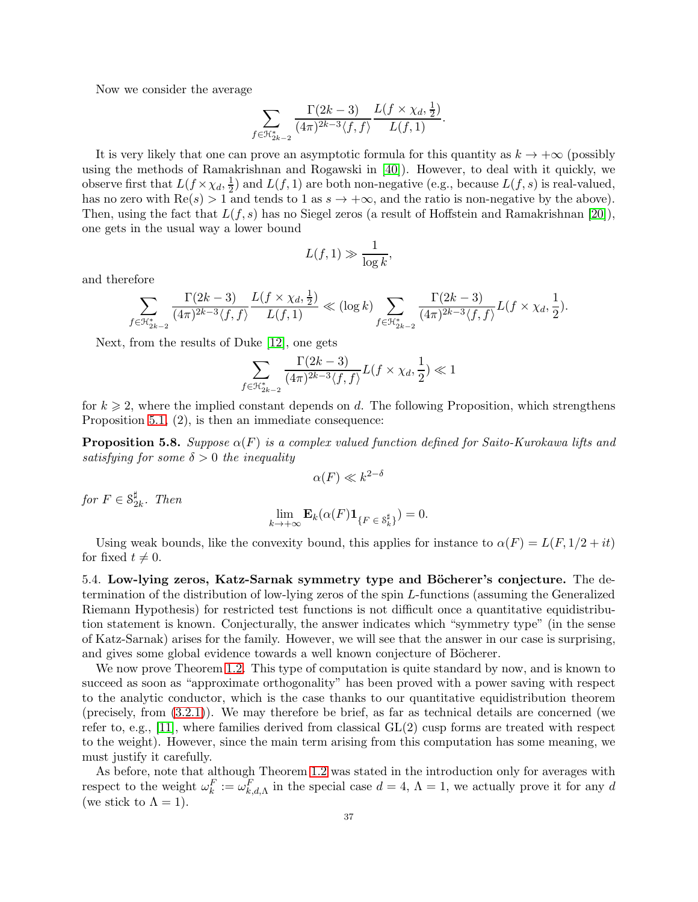Now we consider the average

$$\sum_{f\in\mathcal{H}^*_{2k-2}} \frac{\Gamma(2k-3)}{(4\pi)^{2k-3}\langle f,f\rangle}\frac{L(f\times\chi_d,\frac{1}{2})}{L(f,1)}.$$

It is very likely that one can prove an asymptotic formula for this quantity as $k\to+\infty$ (possibly using the methods of Ramakrishnan and Rogawski in [40]). However, to deal with it quickly, we observe first that $L(f\times\chi_d,\frac{1}{2})$ and $L(f,1)$ are both non-negative (e.g., because $L(f,s)$ is real-valued, has no zero with $\mathrm{Re}(s)>1$ and tends to 1 as $s\to+\infty$, and the ratio is non-negative by the above). Then, using the fact that $L(f,s)$ has no Siegel zeros (a result of Hoffstein and Ramakrishnan [20]), one gets in the usual way a lower bound

$$L(f,1)\gg\frac{1}{\log k},$$

and therefore

$$\sum_{f\in\mathcal{H}^*_{2k-2}} \frac{\Gamma(2k-3)}{(4\pi)^{2k-3}\langle f,f\rangle}\frac{L(f\times\chi_d,\frac{1}{2})}{L(f,1)}\ll(\log k)\sum_{f\in\mathcal{H}^*_{2k-2}} \frac{\Gamma(2k-3)}{(4\pi)^{2k-3}\langle f,f\rangle}L(f\times\chi_d,\frac{1}{2}).$$

Next, from the results of Duke [12], one gets

$$\sum_{f\in\mathcal{H}^*_{2k-2}} \frac{\Gamma(2k-3)}{(4\pi)^{2k-3}\langle f,f\rangle}L(f\times\chi_d,\frac{1}{2})\ll 1$$

for $k\geqslant 2$, where the implied constant depends on $d$. The following Proposition, which strengthens Proposition 5.1, (2), is then an immediate consequence:

**Proposition 5.8.** *Suppose $\alpha(F)$ is a complex valued function defined for Saito-Kurokawa lifts and satisfying for some $\delta>0$ the inequality*

$$\alpha(F)\ll k^{2-\delta}$$

*for $F\in\mathcal{S}^\sharp_{2k}$. Then*

$$\lim_{k\to+\infty}\mathbf{E}_k(\alpha(F)\mathbf{1}_{\{F\,\in\,\mathcal{S}^\sharp_k\}})=0.$$

Using weak bounds, like the convexity bound, this applies for instance to $\alpha(F)=L(F,1/2+it)$ for fixed $t\neq 0$.

5.4. **Low-lying zeros, Katz-Sarnak symmetry type and Böcherer's conjecture.** The determination of the distribution of low-lying zeros of the spin $L$-functions (assuming the Generalized Riemann Hypothesis) for restricted test functions is not difficult once a quantitative equidistribution statement is known. Conjecturally, the answer indicates which "symmetry type" (in the sense of Katz-Sarnak) arises for the family. However, we will see that the answer in our case is surprising, and gives some global evidence towards a well known conjecture of Böcherer.

We now prove Theorem 1.2. This type of computation is quite standard by now, and is known to succeed as soon as "approximate orthogonality" has been proved with a power saving with respect to the analytic conductor, which is the case thanks to our quantitative equidistribution theorem (precisely, from (3.2.1)). We may therefore be brief, as far as technical details are concerned (we refer to, e.g., [11], where families derived from classical GL(2) cusp forms are treated with respect to the weight). However, since the main term arising from this computation has some meaning, we must justify it carefully.

As before, note that although Theorem 1.2 was stated in the introduction only for averages with respect to the weight $\omega_k^F:=\omega_{k,d,\Lambda}^F$ in the special case $d=4$, $\Lambda=1$, we actually prove it for any $d$ (we stick to $\Lambda=1$).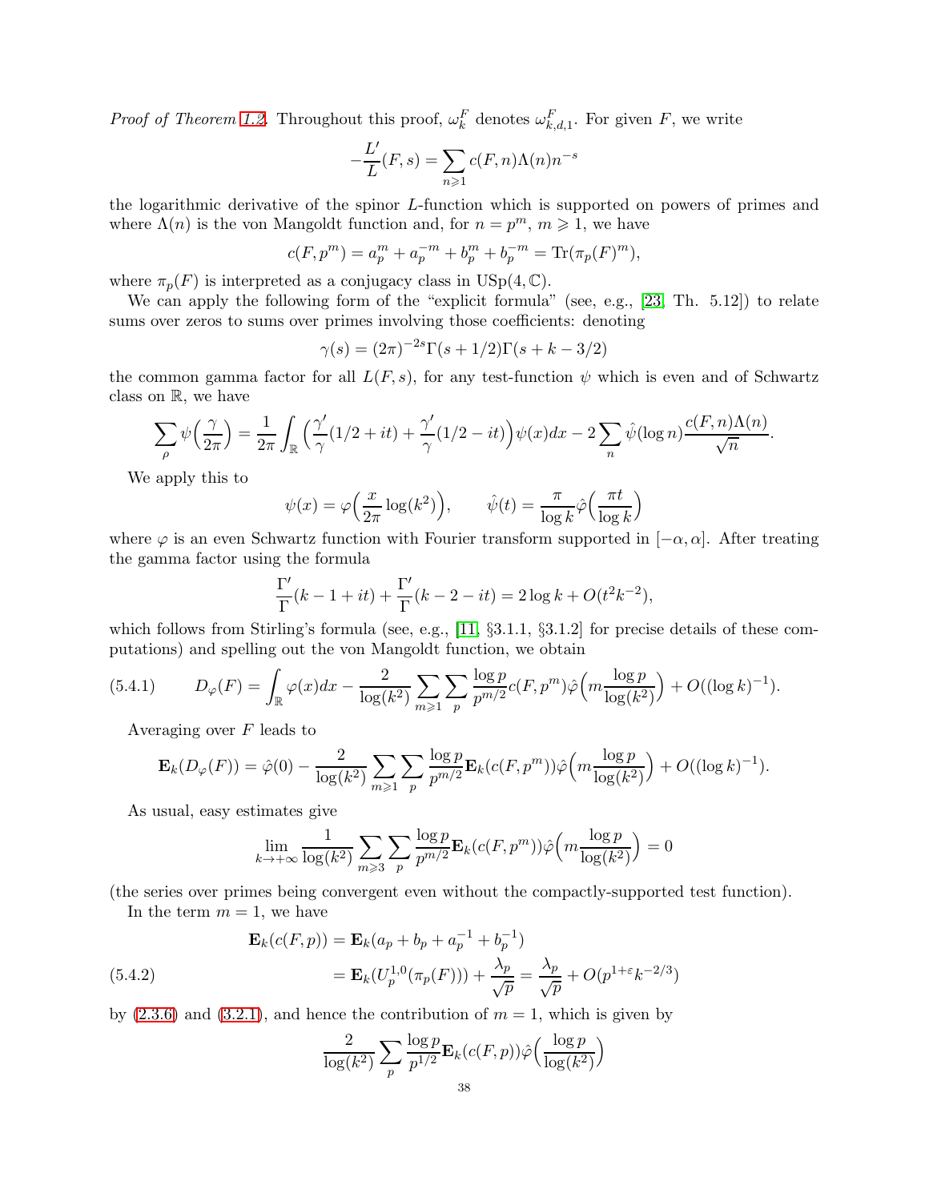*Proof of Theorem 1.2.* Throughout this proof, $\omega_k^F$ denotes $\omega_{k,d,1}^F$. For given $F$, we write

$$-\frac{L'}{L}(F,s) = \sum_{n\geqslant 1} c(F,n)\Lambda(n)n^{-s}$$

the logarithmic derivative of the spinor $L$-function which is supported on powers of primes and where $\Lambda(n)$ is the von Mangoldt function and, for $n = p^m$, $m \geqslant 1$, we have

$$c(F,p^m) = a_p^m + a_p^{-m} + b_p^m + b_p^{-m} = \mathrm{Tr}(\pi_p(F)^m),$$

where $\pi_p(F)$ is interpreted as a conjugacy class in $\mathrm{USp}(4,\mathbb{C})$.

We can apply the following form of the "explicit formula" (see, e.g., [23, Th. 5.12]) to relate sums over zeros to sums over primes involving those coefficients: denoting

$$\gamma(s) = (2\pi)^{-2s}\Gamma(s+1/2)\Gamma(s+k-3/2)$$

the common gamma factor for all $L(F,s)$, for any test-function $\psi$ which is even and of Schwartz class on $\mathbb{R}$, we have

$$\sum_\rho \psi\Big(\frac{\gamma}{2\pi}\Big) = \frac{1}{2\pi}\int_{\mathbb{R}}\Big(\frac{\gamma'}{\gamma}(1/2+it)+\frac{\gamma'}{\gamma}(1/2-it)\Big)\psi(x)dx - 2\sum_n \hat{\psi}(\log n)\frac{c(F,n)\Lambda(n)}{\sqrt{n}}.$$

We apply this to

$$\psi(x) = \varphi\Big(\frac{x}{2\pi}\log(k^2)\Big), \qquad \hat{\psi}(t) = \frac{\pi}{\log k}\hat{\varphi}\Big(\frac{\pi t}{\log k}\Big)$$

where $\varphi$ is an even Schwartz function with Fourier transform supported in $[-\alpha,\alpha]$. After treating the gamma factor using the formula

$$\frac{\Gamma'}{\Gamma}(k-1+it)+\frac{\Gamma'}{\Gamma}(k-2-it) = 2\log k + O(t^2k^{-2}),$$

which follows from Stirling's formula (see, e.g., [11, §3.1.1, §3.1.2] for precise details of these computations) and spelling out the von Mangoldt function, we obtain

$$D_\varphi(F) = \int_{\mathbb{R}}\varphi(x)dx - \frac{2}{\log(k^2)}\sum_{m\geqslant 1}\sum_p \frac{\log p}{p^{m/2}}c(F,p^m)\hat{\varphi}\Big(m\frac{\log p}{\log(k^2)}\Big) + O((\log k)^{-1}). \tag{5.4.1}$$

Averaging over $F$ leads to

$$\mathbf{E}_k(D_\varphi(F)) = \hat{\varphi}(0) - \frac{2}{\log(k^2)}\sum_{m\geqslant 1}\sum_p \frac{\log p}{p^{m/2}}\mathbf{E}_k(c(F,p^m))\hat{\varphi}\Big(m\frac{\log p}{\log(k^2)}\Big) + O((\log k)^{-1}).$$

As usual, easy estimates give

$$\lim_{k\to+\infty}\frac{1}{\log(k^2)}\sum_{m\geqslant 3}\sum_p \frac{\log p}{p^{m/2}}\mathbf{E}_k(c(F,p^m))\hat{\varphi}\Big(m\frac{\log p}{\log(k^2)}\Big) = 0$$

(the series over primes being convergent even without the compactly-supported test function).

In the term $m=1$, we have

$$\begin{aligned}\mathbf{E}_k(c(F,p)) &= \mathbf{E}_k(a_p+b_p+a_p^{-1}+b_p^{-1})\\ &= \mathbf{E}_k(U_p^{1,0}(\pi_p(F))) + \frac{\lambda_p}{\sqrt{p}} = \frac{\lambda_p}{\sqrt{p}} + O(p^{1+\varepsilon}k^{-2/3})\end{aligned} \tag{5.4.2}$$

by (2.3.6) and (3.2.1), and hence the contribution of $m=1$, which is given by

$$\frac{2}{\log(k^2)}\sum_p \frac{\log p}{p^{1/2}}\mathbf{E}_k(c(F,p))\hat{\varphi}\Big(\frac{\log p}{\log(k^2)}\Big)$$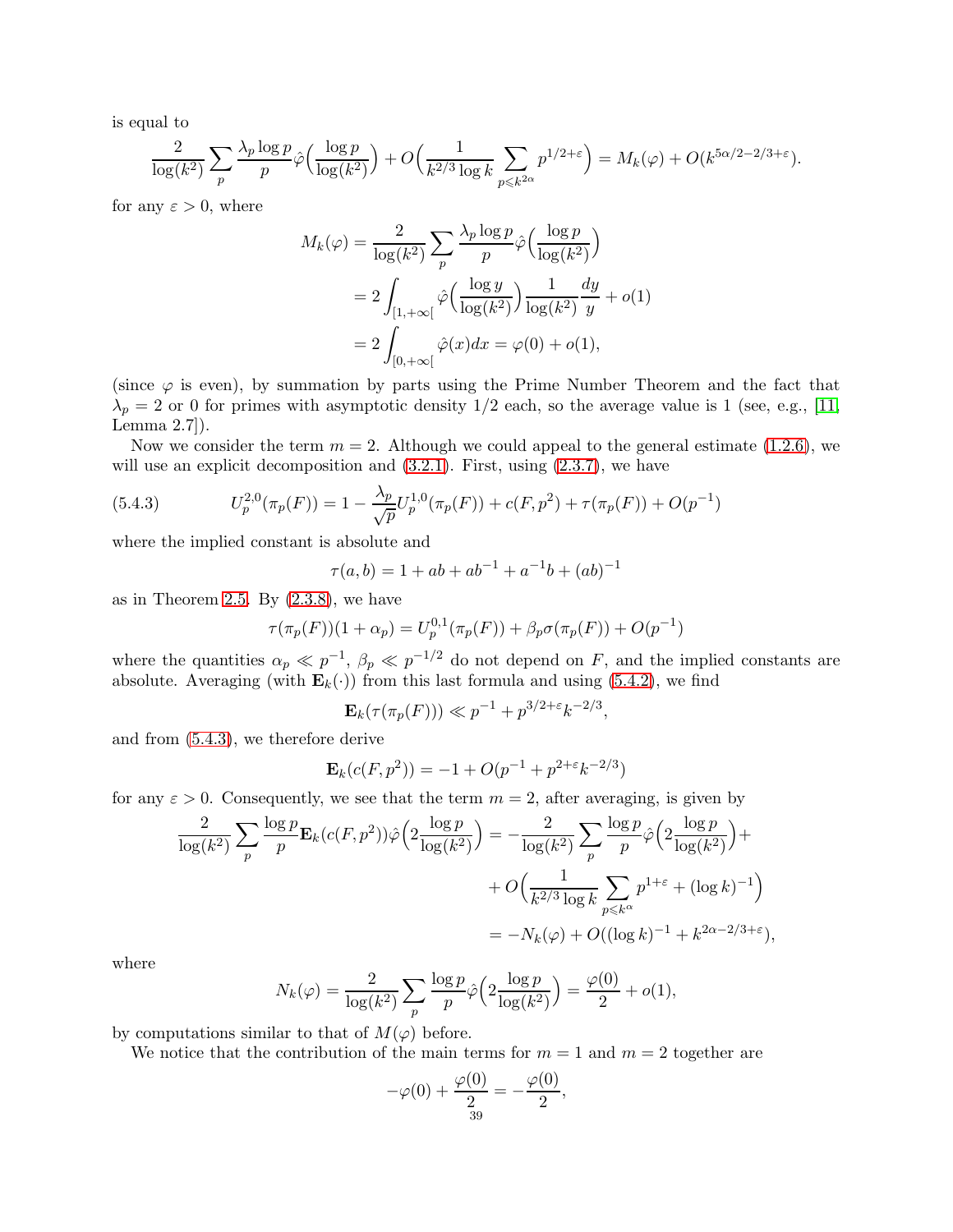is equal to

$$\frac{2}{\log(k^2)} \sum_p \frac{\lambda_p \log p}{p} \hat{\varphi}\Big(\frac{\log p}{\log(k^2)}\Big) + O\Big(\frac{1}{k^{2/3}\log k} \sum_{p \leqslant k^{2\alpha}} p^{1/2+\varepsilon}\Big) = M_k(\varphi) + O(k^{5\alpha/2-2/3+\varepsilon}).$$

for any $\varepsilon > 0$, where

$$\begin{aligned} M_k(\varphi) &= \frac{2}{\log(k^2)} \sum_p \frac{\lambda_p \log p}{p} \hat{\varphi}\Big(\frac{\log p}{\log(k^2)}\Big) \\ &= 2\int_{[1,+\infty[} \hat{\varphi}\Big(\frac{\log y}{\log(k^2)}\Big) \frac{1}{\log(k^2)} \frac{dy}{y} + o(1) \\ &= 2\int_{[0,+\infty[} \hat{\varphi}(x) dx = \varphi(0) + o(1), \end{aligned}$$

(since $\varphi$ is even), by summation by parts using the Prime Number Theorem and the fact that $\lambda_p = 2$ or 0 for primes with asymptotic density 1/2 each, so the average value is 1 (see, e.g., [11, Lemma 2.7]).

Now we consider the term $m = 2$. Although we could appeal to the general estimate (1.2.6), we will use an explicit decomposition and (3.2.1). First, using (2.3.7), we have

$$U_p^{2,0}(\pi_p(F)) = 1 - \frac{\lambda_p}{\sqrt{p}} U_p^{1,0}(\pi_p(F)) + c(F,p^2) + \tau(\pi_p(F)) + O(p^{-1}) \tag{5.4.3}$$

where the implied constant is absolute and

$$\tau(a,b) = 1 + ab + ab^{-1} + a^{-1}b + (ab)^{-1}$$

as in Theorem 2.5. By (2.3.8), we have

$$\tau(\pi_p(F))(1 + \alpha_p) = U_p^{0,1}(\pi_p(F)) + \beta_p \sigma(\pi_p(F)) + O(p^{-1})$$

where the quantities $\alpha_p \ll p^{-1}$, $\beta_p \ll p^{-1/2}$ do not depend on $F$, and the implied constants are absolute. Averaging (with $\mathbf{E}_k(\cdot)$) from this last formula and using (5.4.2), we find

$$\mathbf{E}_k(\tau(\pi_p(F))) \ll p^{-1} + p^{3/2+\varepsilon} k^{-2/3},$$

and from (5.4.3), we therefore derive

$$\mathbf{E}_k(c(F,p^2)) = -1 + O(p^{-1} + p^{2+\varepsilon}k^{-2/3})$$

for any $\varepsilon > 0$. Consequently, we see that the term $m = 2$, after averaging, is given by

$$\begin{aligned} \frac{2}{\log(k^2)} \sum_p \frac{\log p}{p} \mathbf{E}_k(c(F,p^2)) \hat{\varphi}\Big(2\frac{\log p}{\log(k^2)}\Big) &= -\frac{2}{\log(k^2)} \sum_p \frac{\log p}{p} \hat{\varphi}\Big(2\frac{\log p}{\log(k^2)}\Big) + \\ &\quad + O\Big(\frac{1}{k^{2/3}\log k} \sum_{p \leqslant k^{\alpha}} p^{1+\varepsilon} + (\log k)^{-1}\Big) \\ &= -N_k(\varphi) + O((\log k)^{-1} + k^{2\alpha-2/3+\varepsilon}), \end{aligned}$$

where

$$N_k(\varphi) = \frac{2}{\log(k^2)} \sum_p \frac{\log p}{p} \hat{\varphi}\Big(2\frac{\log p}{\log(k^2)}\Big) = \frac{\varphi(0)}{2} + o(1),$$

by computations similar to that of $M(\varphi)$ before.

We notice that the contribution of the main terms for $m = 1$ and $m = 2$ together are

$$-\varphi(0) + \frac{\varphi(0)}{2} = -\frac{\varphi(0)}{2},$$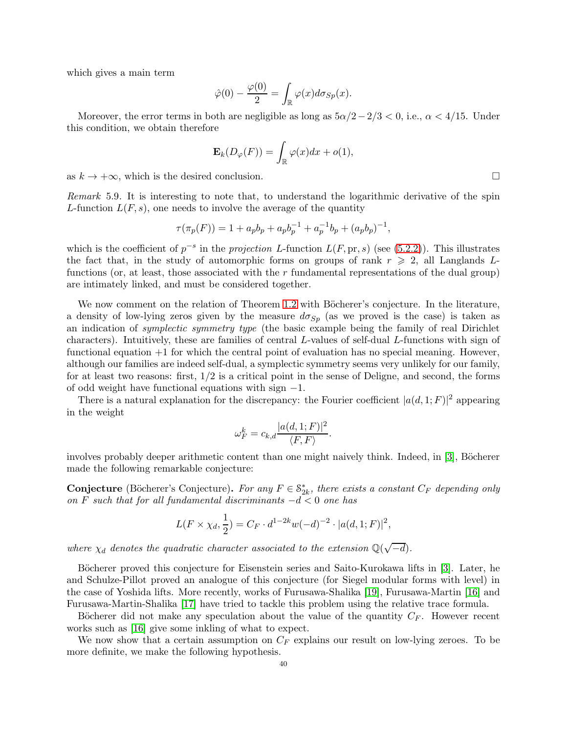which gives a main term

$$\hat{\varphi}(0) - \frac{\varphi(0)}{2} = \int_{\mathbb{R}} \varphi(x) d\sigma_{Sp}(x).$$

Moreover, the error terms in both are negligible as long as $5\alpha/2 - 2/3 < 0$, i.e., $\alpha < 4/15$. Under this condition, we obtain therefore

$$\mathbf{E}_k(D_\varphi(F)) = \int_{\mathbb{R}} \varphi(x) dx + o(1),$$

as $k \to +\infty$, which is the desired conclusion. ☐

*Remark* 5.9. It is interesting to note that, to understand the logarithmic derivative of the spin $L$-function $L(F, s)$, one needs to involve the average of the quantity

$$\tau(\pi_p(F)) = 1 + a_p b_p + a_p b_p^{-1} + a_p^{-1} b_p + (a_p b_p)^{-1},$$

which is the coefficient of $p^{-s}$ in the *projection* $L$-function $L(F, \mathrm{pr}, s)$ (see (5.2.2)). This illustrates the fact that, in the study of automorphic forms on groups of rank $r \geqslant 2$, all Langlands $L$-functions (or, at least, those associated with the $r$ fundamental representations of the dual group) are intimately linked, and must be considered together.

We now comment on the relation of Theorem 1.2 with Böcherer's conjecture. In the literature, a density of low-lying zeros given by the measure $d\sigma_{Sp}$ (as we proved is the case) is taken as an indication of *symplectic symmetry type* (the basic example being the family of real Dirichlet characters). Intuitively, these are families of central $L$-values of self-dual $L$-functions with sign of functional equation $+1$ for which the central point of evaluation has no special meaning. However, although our families are indeed self-dual, a symplectic symmetry seems very unlikely for our family, for at least two reasons: first, $1/2$ is a critical point in the sense of Deligne, and second, the forms of odd weight have functional equations with sign $-1$.

There is a natural explanation for the discrepancy: the Fourier coefficient $|a(d, 1; F)|^2$ appearing in the weight

$$\omega_F^k = c_{k,d} \frac{|a(d, 1; F)|^2}{\langle F, F \rangle}.$$

involves probably deeper arithmetic content than one might naively think. Indeed, in [3], Böcherer made the following remarkable conjecture:

**Conjecture** (Böcherer's Conjecture)**.** *For any $F \in \mathcal{S}_{2k}^*$, there exists a constant $C_F$ depending only on $F$ such that for all fundamental discriminants $-d < 0$ one has*

$$L(F \times \chi_d, \frac{1}{2}) = C_F \cdot d^{1-2k} w(-d)^{-2} \cdot |a(d, 1; F)|^2,$$

*where $\chi_d$ denotes the quadratic character associated to the extension $\mathbb{Q}(\sqrt{-d})$.*

Böcherer proved this conjecture for Eisenstein series and Saito-Kurokawa lifts in [3]. Later, he and Schulze-Pillot proved an analogue of this conjecture (for Siegel modular forms with level) in the case of Yoshida lifts. More recently, works of Furusawa-Shalika [19], Furusawa-Martin [16] and Furusawa-Martin-Shalika [17] have tried to tackle this problem using the relative trace formula.

Böcherer did not make any speculation about the value of the quantity $C_F$. However recent works such as [16] give some inkling of what to expect.

We now show that a certain assumption on $C_F$ explains our result on low-lying zeroes. To be more definite, we make the following hypothesis.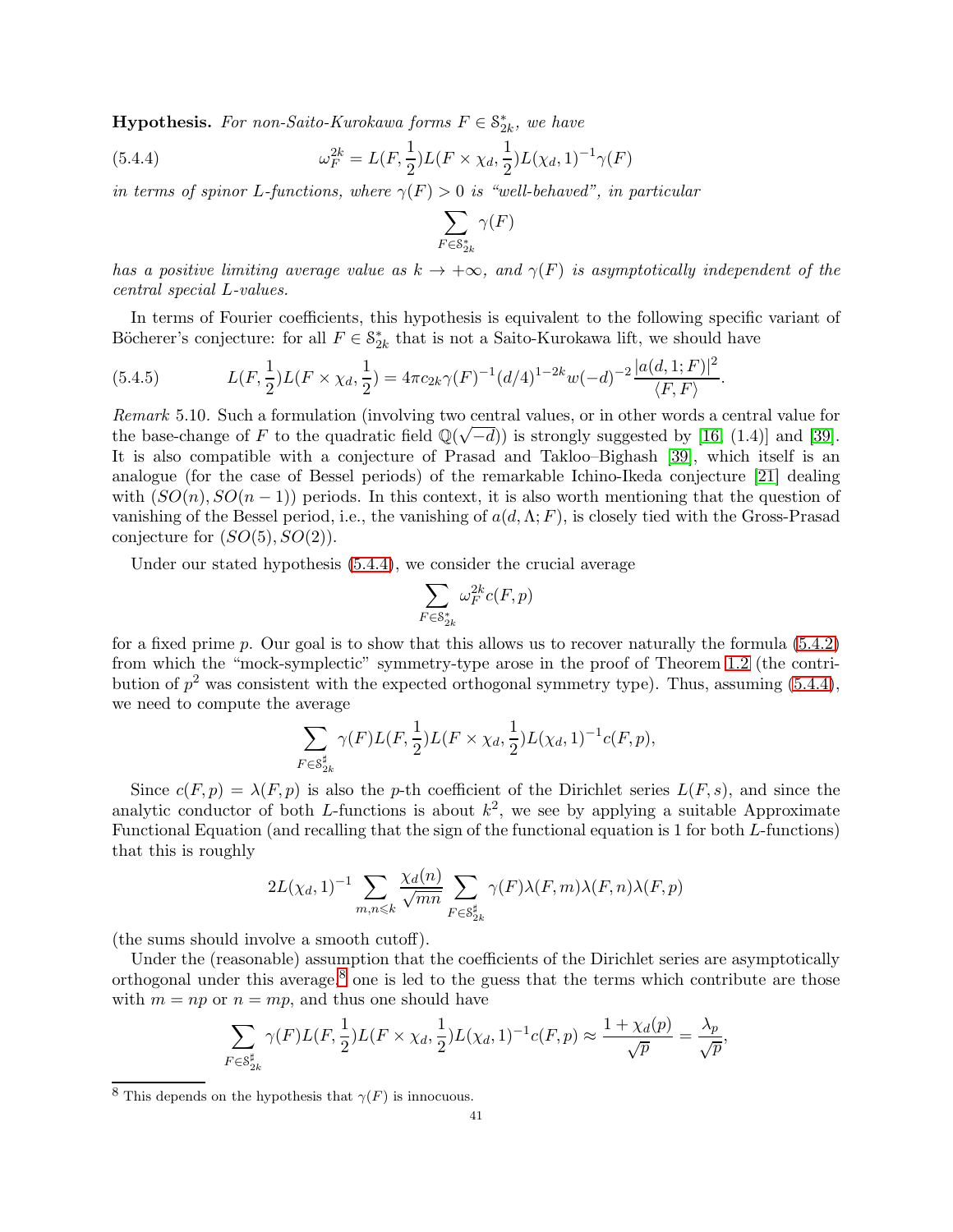**Hypothesis.** *For non-Saito-Kurokawa forms $F \in \mathcal{S}^*_{2k}$, we have*

$$\omega_F^{2k} = L(F, \frac{1}{2})L(F \times \chi_d, \frac{1}{2})L(\chi_d, 1)^{-1}\gamma(F) \tag{5.4.4}$$

*in terms of spinor L-functions, where $\gamma(F) > 0$ is "well-behaved", in particular*

$$\sum_{F \in \mathcal{S}^*_{2k}} \gamma(F)$$

*has a positive limiting average value as $k \to +\infty$, and $\gamma(F)$ is asymptotically independent of the central special L-values.*

In terms of Fourier coefficients, this hypothesis is equivalent to the following specific variant of Böcherer's conjecture: for all $F \in \mathcal{S}^*_{2k}$ that is not a Saito-Kurokawa lift, we should have

$$L(F, \frac{1}{2})L(F \times \chi_d, \frac{1}{2}) = 4\pi c_{2k}\gamma(F)^{-1}(d/4)^{1-2k}w(-d)^{-2}\frac{|a(d, 1; F)|^2}{\langle F, F\rangle}. \tag{5.4.5}$$

*Remark* 5.10. Such a formulation (involving two central values, or in other words a central value for the base-change of $F$ to the quadratic field $\mathbb{Q}(\sqrt{-d})$) is strongly suggested by [16, (1.4)] and [39]. It is also compatible with a conjecture of Prasad and Takloo–Bighash [39], which itself is an analogue (for the case of Bessel periods) of the remarkable Ichino-Ikeda conjecture [21] dealing with $(SO(n), SO(n-1))$ periods. In this context, it is also worth mentioning that the question of vanishing of the Bessel period, i.e., the vanishing of $a(d, \Lambda; F)$, is closely tied with the Gross-Prasad conjecture for $(SO(5), SO(2))$.

Under our stated hypothesis (5.4.4), we consider the crucial average

$$\sum_{F \in \mathcal{S}^*_{2k}} \omega_F^{2k} c(F, p)$$

for a fixed prime $p$. Our goal is to show that this allows us to recover naturally the formula (5.4.2) from which the "mock-symplectic" symmetry-type arose in the proof of Theorem 1.2 (the contribution of $p^2$ was consistent with the expected orthogonal symmetry type). Thus, assuming (5.4.4), we need to compute the average

$$\sum_{F \in \mathcal{S}^\sharp_{2k}} \gamma(F)L(F, \frac{1}{2})L(F \times \chi_d, \frac{1}{2})L(\chi_d, 1)^{-1}c(F, p),$$

Since $c(F, p) = \lambda(F, p)$ is also the $p$-th coefficient of the Dirichlet series $L(F, s)$, and since the analytic conductor of both $L$-functions is about $k^2$, we see by applying a suitable Approximate Functional Equation (and recalling that the sign of the functional equation is 1 for both $L$-functions) that this is roughly

$$2L(\chi_d, 1)^{-1}\sum_{m,n \leqslant k} \frac{\chi_d(n)}{\sqrt{mn}} \sum_{F \in \mathcal{S}^\sharp_{2k}} \gamma(F)\lambda(F, m)\lambda(F, n)\lambda(F, p)$$

(the sums should involve a smooth cutoff).

Under the (reasonable) assumption that the coefficients of the Dirichlet series are asymptotically orthogonal under this average,[8] one is led to the guess that the terms which contribute are those with $m = np$ or $n = mp$, and thus one should have

$$\sum_{F \in \mathcal{S}^\sharp_{2k}} \gamma(F)L(F, \frac{1}{2})L(F \times \chi_d, \frac{1}{2})L(\chi_d, 1)^{-1}c(F, p) \approx \frac{1 + \chi_d(p)}{\sqrt{p}} = \frac{\lambda_p}{\sqrt{p}},$$

[8] This depends on the hypothesis that $\gamma(F)$ is innocuous.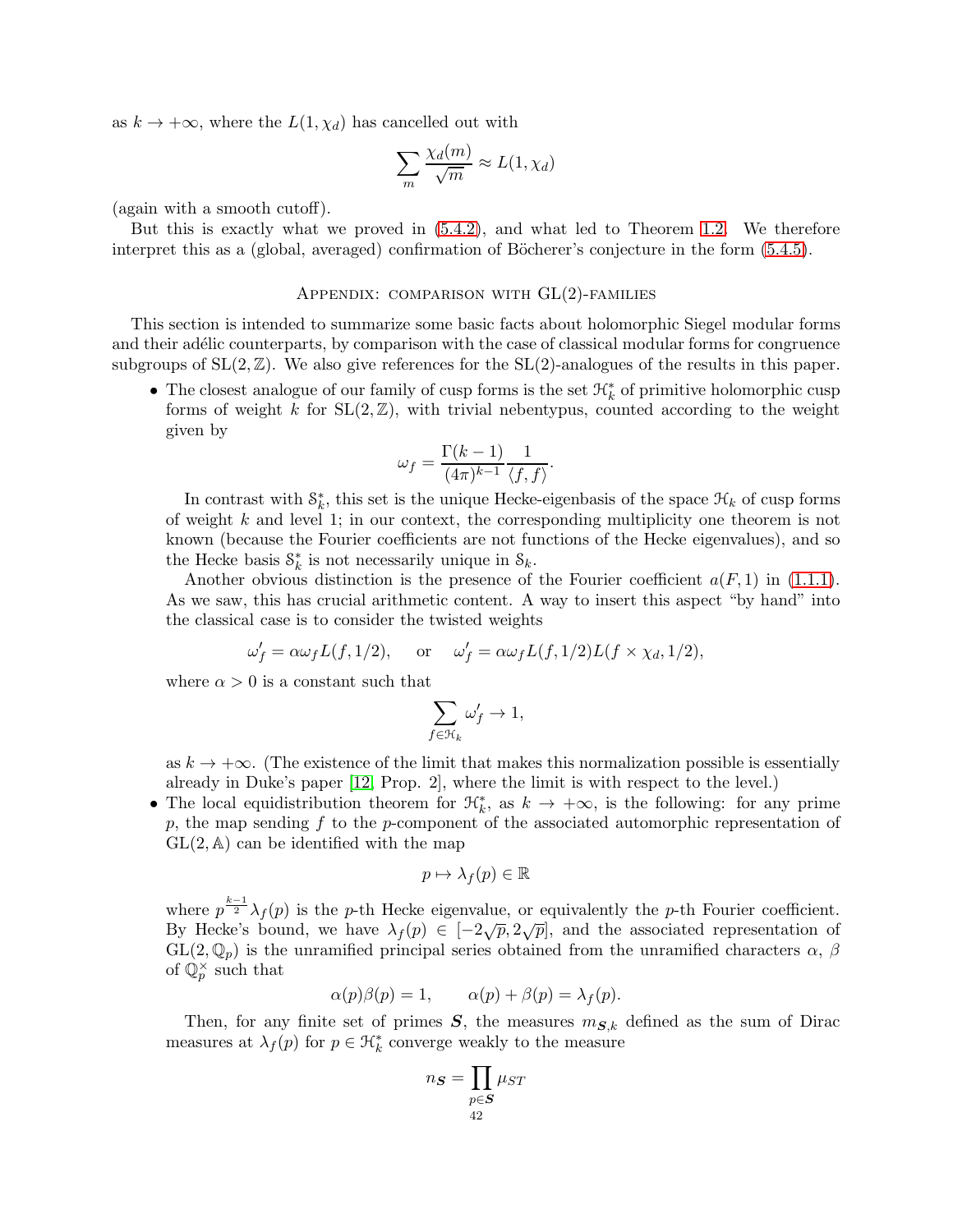as $k \to +\infty$, where the $L(1, \chi_d)$ has cancelled out with

$$\sum_m \frac{\chi_d(m)}{\sqrt{m}} \approx L(1, \chi_d)$$

(again with a smooth cutoff).

But this is exactly what we proved in (5.4.2), and what led to Theorem 1.2. We therefore interpret this as a (global, averaged) confirmation of Böcherer's conjecture in the form (5.4.5).

## Appendix: comparison with GL(2)-families

This section is intended to summarize some basic facts about holomorphic Siegel modular forms and their adélic counterparts, by comparison with the case of classical modular forms for congruence subgroups of $\mathrm{SL}(2, \mathbb{Z})$. We also give references for the $\mathrm{SL}(2)$-analogues of the results in this paper.

- The closest analogue of our family of cusp forms is the set $\mathcal{H}_k^*$ of primitive holomorphic cusp forms of weight $k$ for $\mathrm{SL}(2, \mathbb{Z})$, with trivial nebentypus, counted according to the weight given by

$$\omega_f = \frac{\Gamma(k-1)}{(4\pi)^{k-1}} \frac{1}{\langle f, f \rangle}.$$

  In contrast with $\mathcal{S}_k^*$, this set is the unique Hecke-eigenbasis of the space $\mathcal{H}_k$ of cusp forms of weight $k$ and level 1; in our context, the corresponding multiplicity one theorem is not known (because the Fourier coefficients are not functions of the Hecke eigenvalues), and so the Hecke basis $\mathcal{S}_k^*$ is not necessarily unique in $\mathcal{S}_k$.

  Another obvious distinction is the presence of the Fourier coefficient $a(F, 1)$ in (1.1.1). As we saw, this has crucial arithmetic content. A way to insert this aspect "by hand" into the classical case is to consider the twisted weights

$$\omega_f' = \alpha \omega_f L(f, 1/2), \quad \text{ or } \quad \omega_f' = \alpha \omega_f L(f, 1/2) L(f \times \chi_d, 1/2),$$

  where $\alpha > 0$ is a constant such that

$$\sum_{f \in \mathcal{H}_k} \omega_f' \to 1,$$

  as $k \to +\infty$. (The existence of the limit that makes this normalization possible is essentially already in Duke's paper [12, Prop. 2], where the limit is with respect to the level.)

- The local equidistribution theorem for $\mathcal{H}_k^*$, as $k \to +\infty$, is the following: for any prime $p$, the map sending $f$ to the $p$-component of the associated automorphic representation of $\mathrm{GL}(2, \mathbb{A})$ can be identified with the map

$$p \mapsto \lambda_f(p) \in \mathbb{R}$$

  where $p^{\frac{k-1}{2}} \lambda_f(p)$ is the $p$-th Hecke eigenvalue, or equivalently the $p$-th Fourier coefficient. By Hecke's bound, we have $\lambda_f(p) \in [-2\sqrt{p}, 2\sqrt{p}]$, and the associated representation of $\mathrm{GL}(2, \mathbb{Q}_p)$ is the unramified principal series obtained from the unramified characters $\alpha$, $\beta$ of $\mathbb{Q}_p^\times$ such that

$$\alpha(p)\beta(p) = 1, \qquad \alpha(p) + \beta(p) = \lambda_f(p).$$

  Then, for any finite set of primes $\boldsymbol{S}$, the measures $m_{\boldsymbol{S},k}$ defined as the sum of Dirac measures at $\lambda_f(p)$ for $p \in \mathcal{H}_k^*$ converge weakly to the measure

$$n_{\boldsymbol{S}} = \prod_{p \in \boldsymbol{S}} \mu_{ST}$$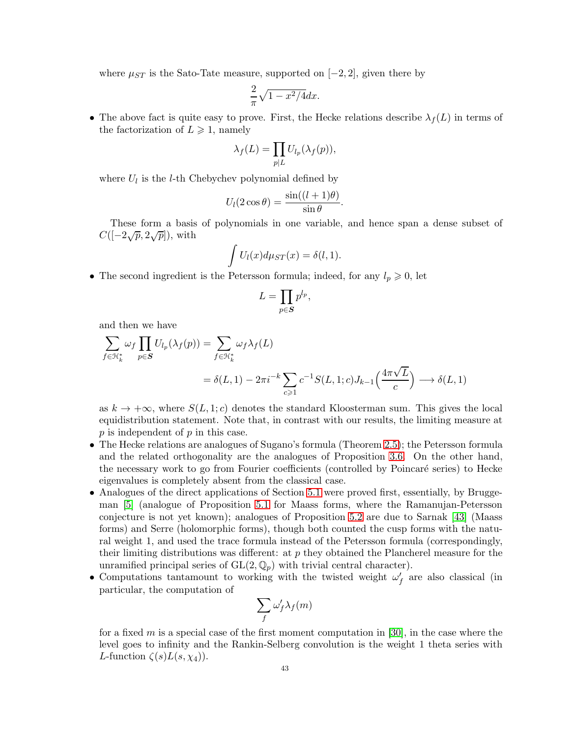where $\mu_{ST}$ is the Sato-Tate measure, supported on $[-2, 2]$, given there by

$$\frac{2}{\pi}\sqrt{1-x^2/4}dx.$$

- The above fact is quite easy to prove. First, the Hecke relations describe $\lambda_f(L)$ in terms of the factorization of $L \geqslant 1$, namely

$$\lambda_f(L) = \prod_{p \mid L} U_{l_p}(\lambda_f(p)),$$

where $U_l$ is the $l$-th Chebychev polynomial defined by

$$U_l(2\cos\theta) = \frac{\sin((l+1)\theta)}{\sin\theta}.$$

These form a basis of polynomials in one variable, and hence span a dense subset of $C([-2\sqrt{p}, 2\sqrt{p}])$, with

$$\int U_l(x) d\mu_{ST}(x) = \delta(l, 1).$$

- The second ingredient is the Petersson formula; indeed, for any $l_p \geqslant 0$, let

$$L = \prod_{p \in \boldsymbol{S}} p^{l_p},$$

and then we have

$$\begin{aligned}\sum_{f \in \mathcal{H}_k^*} \omega_f \prod_{p \in \boldsymbol{S}} U_{l_p}(\lambda_f(p)) &= \sum_{f \in \mathcal{H}_k^*} \omega_f \lambda_f(L) \\ &= \delta(L, 1) - 2\pi i^{-k} \sum_{c \geqslant 1} c^{-1} S(L, 1; c) J_{k-1}\Big(\frac{4\pi\sqrt{L}}{c}\Big) \longrightarrow \delta(L, 1)\end{aligned}$$

as $k \to +\infty$, where $S(L, 1; c)$ denotes the standard Kloosterman sum. This gives the local equidistribution statement. Note that, in contrast with our results, the limiting measure at $p$ is independent of $p$ in this case.

- The Hecke relations are analogues of Sugano's formula (Theorem 2.5); the Petersson formula and the related orthogonality are the analogues of Proposition 3.6. On the other hand, the necessary work to go from Fourier coefficients (controlled by Poincaré series) to Hecke eigenvalues is completely absent from the classical case.
- Analogues of the direct applications of Section 5.1 were proved first, essentially, by Bruggeman [5] (analogue of Proposition 5.1 for Maass forms, where the Ramanujan-Petersson conjecture is not yet known); analogues of Proposition 5.2 are due to Sarnak [43] (Maass forms) and Serre (holomorphic forms), though both counted the cusp forms with the natural weight 1, and used the trace formula instead of the Petersson formula (correspondingly, their limiting distributions was different: at $p$ they obtained the Plancherel measure for the unramified principal series of $\mathrm{GL}(2, \mathbb{Q}_p)$ with trivial central character).
- Computations tantamount to working with the twisted weight $\omega_f'$ are also classical (in particular, the computation of

$$\sum_f \omega_f' \lambda_f(m)$$

for a fixed $m$ is a special case of the first moment computation in [30], in the case where the level goes to infinity and the Rankin-Selberg convolution is the weight 1 theta series with $L$-function $\zeta(s)L(s, \chi_4)$).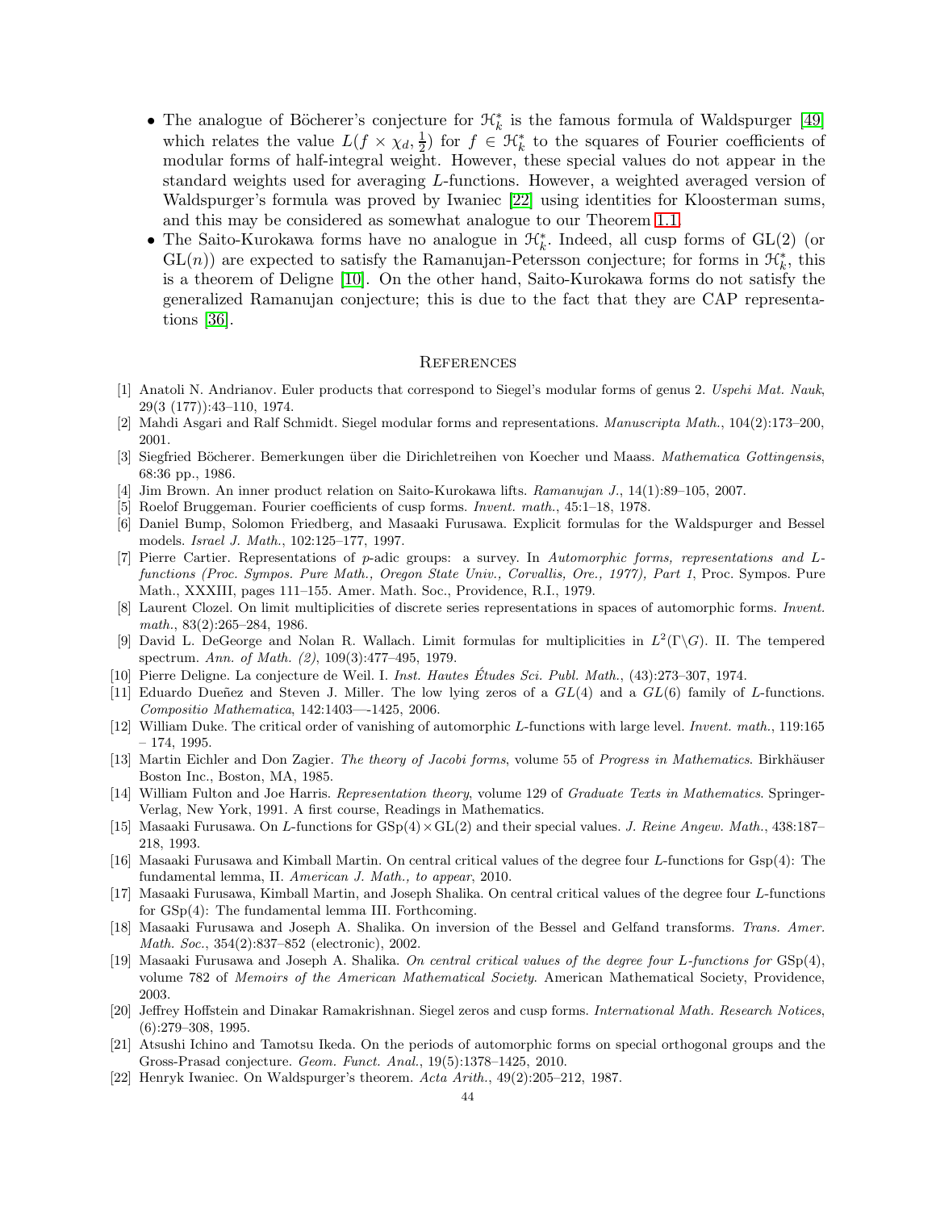- The analogue of Böcherer's conjecture for $\mathcal{H}_k^*$ is the famous formula of Waldspurger [49] which relates the value $L(f \times \chi_d, \frac{1}{2})$ for $f \in \mathcal{H}_k^*$ to the squares of Fourier coefficients of modular forms of half-integral weight. However, these special values do not appear in the standard weights used for averaging $L$-functions. However, a weighted averaged version of Waldspurger's formula was proved by Iwaniec [22] using identities for Kloosterman sums, and this may be considered as somewhat analogue to our Theorem 1.1.
- The Saito-Kurokawa forms have no analogue in $\mathcal{H}_k^*$. Indeed, all cusp forms of $\mathrm{GL}(2)$ (or $\mathrm{GL}(n)$) are expected to satisfy the Ramanujan-Petersson conjecture; for forms in $\mathcal{H}_k^*$, this is a theorem of Deligne [10]. On the other hand, Saito-Kurokawa forms do not satisfy the generalized Ramanujan conjecture; this is due to the fact that they are CAP representations [36].

## References

[1] Anatoli N. Andrianov. Euler products that correspond to Siegel's modular forms of genus 2. *Uspehi Mat. Nauk*, 29(3 (177)):43–110, 1974.

[2] Mahdi Asgari and Ralf Schmidt. Siegel modular forms and representations. *Manuscripta Math.*, 104(2):173–200, 2001.

[3] Siegfried Böcherer. Bemerkungen über die Dirichletreihen von Koecher und Maass. *Mathematica Gottingensis*, 68:36 pp., 1986.

[4] Jim Brown. An inner product relation on Saito-Kurokawa lifts. *Ramanujan J.*, 14(1):89–105, 2007.

[5] Roelof Bruggeman. Fourier coefficients of cusp forms. *Invent. math.*, 45:1–18, 1978.

[6] Daniel Bump, Solomon Friedberg, and Masaaki Furusawa. Explicit formulas for the Waldspurger and Bessel models. *Israel J. Math.*, 102:125–177, 1997.

[7] Pierre Cartier. Representations of $p$-adic groups: a survey. In *Automorphic forms, representations and L-functions (Proc. Sympos. Pure Math., Oregon State Univ., Corvallis, Ore., 1977), Part 1*, Proc. Sympos. Pure Math., XXXIII, pages 111–155. Amer. Math. Soc., Providence, R.I., 1979.

[8] Laurent Clozel. On limit multiplicities of discrete series representations in spaces of automorphic forms. *Invent. math.*, 83(2):265–284, 1986.

[9] David L. DeGeorge and Nolan R. Wallach. Limit formulas for multiplicities in $L^2(\Gamma\backslash G)$. II. The tempered spectrum. *Ann. of Math. (2)*, 109(3):477–495, 1979.

[10] Pierre Deligne. La conjecture de Weil. I. *Inst. Hautes Études Sci. Publ. Math.*, (43):273–307, 1974.

[11] Eduardo Dueñez and Steven J. Miller. The low lying zeros of a $GL(4)$ and a $GL(6)$ family of $L$-functions. *Compositio Mathematica*, 142:1403—-1425, 2006.

[12] William Duke. The critical order of vanishing of automorphic $L$-functions with large level. *Invent. math.*, 119:165 – 174, 1995.

[13] Martin Eichler and Don Zagier. *The theory of Jacobi forms*, volume 55 of *Progress in Mathematics*. Birkhäuser Boston Inc., Boston, MA, 1985.

[14] William Fulton and Joe Harris. *Representation theory*, volume 129 of *Graduate Texts in Mathematics*. Springer-Verlag, New York, 1991. A first course, Readings in Mathematics.

[15] Masaaki Furusawa. On $L$-functions for $\mathrm{GSp}(4)\times\mathrm{GL}(2)$ and their special values. *J. Reine Angew. Math.*, 438:187–218, 1993.

[16] Masaaki Furusawa and Kimball Martin. On central critical values of the degree four $L$-functions for Gsp(4): The fundamental lemma, II. *American J. Math., to appear*, 2010.

[17] Masaaki Furusawa, Kimball Martin, and Joseph Shalika. On central critical values of the degree four $L$-functions for GSp(4): The fundamental lemma III. Forthcoming.

[18] Masaaki Furusawa and Joseph A. Shalika. On inversion of the Bessel and Gelfand transforms. *Trans. Amer. Math. Soc.*, 354(2):837–852 (electronic), 2002.

[19] Masaaki Furusawa and Joseph A. Shalika. *On central critical values of the degree four L-functions for* GSp(4), volume 782 of *Memoirs of the American Mathematical Society*. American Mathematical Society, Providence, 2003.

[20] Jeffrey Hoffstein and Dinakar Ramakrishnan. Siegel zeros and cusp forms. *International Math. Research Notices*, (6):279–308, 1995.

[21] Atsushi Ichino and Tamotsu Ikeda. On the periods of automorphic forms on special orthogonal groups and the Gross-Prasad conjecture. *Geom. Funct. Anal.*, 19(5):1378–1425, 2010.

[22] Henryk Iwaniec. On Waldspurger's theorem. *Acta Arith.*, 49(2):205–212, 1987.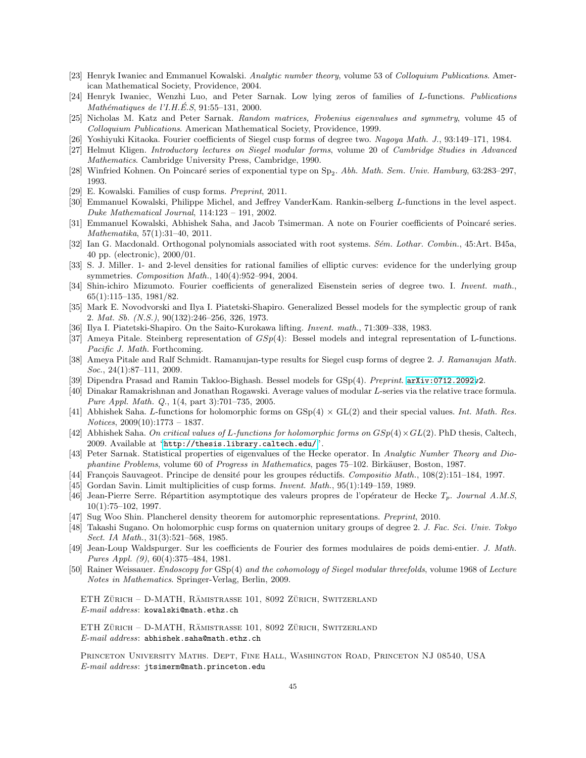[23] Henryk Iwaniec and Emmanuel Kowalski. *Analytic number theory*, volume 53 of *Colloquium Publications*. American Mathematical Society, Providence, 2004.

[24] Henryk Iwaniec, Wenzhi Luo, and Peter Sarnak. Low lying zeros of families of $L$-functions. *Publications Mathématiques de l'I.H.É.S*, 91:55–131, 2000.

[25] Nicholas M. Katz and Peter Sarnak. *Random matrices, Frobenius eigenvalues and symmetry*, volume 45 of *Colloquium Publications*. American Mathematical Society, Providence, 1999.

[26] Yoshiyuki Kitaoka. Fourier coefficients of Siegel cusp forms of degree two. *Nagoya Math. J.*, 93:149–171, 1984.

[27] Helmut Kligen. *Introductory lectures on Siegel modular forms*, volume 20 of *Cambridge Studies in Advanced Mathematics*. Cambridge University Press, Cambridge, 1990.

[28] Winfried Kohnen. On Poincaré series of exponential type on $\mathrm{Sp}_2$. *Abh. Math. Sem. Univ. Hamburg*, 63:283–297, 1993.

[29] E. Kowalski. Families of cusp forms. *Preprint*, 2011.

[30] Emmanuel Kowalski, Philippe Michel, and Jeffrey VanderKam. Rankin-selberg $L$-functions in the level aspect. *Duke Mathematical Journal*, 114:123 – 191, 2002.

[31] Emmanuel Kowalski, Abhishek Saha, and Jacob Tsimerman. A note on Fourier coefficients of Poincaré series. *Mathematika*, 57(1):31–40, 2011.

[32] Ian G. Macdonald. Orthogonal polynomials associated with root systems. *Sém. Lothar. Combin.*, 45:Art. B45a, 40 pp. (electronic), 2000/01.

[33] S. J. Miller. 1- and 2-level densities for rational families of elliptic curves: evidence for the underlying group symmetries. *Composition Math.*, 140(4):952–994, 2004.

[34] Shin-ichiro Mizumoto. Fourier coefficients of generalized Eisenstein series of degree two. I. *Invent. math.*, 65(1):115–135, 1981/82.

[35] Mark E. Novodvorski and Ilya I. Piatetski-Shapiro. Generalized Bessel models for the symplectic group of rank 2. *Mat. Sb. (N.S.)*, 90(132):246–256, 326, 1973.

[36] Ilya I. Piatetski-Shapiro. On the Saito-Kurokawa lifting. *Invent. math.*, 71:309–338, 1983.

[37] Ameya Pitale. Steinberg representation of $GSp(4)$: Bessel models and integral representation of L-functions. *Pacific J. Math.* Forthcoming.

[38] Ameya Pitale and Ralf Schmidt. Ramanujan-type results for Siegel cusp forms of degree 2. *J. Ramanujan Math. Soc.*, 24(1):87–111, 2009.

[39] Dipendra Prasad and Ramin Takloo-Bighash. Bessel models for GSp(4). *Preprint*. arXiv:0712.2092v2.

[40] Dinakar Ramakrishnan and Jonathan Rogawski. Average values of modular $L$-series via the relative trace formula. *Pure Appl. Math. Q.*, 1(4, part 3):701–735, 2005.

[41] Abhishek Saha. $L$-functions for holomorphic forms on $\mathrm{GSp}(4) \times \mathrm{GL}(2)$ and their special values. *Int. Math. Res. Notices*, 2009(10):1773 – 1837.

[42] Abhishek Saha. *On critical values of L-functions for holomorphic forms on $GSp(4) \times GL(2)$*. PhD thesis, Caltech, 2009. Available at 'http://thesis.library.caltech.edu/'.

[43] Peter Sarnak. Statistical properties of eigenvalues of the Hecke operator. In *Analytic Number Theory and Diophantine Problems*, volume 60 of *Progress in Mathematics*, pages 75–102. Birkäuser, Boston, 1987.

[44] François Sauvageot. Principe de densité pour les groupes réductifs. *Compositio Math.*, 108(2):151–184, 1997.

[45] Gordan Savin. Limit multiplicities of cusp forms. *Invent. Math.*, 95(1):149–159, 1989.

[46] Jean-Pierre Serre. Répartition asymptotique des valeurs propres de l'opérateur de Hecke $T_p$. *Journal A.M.S*, 10(1):75–102, 1997.

[47] Sug Woo Shin. Plancherel density theorem for automorphic representations. *Preprint*, 2010.

[48] Takashi Sugano. On holomorphic cusp forms on quaternion unitary groups of degree 2. *J. Fac. Sci. Univ. Tokyo Sect. IA Math.*, 31(3):521–568, 1985.

[49] Jean-Loup Waldspurger. Sur les coefficients de Fourier des formes modulaires de poids demi-entier. *J. Math. Pures Appl. (9)*, 60(4):375–484, 1981.

[50] Rainer Weissauer. *Endoscopy for* GSp(4) *and the cohomology of Siegel modular threefolds*, volume 1968 of *Lecture Notes in Mathematics*. Springer-Verlag, Berlin, 2009.

ETH Zürich – D-MATH, Rämistrasse 101, 8092 Zürich, Switzerland
*E-mail address*: kowalski@math.ethz.ch

ETH Zürich – D-MATH, Rämistrasse 101, 8092 Zürich, Switzerland
*E-mail address*: abhishek.saha@math.ethz.ch

Princeton University Maths. Dept, Fine Hall, Washington Road, Princeton NJ 08540, USA
*E-mail address*: jtsimerm@math.princeton.edu